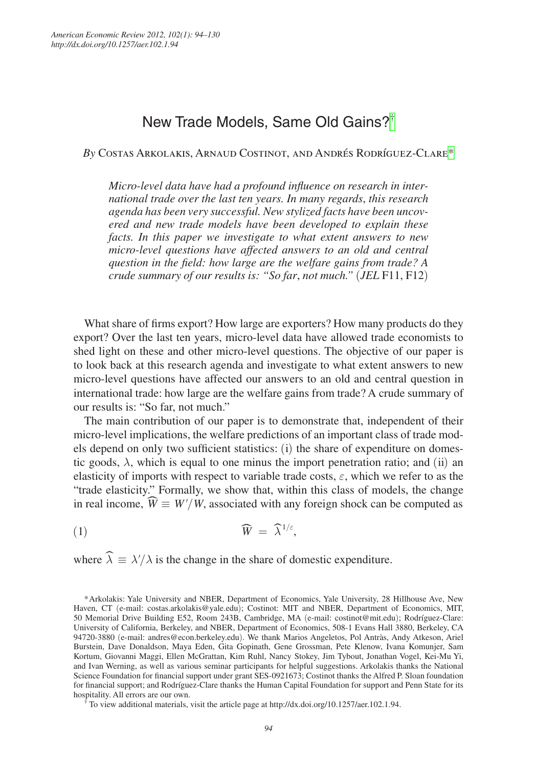# New Trade Models, Same Old Gains?[†]

*By* Costas Arkolakis, Arnaud Costinot, and Andrés Rodríguez-Clare[*]

*Micro-level data have had a profound influence on research in international trade over the last ten years. In many regards, this research agenda has been very successful. New stylized facts have been uncovered and new trade models have been developed to explain these facts. In this paper we investigate to what extent answers to new micro-level questions have affected answers to an old and central question in the field: how large are the welfare gains from trade? A crude summary of our results is: "So far, not much."* (*JEL* F11, F12)

What share of firms export? How large are exporters? How many products do they export? Over the last ten years, micro-level data have allowed trade economists to shed light on these and other micro-level questions. The objective of our paper is to look back at this research agenda and investigate to what extent answers to new micro-level questions have affected our answers to an old and central question in international trade: how large are the welfare gains from trade? A crude summary of our results is: "So far, not much."

The main contribution of our paper is to demonstrate that, independent of their micro-level implications, the welfare predictions of an important class of trade models depend on only two sufficient statistics: (i) the share of expenditure on domestic goods, $\lambda$, which is equal to one minus the import penetration ratio; and (ii) an elasticity of imports with respect to variable trade costs, $\varepsilon$, which we refer to as the "trade elasticity." Formally, we show that, within this class of models, the change in real income, $\widehat{W} \equiv W'/W$, associated with any foreign shock can be computed as

$$\widehat{W} = \widehat{\lambda}^{1/\varepsilon}, \tag{1}$$

where $\widehat{\lambda} \equiv \lambda'/\lambda$ is the change in the share of domestic expenditure.

*Arkolakis: Yale University and NBER, Department of Economics, Yale University, 28 Hillhouse Ave, New Haven, CT (e-mail: costas.arkolakis@yale.edu); Costinot: MIT and NBER, Department of Economics, MIT, 50 Memorial Drive Building E52, Room 243B, Cambridge, MA (e-mail: costinot@mit.edu); Rodríguez-Clare: University of California, Berkeley, and NBER, Department of Economics, 508-1 Evans Hall 3880, Berkeley, CA 94720-3880 (e-mail: andres@econ.berkeley.edu). We thank Marios Angeletos, Pol Antràs, Andy Atkeson, Ariel Burstein, Dave Donaldson, Maya Eden, Gita Gopinath, Gene Grossman, Pete Klenow, Ivana Komunjer, Sam Kortum, Giovanni Maggi, Ellen McGrattan, Kim Ruhl, Nancy Stokey, Jim Tybout, Jonathan Vogel, Kei-Mu Yi, and Ivan Werning, as well as various seminar participants for helpful suggestions. Arkolakis thanks the National Science Foundation for financial support under grant SES-0921673; Costinot thanks the Alfred P. Sloan foundation for financial support; and Rodríguez-Clare thanks the Human Capital Foundation for support and Penn State for its hospitality. All errors are our own.

† To view additional materials, visit the article page at http://dx.doi.org/10.1257/aer.102.1.94.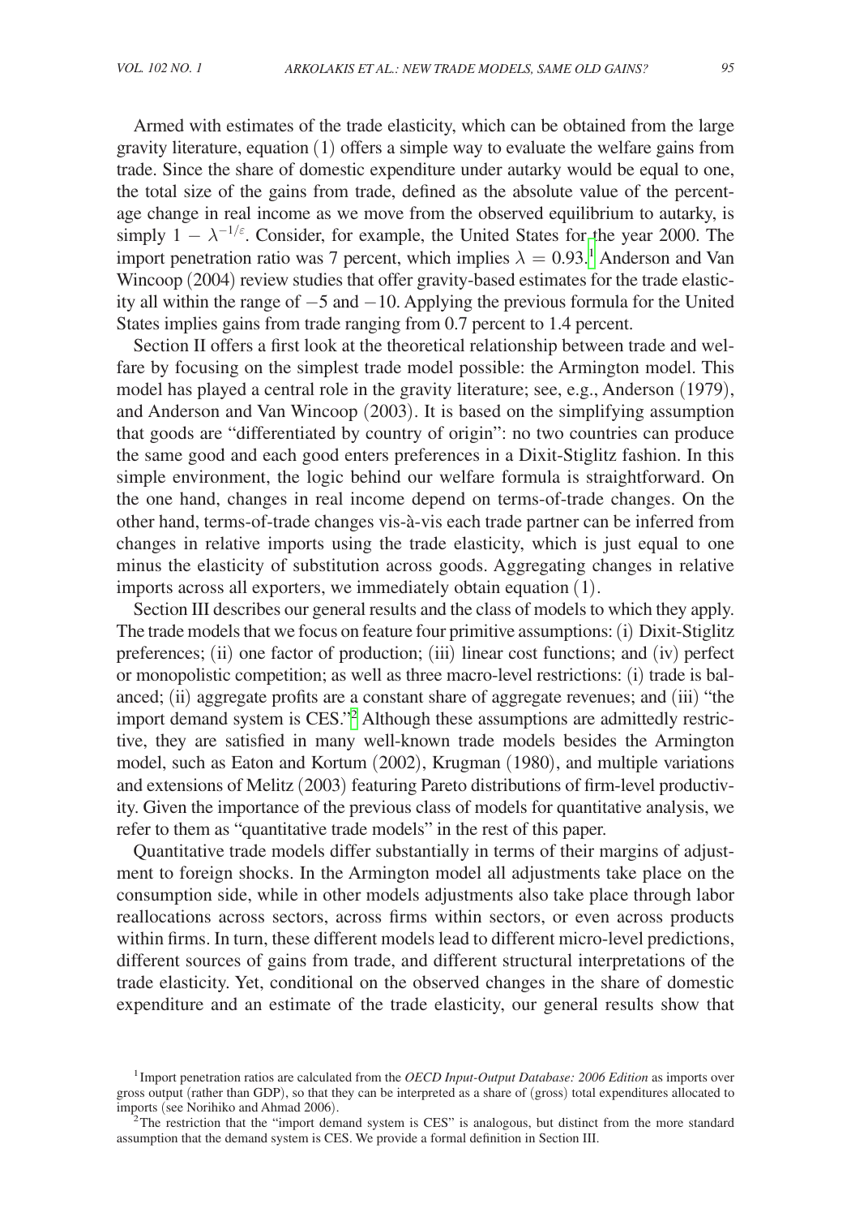Armed with estimates of the trade elasticity, which can be obtained from the large gravity literature, equation (1) offers a simple way to evaluate the welfare gains from trade. Since the share of domestic expenditure under autarky would be equal to one, the total size of the gains from trade, defined as the absolute value of the percentage change in real income as we move from the observed equilibrium to autarky, is simply $1 - \lambda^{-1/\varepsilon}$. Consider, for example, the United States for the year 2000. The import penetration ratio was 7 percent, which implies $\lambda = 0.93$.[1] Anderson and Van Wincoop (2004) review studies that offer gravity-based estimates for the trade elasticity all within the range of $-5$ and $-10$. Applying the previous formula for the United States implies gains from trade ranging from 0.7 percent to 1.4 percent.

Section II offers a first look at the theoretical relationship between trade and welfare by focusing on the simplest trade model possible: the Armington model. This model has played a central role in the gravity literature; see, e.g., Anderson (1979), and Anderson and Van Wincoop (2003). It is based on the simplifying assumption that goods are "differentiated by country of origin": no two countries can produce the same good and each good enters preferences in a Dixit-Stiglitz fashion. In this simple environment, the logic behind our welfare formula is straightforward. On the one hand, changes in real income depend on terms-of-trade changes. On the other hand, terms-of-trade changes vis-à-vis each trade partner can be inferred from changes in relative imports using the trade elasticity, which is just equal to one minus the elasticity of substitution across goods. Aggregating changes in relative imports across all exporters, we immediately obtain equation (1).

Section III describes our general results and the class of models to which they apply. The trade models that we focus on feature four primitive assumptions: (i) Dixit-Stiglitz preferences; (ii) one factor of production; (iii) linear cost functions; and (iv) perfect or monopolistic competition; as well as three macro-level restrictions: (i) trade is balanced; (ii) aggregate profits are a constant share of aggregate revenues; and (iii) "the import demand system is CES."[2] Although these assumptions are admittedly restrictive, they are satisfied in many well-known trade models besides the Armington model, such as Eaton and Kortum (2002), Krugman (1980), and multiple variations and extensions of Melitz (2003) featuring Pareto distributions of firm-level productivity. Given the importance of the previous class of models for quantitative analysis, we refer to them as "quantitative trade models" in the rest of this paper.

Quantitative trade models differ substantially in terms of their margins of adjustment to foreign shocks. In the Armington model all adjustments take place on the consumption side, while in other models adjustments also take place through labor reallocations across sectors, across firms within sectors, or even across products within firms. In turn, these different models lead to different micro-level predictions, different sources of gains from trade, and different structural interpretations of the trade elasticity. Yet, conditional on the observed changes in the share of domestic expenditure and an estimate of the trade elasticity, our general results show that

[1] Import penetration ratios are calculated from the *OECD Input-Output Database: 2006 Edition* as imports over gross output (rather than GDP), so that they can be interpreted as a share of (gross) total expenditures allocated to imports (see Norihiko and Ahmad 2006).

[2] The restriction that the "import demand system is CES" is analogous, but distinct from the more standard assumption that the demand system is CES. We provide a formal definition in Section III.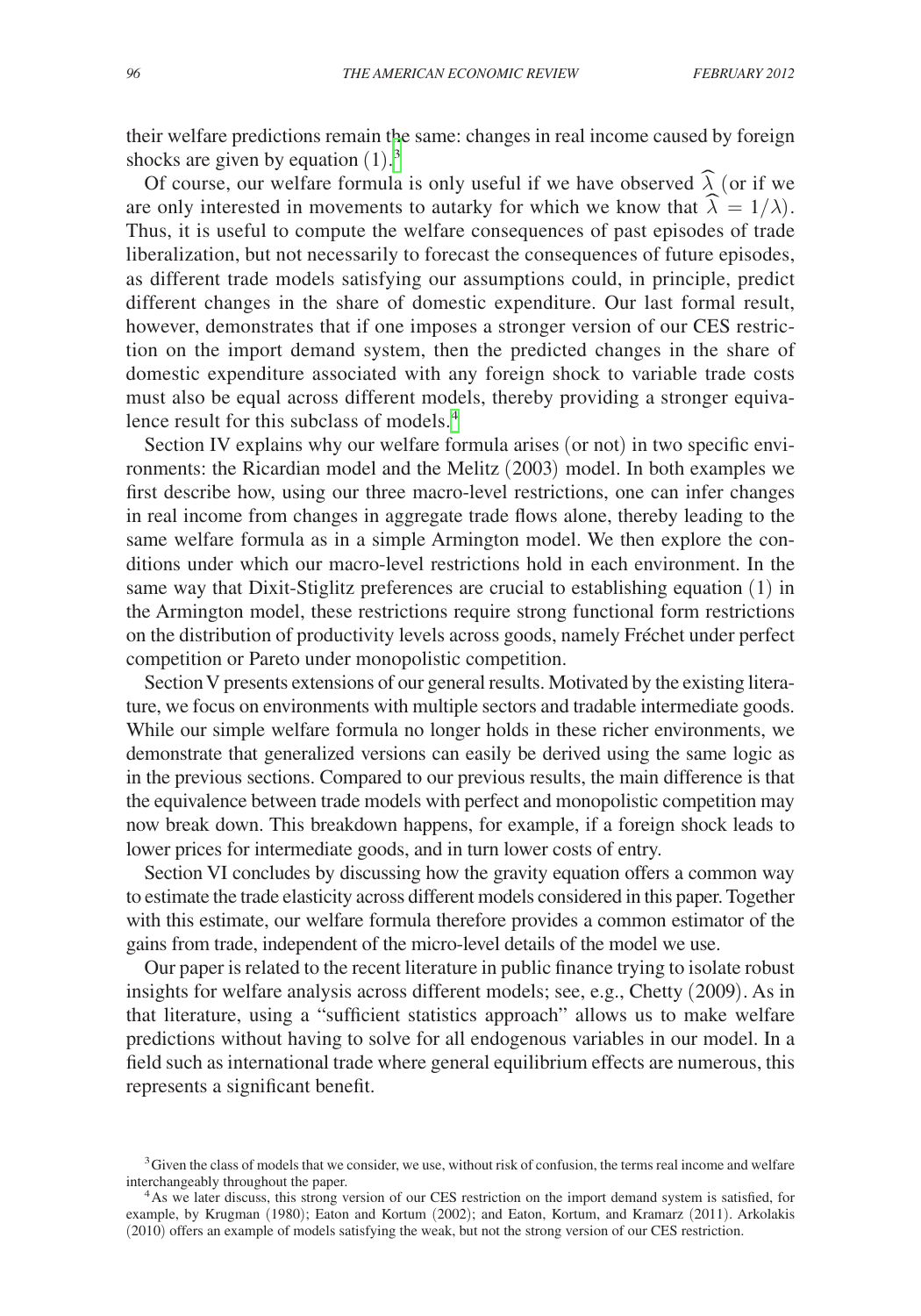their welfare predictions remain the same: changes in real income caused by foreign shocks are given by equation (1).[3]

Of course, our welfare formula is only useful if we have observed $\widehat{\lambda}$ (or if we are only interested in movements to autarky for which we know that $\widehat{\lambda} = 1/\lambda$). Thus, it is useful to compute the welfare consequences of past episodes of trade liberalization, but not necessarily to forecast the consequences of future episodes, as different trade models satisfying our assumptions could, in principle, predict different changes in the share of domestic expenditure. Our last formal result, however, demonstrates that if one imposes a stronger version of our CES restriction on the import demand system, then the predicted changes in the share of domestic expenditure associated with any foreign shock to variable trade costs must also be equal across different models, thereby providing a stronger equivalence result for this subclass of models.[4]

Section IV explains why our welfare formula arises (or not) in two specific environments: the Ricardian model and the Melitz (2003) model. In both examples we first describe how, using our three macro-level restrictions, one can infer changes in real income from changes in aggregate trade flows alone, thereby leading to the same welfare formula as in a simple Armington model. We then explore the conditions under which our macro-level restrictions hold in each environment. In the same way that Dixit-Stiglitz preferences are crucial to establishing equation (1) in the Armington model, these restrictions require strong functional form restrictions on the distribution of productivity levels across goods, namely Fréchet under perfect competition or Pareto under monopolistic competition.

Section V presents extensions of our general results. Motivated by the existing literature, we focus on environments with multiple sectors and tradable intermediate goods. While our simple welfare formula no longer holds in these richer environments, we demonstrate that generalized versions can easily be derived using the same logic as in the previous sections. Compared to our previous results, the main difference is that the equivalence between trade models with perfect and monopolistic competition may now break down. This breakdown happens, for example, if a foreign shock leads to lower prices for intermediate goods, and in turn lower costs of entry.

Section VI concludes by discussing how the gravity equation offers a common way to estimate the trade elasticity across different models considered in this paper. Together with this estimate, our welfare formula therefore provides a common estimator of the gains from trade, independent of the micro-level details of the model we use.

Our paper is related to the recent literature in public finance trying to isolate robust insights for welfare analysis across different models; see, e.g., Chetty (2009). As in that literature, using a "sufficient statistics approach" allows us to make welfare predictions without having to solve for all endogenous variables in our model. In a field such as international trade where general equilibrium effects are numerous, this represents a significant benefit.

[3] Given the class of models that we consider, we use, without risk of confusion, the terms real income and welfare interchangeably throughout the paper.

[4] As we later discuss, this strong version of our CES restriction on the import demand system is satisfied, for example, by Krugman (1980); Eaton and Kortum (2002); and Eaton, Kortum, and Kramarz (2011). Arkolakis (2010) offers an example of models satisfying the weak, but not the strong version of our CES restriction.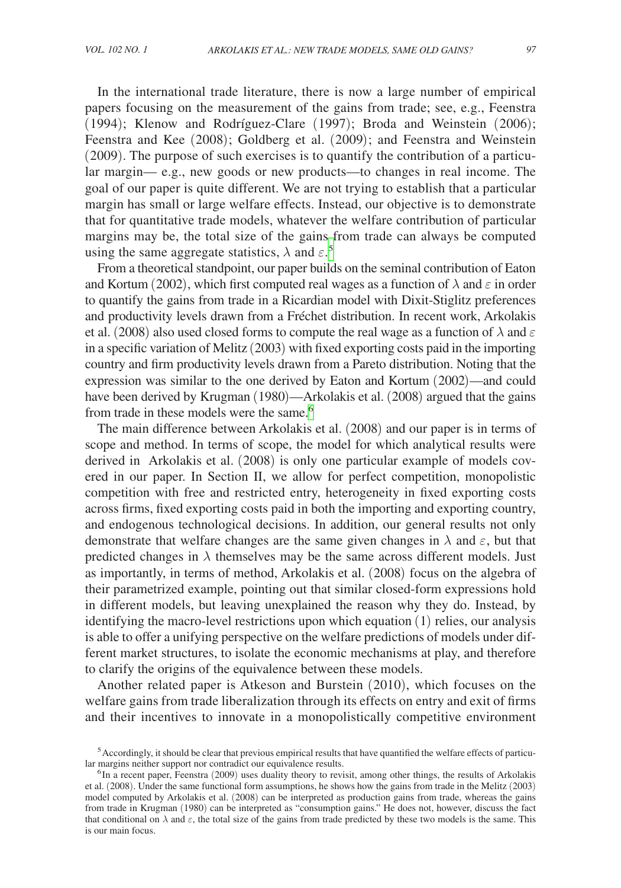In the international trade literature, there is now a large number of empirical papers focusing on the measurement of the gains from trade; see, e.g., Feenstra (1994); Klenow and Rodríguez-Clare (1997); Broda and Weinstein (2006); Feenstra and Kee (2008); Goldberg et al. (2009); and Feenstra and Weinstein (2009). The purpose of such exercises is to quantify the contribution of a particular margin— e.g., new goods or new products—to changes in real income. The goal of our paper is quite different. We are not trying to establish that a particular margin has small or large welfare effects. Instead, our objective is to demonstrate that for quantitative trade models, whatever the welfare contribution of particular margins may be, the total size of the gains from trade can always be computed using the same aggregate statistics, $\lambda$ and $\varepsilon$.[5]

From a theoretical standpoint, our paper builds on the seminal contribution of Eaton and Kortum (2002), which first computed real wages as a function of $\lambda$ and $\varepsilon$ in order to quantify the gains from trade in a Ricardian model with Dixit-Stiglitz preferences and productivity levels drawn from a Fréchet distribution. In recent work, Arkolakis et al. (2008) also used closed forms to compute the real wage as a function of $\lambda$ and $\varepsilon$ in a specific variation of Melitz (2003) with fixed exporting costs paid in the importing country and firm productivity levels drawn from a Pareto distribution. Noting that the expression was similar to the one derived by Eaton and Kortum (2002)—and could have been derived by Krugman (1980)—Arkolakis et al. (2008) argued that the gains from trade in these models were the same.[6]

The main difference between Arkolakis et al. (2008) and our paper is in terms of scope and method. In terms of scope, the model for which analytical results were derived in Arkolakis et al. (2008) is only one particular example of models covered in our paper. In Section II, we allow for perfect competition, monopolistic competition with free and restricted entry, heterogeneity in fixed exporting costs across firms, fixed exporting costs paid in both the importing and exporting country, and endogenous technological decisions. In addition, our general results not only demonstrate that welfare changes are the same given changes in $\lambda$ and $\varepsilon$, but that predicted changes in $\lambda$ themselves may be the same across different models. Just as importantly, in terms of method, Arkolakis et al. (2008) focus on the algebra of their parametrized example, pointing out that similar closed-form expressions hold in different models, but leaving unexplained the reason why they do. Instead, by identifying the macro-level restrictions upon which equation (1) relies, our analysis is able to offer a unifying perspective on the welfare predictions of models under different market structures, to isolate the economic mechanisms at play, and therefore to clarify the origins of the equivalence between these models.

Another related paper is Atkeson and Burstein (2010), which focuses on the welfare gains from trade liberalization through its effects on entry and exit of firms and their incentives to innovate in a monopolistically competitive environment

[5] Accordingly, it should be clear that previous empirical results that have quantified the welfare effects of particular margins neither support nor contradict our equivalence results.

[6] In a recent paper, Feenstra (2009) uses duality theory to revisit, among other things, the results of Arkolakis et al. (2008). Under the same functional form assumptions, he shows how the gains from trade in the Melitz (2003) model computed by Arkolakis et al. (2008) can be interpreted as production gains from trade, whereas the gains from trade in Krugman (1980) can be interpreted as "consumption gains." He does not, however, discuss the fact that conditional on $\lambda$ and $\varepsilon$, the total size of the gains from trade predicted by these two models is the same. This is our main focus.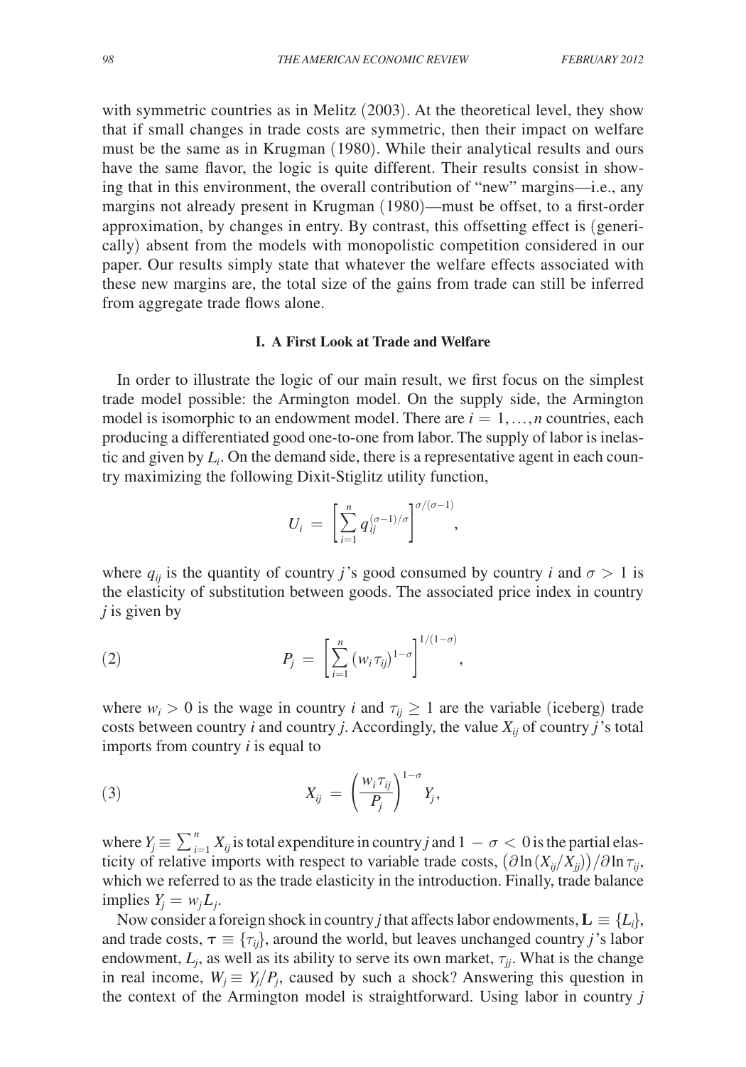with symmetric countries as in Melitz (2003). At the theoretical level, they show that if small changes in trade costs are symmetric, then their impact on welfare must be the same as in Krugman (1980). While their analytical results and ours have the same flavor, the logic is quite different. Their results consist in showing that in this environment, the overall contribution of "new" margins—i.e., any margins not already present in Krugman (1980)—must be offset, to a first-order approximation, by changes in entry. By contrast, this offsetting effect is (generically) absent from the models with monopolistic competition considered in our paper. Our results simply state that whatever the welfare effects associated with these new margins are, the total size of the gains from trade can still be inferred from aggregate trade flows alone.

## I. A First Look at Trade and Welfare

In order to illustrate the logic of our main result, we first focus on the simplest trade model possible: the Armington model. On the supply side, the Armington model is isomorphic to an endowment model. There are $i = 1, \ldots, n$ countries, each producing a differentiated good one-to-one from labor. The supply of labor is inelastic and given by $L_i$. On the demand side, there is a representative agent in each country maximizing the following Dixit-Stiglitz utility function,

$$U_i = \left[ \sum_{i=1}^{n} q_{ij}^{(\sigma-1)/\sigma} \right]^{\sigma/(\sigma-1)},$$

where $q_{ij}$ is the quantity of country $j$'s good consumed by country $i$ and $\sigma > 1$ is the elasticity of substitution between goods. The associated price index in country $j$ is given by

$$P_j = \left[ \sum_{i=1}^{n} (w_i \tau_{ij})^{1-\sigma} \right]^{1/(1-\sigma)}, \tag{2}$$

where $w_i > 0$ is the wage in country $i$ and $\tau_{ij} \geq 1$ are the variable (iceberg) trade costs between country $i$ and country $j$. Accordingly, the value $X_{ij}$ of country $j$'s total imports from country $i$ is equal to

$$X_{ij} = \left( \frac{w_i \tau_{ij}}{P_j} \right)^{1-\sigma} Y_j, \tag{3}$$

where $Y_j \equiv \sum_{i=1}^{n} X_{ij}$ is total expenditure in country $j$ and $1 - \sigma < 0$ is the partial elasticity of relative imports with respect to variable trade costs, $\left(\partial \ln (X_{ij}/X_{jj})\right) / \partial \ln \tau_{ij}$, which we referred to as the trade elasticity in the introduction. Finally, trade balance implies $Y_j = w_j L_j$.

Now consider a foreign shock in country $j$ that affects labor endowments, $\mathbf{L} \equiv \{L_i\}$, and trade costs, $\boldsymbol{\tau} \equiv \{\tau_{ij}\}$, around the world, but leaves unchanged country $j$'s labor endowment, $L_j$, as well as its ability to serve its own market, $\tau_{jj}$. What is the change in real income, $W_j \equiv Y_j / P_j$, caused by such a shock? Answering this question in the context of the Armington model is straightforward. Using labor in country $j$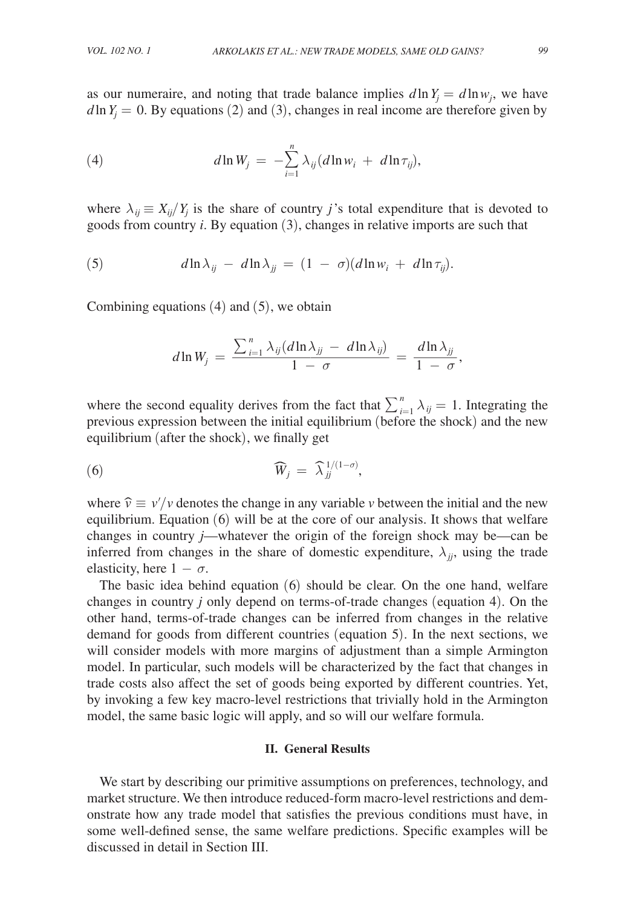as our numeraire, and noting that trade balance implies $d \ln Y_j = d \ln w_j$, we have $d \ln Y_j = 0$. By equations (2) and (3), changes in real income are therefore given by

$$d \ln W_j = -\sum_{i=1}^{n} \lambda_{ij} (d \ln w_i + d \ln \tau_{ij}), \tag{4}$$

where $\lambda_{ij} \equiv X_{ij}/Y_j$ is the share of country $j$'s total expenditure that is devoted to goods from country $i$. By equation (3), changes in relative imports are such that

$$d \ln \lambda_{ij} - d \ln \lambda_{jj} = (1 - \sigma)(d \ln w_i + d \ln \tau_{ij}). \tag{5}$$

Combining equations (4) and (5), we obtain

$$d \ln W_j = \frac{\sum_{i=1}^{n} \lambda_{ij} (d \ln \lambda_{jj} - d \ln \lambda_{ij})}{1 - \sigma} = \frac{d \ln \lambda_{jj}}{1 - \sigma},$$

where the second equality derives from the fact that $\sum_{i=1}^{n} \lambda_{ij} = 1$. Integrating the previous expression between the initial equilibrium (before the shock) and the new equilibrium (after the shock), we finally get

$$\widehat{W}_j = \widehat{\lambda}_{jj}^{1/(1-\sigma)}, \tag{6}$$

where $\widehat{v} \equiv v'/v$ denotes the change in any variable $v$ between the initial and the new equilibrium. Equation (6) will be at the core of our analysis. It shows that welfare changes in country $j$—whatever the origin of the foreign shock may be—can be inferred from changes in the share of domestic expenditure, $\lambda_{jj}$, using the trade elasticity, here $1 - \sigma$.

The basic idea behind equation (6) should be clear. On the one hand, welfare changes in country $j$ only depend on terms-of-trade changes (equation 4). On the other hand, terms-of-trade changes can be inferred from changes in the relative demand for goods from different countries (equation 5). In the next sections, we will consider models with more margins of adjustment than a simple Armington model. In particular, such models will be characterized by the fact that changes in trade costs also affect the set of goods being exported by different countries. Yet, by invoking a few key macro-level restrictions that trivially hold in the Armington model, the same basic logic will apply, and so will our welfare formula.

## II. General Results

We start by describing our primitive assumptions on preferences, technology, and market structure. We then introduce reduced-form macro-level restrictions and demonstrate how any trade model that satisfies the previous conditions must have, in some well-defined sense, the same welfare predictions. Specific examples will be discussed in detail in Section III.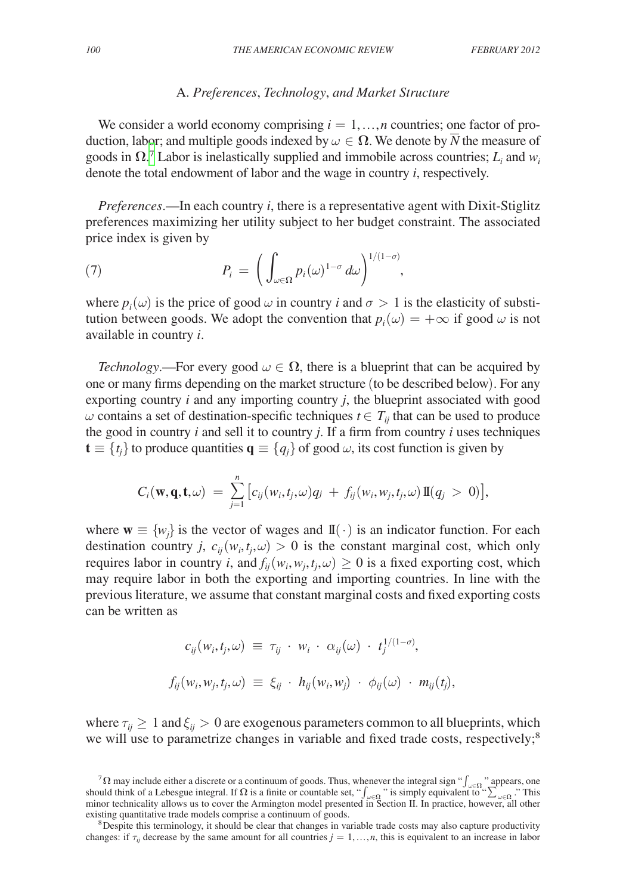### A. *Preferences*, *Technology*, *and Market Structure*

We consider a world economy comprising $i = 1, \ldots, n$ countries; one factor of production, labor; and multiple goods indexed by $\omega \in \Omega$. We denote by $\overline{N}$ the measure of goods in $\Omega$.[7] Labor is inelastically supplied and immobile across countries; $L_i$ and $w_i$ denote the total endowment of labor and the wage in country $i$, respectively.

*Preferences*.—In each country $i$, there is a representative agent with Dixit-Stiglitz preferences maximizing her utility subject to her budget constraint. The associated price index is given by

$$P_i = \left( \int_{\omega \in \Omega} p_i(\omega)^{1-\sigma} \, d\omega \right)^{1/(1-\sigma)}, \tag{7}$$

where $p_i(\omega)$ is the price of good $\omega$ in country $i$ and $\sigma > 1$ is the elasticity of substitution between goods. We adopt the convention that $p_i(\omega) = +\infty$ if good $\omega$ is not available in country $i$.

*Technology*.—For every good $\omega \in \Omega$, there is a blueprint that can be acquired by one or many firms depending on the market structure (to be described below). For any exporting country $i$ and any importing country $j$, the blueprint associated with good $\omega$ contains a set of destination-specific techniques $t \in T_{ij}$ that can be used to produce the good in country $i$ and sell it to country $j$. If a firm from country $i$ uses techniques $\mathbf{t} \equiv \{t_j\}$ to produce quantities $\mathbf{q} \equiv \{q_j\}$ of good $\omega$, its cost function is given by

$$C_i(\mathbf{w}, \mathbf{q}, \mathbf{t}, \omega) = \sum_{j=1}^{n} \left[ c_{ij}(w_i, t_j, \omega) q_j + f_{ij}(w_i, w_j, t_j, \omega) \, \mathbb{I}(q_j > 0) \right],$$

where $\mathbf{w} \equiv \{w_j\}$ is the vector of wages and $\mathbb{I}(\cdot)$ is an indicator function. For each destination country $j$, $c_{ij}(w_i, t_j, \omega) > 0$ is the constant marginal cost, which only requires labor in country $i$, and $f_{ij}(w_i, w_j, t_j, \omega) \geq 0$ is a fixed exporting cost, which may require labor in both the exporting and importing countries. In line with the previous literature, we assume that constant marginal costs and fixed exporting costs can be written as

$$c_{ij}(w_i, t_j, \omega) \equiv \tau_{ij} \cdot w_i \cdot \alpha_{ij}(\omega) \cdot t_j^{1/(1-\sigma)},$$

$$f_{ij}(w_i, w_j, t_j, \omega) \equiv \xi_{ij} \cdot h_{ij}(w_i, w_j) \cdot \phi_{ij}(\omega) \cdot m_{ij}(t_j),$$

where $\tau_{ij} \geq 1$ and $\xi_{ij} > 0$ are exogenous parameters common to all blueprints, which we will use to parametrize changes in variable and fixed trade costs, respectively;[8]

[7] $\Omega$ may include either a discrete or a continuum of goods. Thus, whenever the integral sign "$\int_{\omega \in \Omega}$" appears, one should think of a Lebesgue integral. If $\Omega$ is a finite or countable set, "$\int_{\omega \in \Omega}$" is simply equivalent to "$\sum_{\omega \in \Omega}$." This minor technicality allows us to cover the Armington model presented in Section II. In practice, however, all other existing quantitative trade models comprise a continuum of goods.

[8] Despite this terminology, it should be clear that changes in variable trade costs may also capture productivity changes: if $\tau_{ij}$ decrease by the same amount for all countries $j = 1, \ldots, n$, this is equivalent to an increase in labor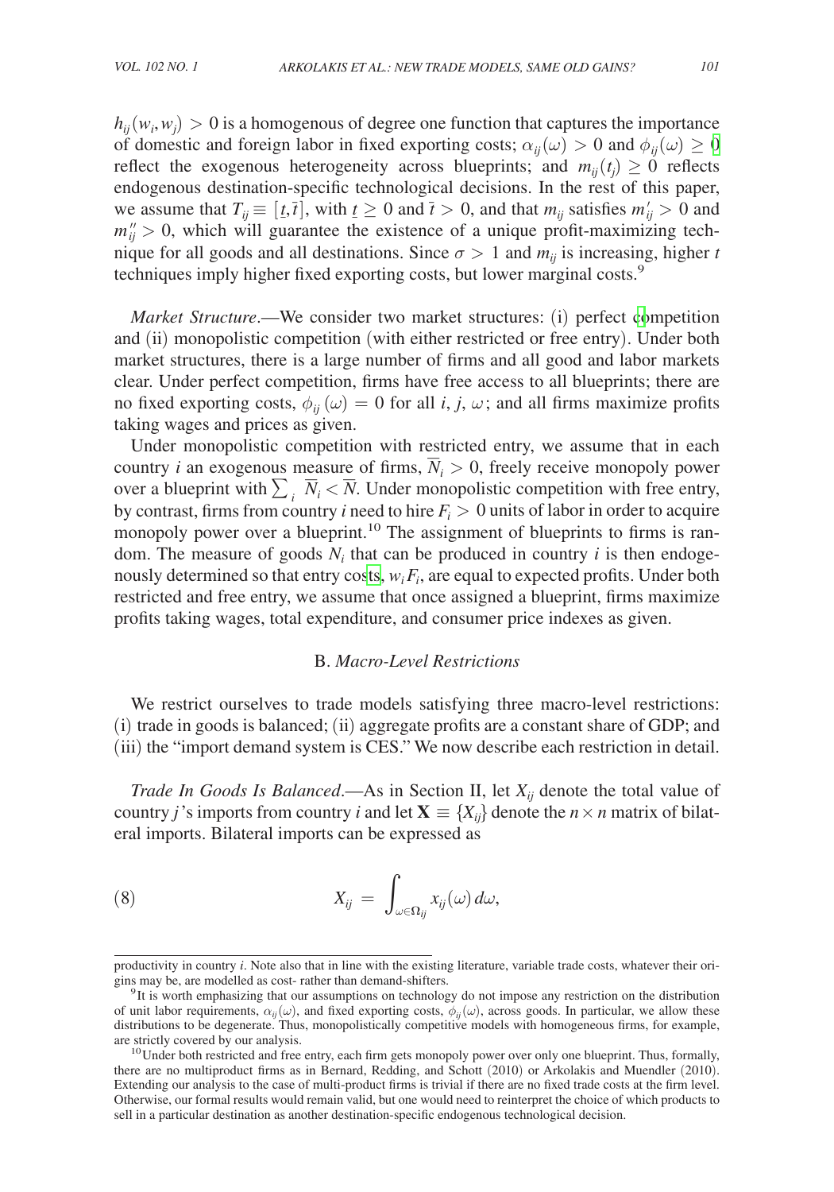$h_{ij}(w_i, w_j) > 0$ is a homogenous of degree one function that captures the importance of domestic and foreign labor in fixed exporting costs; $\alpha_{ij}(\omega) > 0$ and $\phi_{ij}(\omega) \geq 0$ reflect the exogenous heterogeneity across blueprints; and $m_{ij}(t_j) \geq 0$ reflects endogenous destination-specific technological decisions. In the rest of this paper, we assume that $T_{ij} \equiv [\underline{t}, \overline{t}]$, with $\underline{t} \geq 0$ and $\overline{t} > 0$, and that $m_{ij}$ satisfies $m'_{ij} > 0$ and $m''_{ij} > 0$, which will guarantee the existence of a unique profit-maximizing technique for all goods and all destinations. Since $\sigma > 1$ and $m_{ij}$ is increasing, higher $t$ techniques imply higher fixed exporting costs, but lower marginal costs.[9]

*Market Structure*.—We consider two market structures: (i) perfect competition and (ii) monopolistic competition (with either restricted or free entry). Under both market structures, there is a large number of firms and all good and labor markets clear. Under perfect competition, firms have free access to all blueprints; there are no fixed exporting costs, $\phi_{ij}(\omega) = 0$ for all $i$, $j$, $\omega$; and all firms maximize profits taking wages and prices as given.

Under monopolistic competition with restricted entry, we assume that in each country $i$ an exogenous measure of firms, $\overline{N}_i > 0$, freely receive monopoly power over a blueprint with $\sum_i \overline{N}_i < \overline{N}$. Under monopolistic competition with free entry, by contrast, firms from country $i$ need to hire $F_i > 0$ units of labor in order to acquire monopoly power over a blueprint.[10] The assignment of blueprints to firms is random. The measure of goods $N_i$ that can be produced in country $i$ is then endogenously determined so that entry costs, $w_i F_i$, are equal to expected profits. Under both restricted and free entry, we assume that once assigned a blueprint, firms maximize profits taking wages, total expenditure, and consumer price indexes as given.

## B. *Macro-Level Restrictions*

We restrict ourselves to trade models satisfying three macro-level restrictions: (i) trade in goods is balanced; (ii) aggregate profits are a constant share of GDP; and (iii) the "import demand system is CES." We now describe each restriction in detail.

*Trade In Goods Is Balanced*.—As in Section II, let $X_{ij}$ denote the total value of country $j$'s imports from country $i$ and let $\mathbf{X} \equiv \{X_{ij}\}$ denote the $n \times n$ matrix of bilateral imports. Bilateral imports can be expressed as

$$X_{ij} = \int_{\omega \in \Omega_{ij}} x_{ij}(\omega)\, d\omega, \tag{8}$$

---

productivity in country $i$. Note also that in line with the existing literature, variable trade costs, whatever their origins may be, are modelled as cost- rather than demand-shifters.

[9] It is worth emphasizing that our assumptions on technology do not impose any restriction on the distribution of unit labor requirements, $\alpha_{ij}(\omega)$, and fixed exporting costs, $\phi_{ij}(\omega)$, across goods. In particular, we allow these distributions to be degenerate. Thus, monopolistically competitive models with homogeneous firms, for example, are strictly covered by our analysis.

[10] Under both restricted and free entry, each firm gets monopoly power over only one blueprint. Thus, formally, there are no multiproduct firms as in Bernard, Redding, and Schott (2010) or Arkolakis and Muendler (2010). Extending our analysis to the case of multi-product firms is trivial if there are no fixed trade costs at the firm level. Otherwise, our formal results would remain valid, but one would need to reinterpret the choice of which products to sell in a particular destination as another destination-specific endogenous technological decision.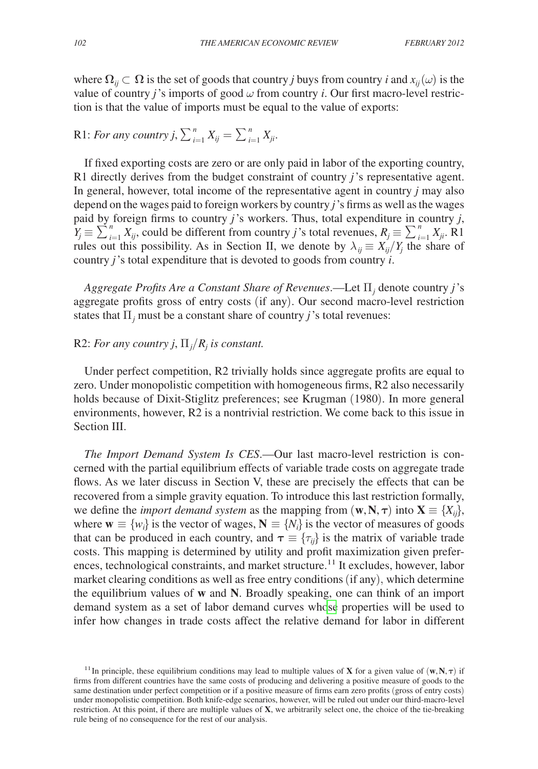where $\Omega_{ij} \subset \Omega$ is the set of goods that country $j$ buys from country $i$ and $x_{ij}(\omega)$ is the value of country $j$'s imports of good $\omega$ from country $i$. Our first macro-level restriction is that the value of imports must be equal to the value of exports:

R1: *For any country* $j$, $\sum_{i=1}^{n} X_{ij} = \sum_{i=1}^{n} X_{ji}$.

If fixed exporting costs are zero or are only paid in labor of the exporting country, R1 directly derives from the budget constraint of country $j$'s representative agent. In general, however, total income of the representative agent in country $j$ may also depend on the wages paid to foreign workers by country $j$'s firms as well as the wages paid by foreign firms to country $j$'s workers. Thus, total expenditure in country $j$, $Y_j \equiv \sum_{i=1}^{n} X_{ij}$, could be different from country $j$'s total revenues, $R_j \equiv \sum_{i=1}^{n} X_{ji}$. R1 rules out this possibility. As in Section II, we denote by $\lambda_{ij} \equiv X_{ij}/Y_j$ the share of country $j$'s total expenditure that is devoted to goods from country $i$.

*Aggregate Profits Are a Constant Share of Revenues*.—Let $\Pi_j$ denote country $j$'s aggregate profits gross of entry costs (if any). Our second macro-level restriction states that $\Pi_j$ must be a constant share of country $j$'s total revenues:

R2: *For any country* $j$, $\Pi_j/R_j$ *is constant.*

Under perfect competition, R2 trivially holds since aggregate profits are equal to zero. Under monopolistic competition with homogeneous firms, R2 also necessarily holds because of Dixit-Stiglitz preferences; see Krugman (1980). In more general environments, however, R2 is a nontrivial restriction. We come back to this issue in Section III.

*The Import Demand System Is CES*.—Our last macro-level restriction is concerned with the partial equilibrium effects of variable trade costs on aggregate trade flows. As we later discuss in Section V, these are precisely the effects that can be recovered from a simple gravity equation. To introduce this last restriction formally, we define the *import demand system* as the mapping from $(\mathbf{w}, \mathbf{N}, \boldsymbol{\tau})$ into $\mathbf{X} \equiv \{X_{ij}\}$, where $\mathbf{w} \equiv \{w_i\}$ is the vector of wages, $\mathbf{N} \equiv \{N_i\}$ is the vector of measures of goods that can be produced in each country, and $\boldsymbol{\tau} \equiv \{\tau_{ij}\}$ is the matrix of variable trade costs. This mapping is determined by utility and profit maximization given preferences, technological constraints, and market structure.[11] It excludes, however, labor market clearing conditions as well as free entry conditions (if any), which determine the equilibrium values of $\mathbf{w}$ and $\mathbf{N}$. Broadly speaking, one can think of an import demand system as a set of labor demand curves whose properties will be used to infer how changes in trade costs affect the relative demand for labor in different

[11] In principle, these equilibrium conditions may lead to multiple values of $\mathbf{X}$ for a given value of $(\mathbf{w}, \mathbf{N}, \boldsymbol{\tau})$ if firms from different countries have the same costs of producing and delivering a positive measure of goods to the same destination under perfect competition or if a positive measure of firms earn zero profits (gross of entry costs) under monopolistic competition. Both knife-edge scenarios, however, will be ruled out under our third-macro-level restriction. At this point, if there are multiple values of $\mathbf{X}$, we arbitrarily select one, the choice of the tie-breaking rule being of no consequence for the rest of our analysis.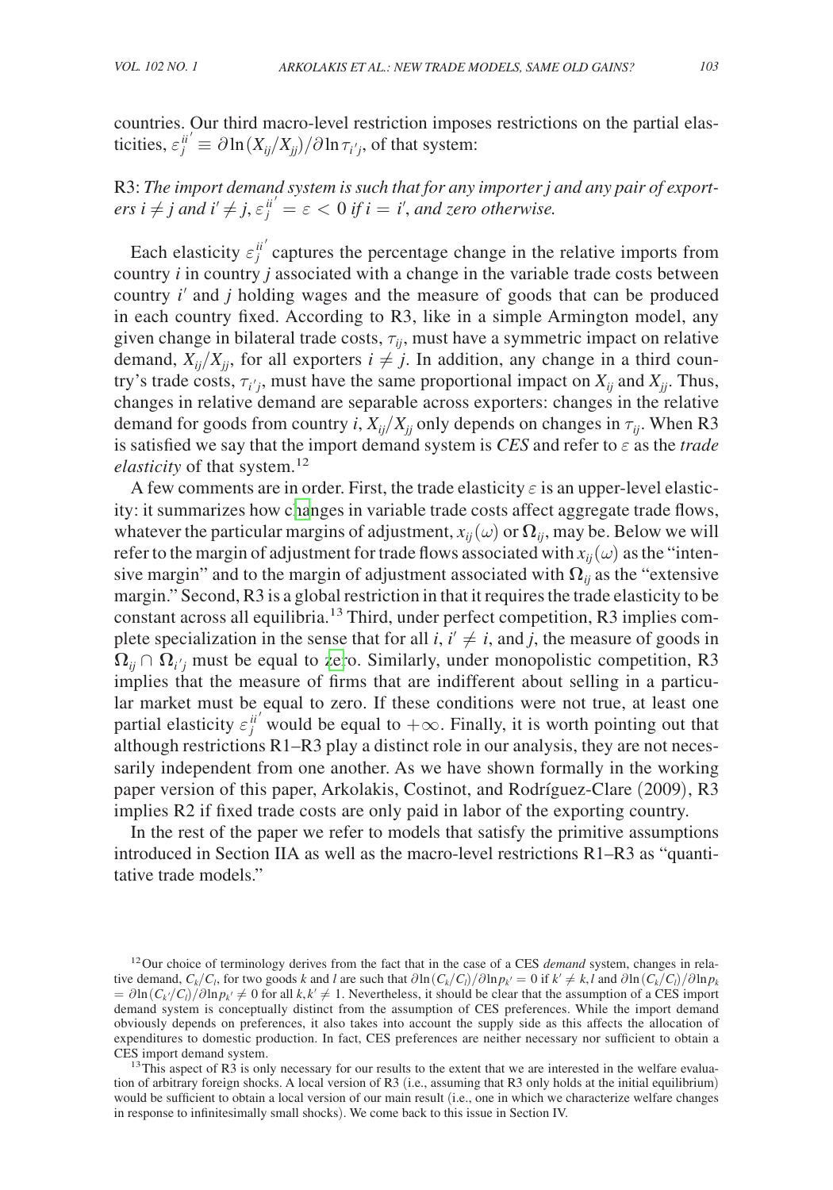countries. Our third macro-level restriction imposes restrictions on the partial elasticities, $\varepsilon_j^{ii'} \equiv \partial \ln(X_{ij}/X_{jj})/\partial \ln \tau_{i'j}$, of that system:

R3: *The import demand system is such that for any importer j and any pair of exporters $i \neq j$ and $i' \neq j$, $\varepsilon_j^{ii'} = \varepsilon < 0$ if $i = i'$, and zero otherwise.*

Each elasticity $\varepsilon_j^{ii'}$ captures the percentage change in the relative imports from country $i$ in country $j$ associated with a change in the variable trade costs between country $i'$ and $j$ holding wages and the measure of goods that can be produced in each country fixed. According to R3, like in a simple Armington model, any given change in bilateral trade costs, $\tau_{ij}$, must have a symmetric impact on relative demand, $X_{ij}/X_{jj}$, for all exporters $i \neq j$. In addition, any change in a third country's trade costs, $\tau_{i'j}$, must have the same proportional impact on $X_{ij}$ and $X_{jj}$. Thus, changes in relative demand are separable across exporters: changes in the relative demand for goods from country $i$, $X_{ij}/X_{jj}$ only depends on changes in $\tau_{ij}$. When R3 is satisfied we say that the import demand system is *CES* and refer to $\varepsilon$ as the *trade elasticity* of that system.[12]

A few comments are in order. First, the trade elasticity $\varepsilon$ is an upper-level elasticity: it summarizes how changes in variable trade costs affect aggregate trade flows, whatever the particular margins of adjustment, $x_{ij}(\omega)$ or $\Omega_{ij}$, may be. Below we will refer to the margin of adjustment for trade flows associated with $x_{ij}(\omega)$ as the "intensive margin" and to the margin of adjustment associated with $\Omega_{ij}$ as the "extensive margin." Second, R3 is a global restriction in that it requires the trade elasticity to be constant across all equilibria.[13] Third, under perfect competition, R3 implies complete specialization in the sense that for all $i$, $i' \neq i$, and $j$, the measure of goods in $\Omega_{ij} \cap \Omega_{i'j}$ must be equal to zero. Similarly, under monopolistic competition, R3 implies that the measure of firms that are indifferent about selling in a particular market must be equal to zero. If these conditions were not true, at least one partial elasticity $\varepsilon_j^{ii'}$ would be equal to $+\infty$. Finally, it is worth pointing out that although restrictions R1–R3 play a distinct role in our analysis, they are not necessarily independent from one another. As we have shown formally in the working paper version of this paper, Arkolakis, Costinot, and Rodríguez-Clare (2009), R3 implies R2 if fixed trade costs are only paid in labor of the exporting country.

In the rest of the paper we refer to models that satisfy the primitive assumptions introduced in Section IIA as well as the macro-level restrictions R1–R3 as "quantitative trade models."

[12] Our choice of terminology derives from the fact that in the case of a CES *demand* system, changes in relative demand, $C_k/C_l$, for two goods $k$ and $l$ are such that $\partial \ln(C_k/C_l)/\partial \ln p_{k'} = 0$ if $k' \neq k, l$ and $\partial \ln(C_k/C_l)/\partial \ln p_k = \partial \ln(C_{k'}/C_l)/\partial \ln p_{k'} \neq 0$ for all $k, k' \neq 1$. Nevertheless, it should be clear that the assumption of a CES import demand system is conceptually distinct from the assumption of CES preferences. While the import demand obviously depends on preferences, it also takes into account the supply side as this affects the allocation of expenditures to domestic production. In fact, CES preferences are neither necessary nor sufficient to obtain a CES import demand system.

[13] This aspect of R3 is only necessary for our results to the extent that we are interested in the welfare evaluation of arbitrary foreign shocks. A local version of R3 (i.e., assuming that R3 only holds at the initial equilibrium) would be sufficient to obtain a local version of our main result (i.e., one in which we characterize welfare changes in response to infinitesimally small shocks). We come back to this issue in Section IV.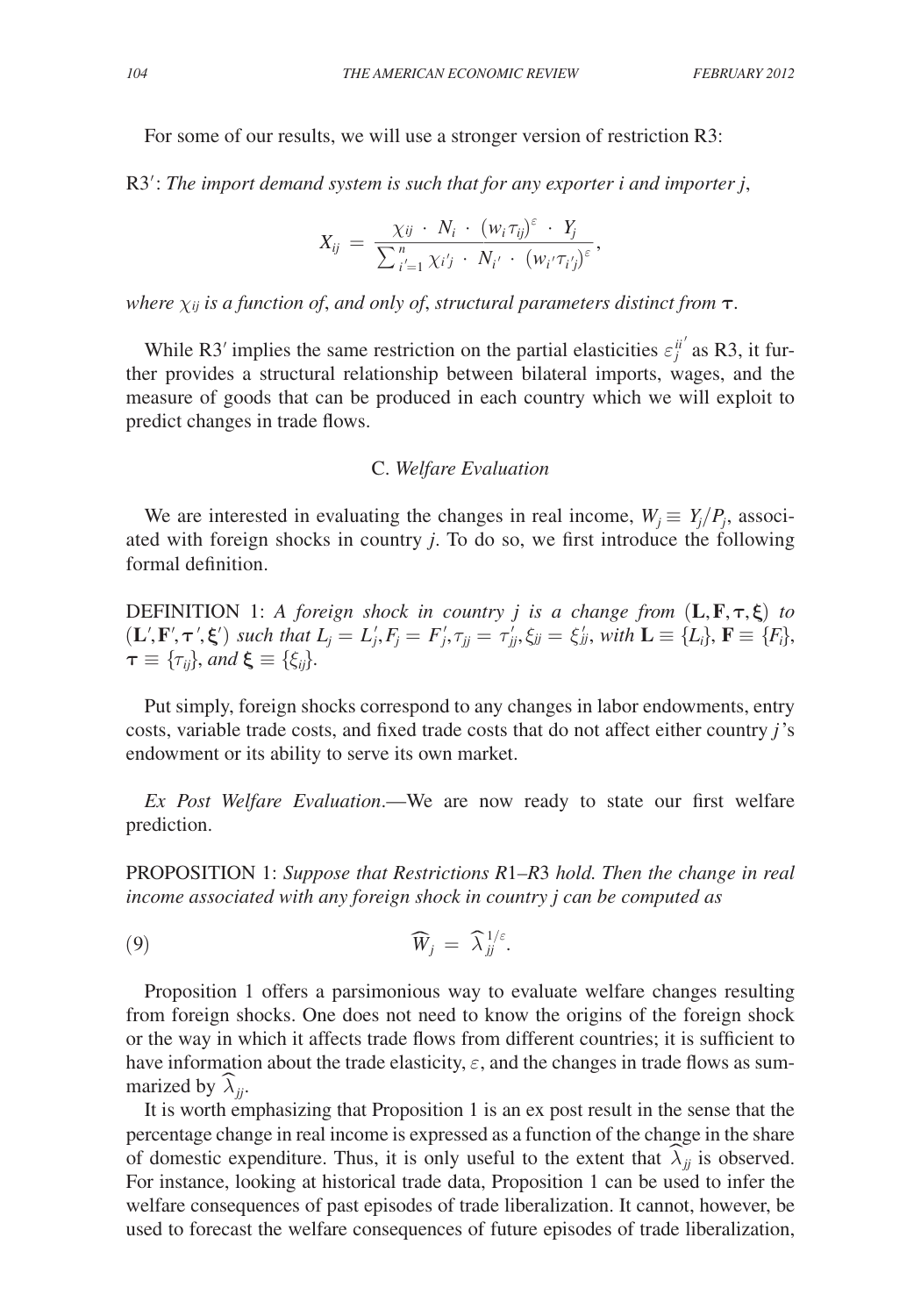For some of our results, we will use a stronger version of restriction R3:

R3′: *The import demand system is such that for any exporter i and importer j*,

$$X_{ij} = \frac{\chi_{ij} \cdot N_i \cdot (w_i \tau_{ij})^{\varepsilon} \cdot Y_j}{\sum_{i'=1}^{n} \chi_{i'j} \cdot N_{i'} \cdot (w_{i'} \tau_{i'j})^{\varepsilon}},$$

*where $\chi_{ij}$ is a function of, and only of, structural parameters distinct from $\boldsymbol{\tau}$.*

While R3′ implies the same restriction on the partial elasticities $\varepsilon_j^{ii'}$ as R3, it further provides a structural relationship between bilateral imports, wages, and the measure of goods that can be produced in each country which we will exploit to predict changes in trade flows.

### C. *Welfare Evaluation*

We are interested in evaluating the changes in real income, $W_j \equiv Y_j / P_j$, associated with foreign shocks in country *j*. To do so, we first introduce the following formal definition.

DEFINITION 1: *A foreign shock in country j is a change from* $(\mathbf{L}, \mathbf{F}, \boldsymbol{\tau}, \boldsymbol{\xi})$ *to* $(\mathbf{L}', \mathbf{F}', \boldsymbol{\tau}', \boldsymbol{\xi}')$ *such that* $L_j = L_j', F_j = F_j', \tau_{jj} = \tau_{jj}', \xi_{jj} = \xi_{jj}'$, *with* $\mathbf{L} \equiv \{L_i\}$, $\mathbf{F} \equiv \{F_i\}$, $\boldsymbol{\tau} \equiv \{\tau_{ij}\}$, *and* $\boldsymbol{\xi} \equiv \{\xi_{ij}\}$.

Put simply, foreign shocks correspond to any changes in labor endowments, entry costs, variable trade costs, and fixed trade costs that do not affect either country *j*'s endowment or its ability to serve its own market.

*Ex Post Welfare Evaluation*.—We are now ready to state our first welfare prediction.

PROPOSITION 1: *Suppose that Restrictions R1–R3 hold. Then the change in real income associated with any foreign shock in country j can be computed as*

$$\widehat{W}_j = \widehat{\lambda}_{jj}^{1/\varepsilon}. \tag{9}$$

Proposition 1 offers a parsimonious way to evaluate welfare changes resulting from foreign shocks. One does not need to know the origins of the foreign shock or the way in which it affects trade flows from different countries; it is sufficient to have information about the trade elasticity, $\varepsilon$, and the changes in trade flows as summarized by $\widehat{\lambda}_{jj}$.

It is worth emphasizing that Proposition 1 is an ex post result in the sense that the percentage change in real income is expressed as a function of the change in the share of domestic expenditure. Thus, it is only useful to the extent that $\widehat{\lambda}_{jj}$ is observed. For instance, looking at historical trade data, Proposition 1 can be used to infer the welfare consequences of past episodes of trade liberalization. It cannot, however, be used to forecast the welfare consequences of future episodes of trade liberalization,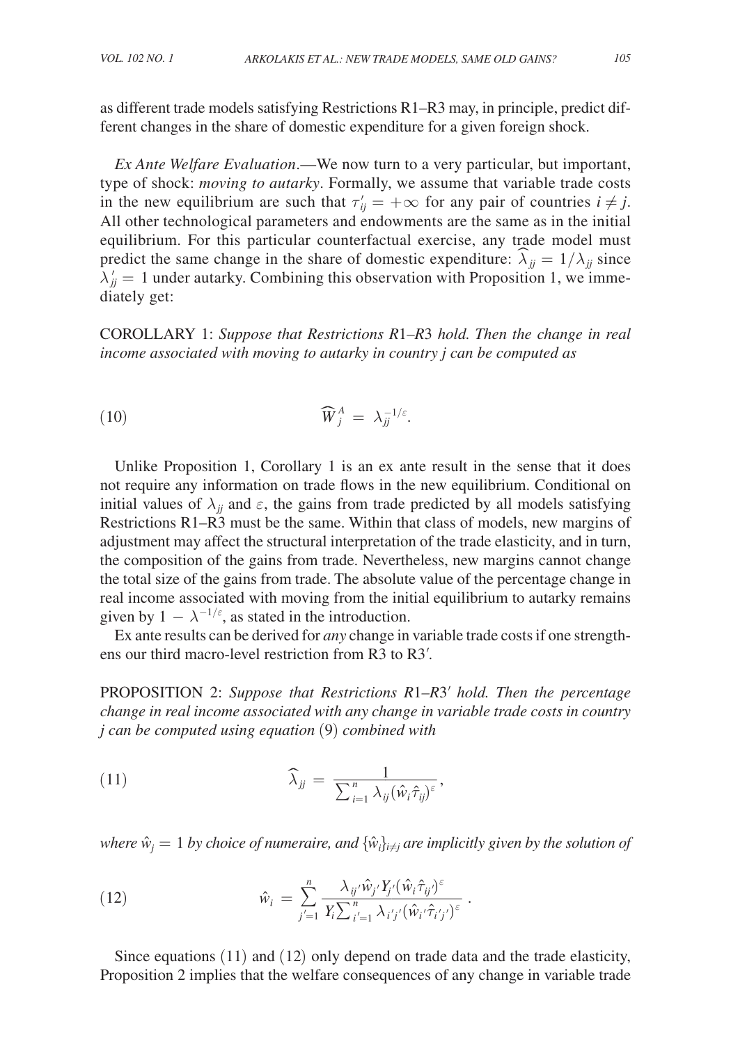as different trade models satisfying Restrictions R1–R3 may, in principle, predict different changes in the share of domestic expenditure for a given foreign shock.

*Ex Ante Welfare Evaluation*.—We now turn to a very particular, but important, type of shock: *moving to autarky*. Formally, we assume that variable trade costs in the new equilibrium are such that $\tau'_{ij} = +\infty$ for any pair of countries $i \neq j$. All other technological parameters and endowments are the same as in the initial equilibrium. For this particular counterfactual exercise, any trade model must predict the same change in the share of domestic expenditure: $\widehat{\lambda}_{jj} = 1/\lambda_{jj}$ since $\lambda'_{jj} = 1$ under autarky. Combining this observation with Proposition 1, we immediately get:

COROLLARY 1: *Suppose that Restrictions R1–R3 hold. Then the change in real income associated with moving to autarky in country j can be computed as*

$$\widehat{W}_j^A = \lambda_{jj}^{-1/\varepsilon}. \tag{10}$$

Unlike Proposition 1, Corollary 1 is an ex ante result in the sense that it does not require any information on trade flows in the new equilibrium. Conditional on initial values of $\lambda_{jj}$ and $\varepsilon$, the gains from trade predicted by all models satisfying Restrictions R1–R3 must be the same. Within that class of models, new margins of adjustment may affect the structural interpretation of the trade elasticity, and in turn, the composition of the gains from trade. Nevertheless, new margins cannot change the total size of the gains from trade. The absolute value of the percentage change in real income associated with moving from the initial equilibrium to autarky remains given by $1 - \lambda^{-1/\varepsilon}$, as stated in the introduction.

Ex ante results can be derived for *any* change in variable trade costs if one strengthens our third macro-level restriction from R3 to R3′.

PROPOSITION 2: *Suppose that Restrictions R1–R3′ hold. Then the percentage change in real income associated with any change in variable trade costs in country j can be computed using equation* (9) *combined with*

$$\widehat{\lambda}_{jj} = \frac{1}{\sum_{i=1}^{n} \lambda_{ij} (\hat{w}_i \hat{\tau}_{ij})^{\varepsilon}}, \tag{11}$$

*where $\hat{w}_j = 1$ by choice of numeraire, and $\{\hat{w}_i\}_{i \neq j}$ are implicitly given by the solution of*

$$\hat{w}_i = \sum_{j'=1}^{n} \frac{\lambda_{ij'} \hat{w}_{j'} Y_{j'} (\hat{w}_i \hat{\tau}_{ij'})^{\varepsilon}}{Y_i \sum_{i'=1}^{n} \lambda_{i'j'} (\hat{w}_{i'} \hat{\tau}_{i'j'})^{\varepsilon}}. \tag{12}$$

Since equations (11) and (12) only depend on trade data and the trade elasticity, Proposition 2 implies that the welfare consequences of any change in variable trade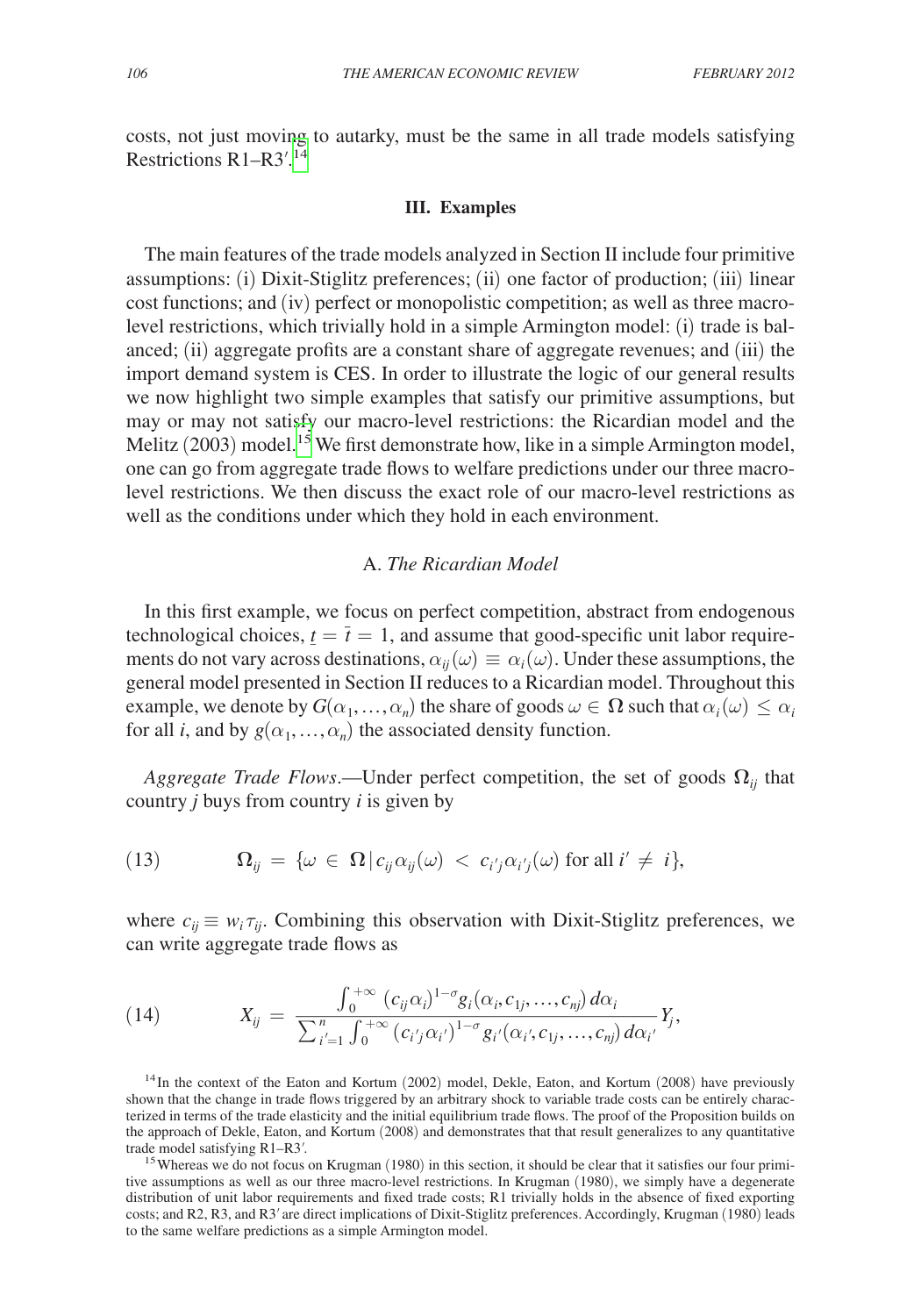costs, not just moving to autarky, must be the same in all trade models satisfying Restrictions R1–R3′.[14]

## III. Examples

The main features of the trade models analyzed in Section II include four primitive assumptions: (i) Dixit-Stiglitz preferences; (ii) one factor of production; (iii) linear cost functions; and (iv) perfect or monopolistic competition; as well as three macro-level restrictions, which trivially hold in a simple Armington model: (i) trade is balanced; (ii) aggregate profits are a constant share of aggregate revenues; and (iii) the import demand system is CES. In order to illustrate the logic of our general results we now highlight two simple examples that satisfy our primitive assumptions, but may or may not satisfy our macro-level restrictions: the Ricardian model and the Melitz (2003) model.[15] We first demonstrate how, like in a simple Armington model, one can go from aggregate trade flows to welfare predictions under our three macro-level restrictions. We then discuss the exact role of our macro-level restrictions as well as the conditions under which they hold in each environment.

### A. *The Ricardian Model*

In this first example, we focus on perfect competition, abstract from endogenous technological choices, $\underline{t} = \bar{t} = 1$, and assume that good-specific unit labor requirements do not vary across destinations, $\alpha_{ij}(\omega) \equiv \alpha_i(\omega)$. Under these assumptions, the general model presented in Section II reduces to a Ricardian model. Throughout this example, we denote by $G(\alpha_1, \ldots, \alpha_n)$ the share of goods $\omega \in \boldsymbol{\Omega}$ such that $\alpha_i(\omega) \leq \alpha_i$ for all $i$, and by $g(\alpha_1, \ldots, \alpha_n)$ the associated density function.

*Aggregate Trade Flows*.—Under perfect competition, the set of goods $\boldsymbol{\Omega}_{ij}$ that country $j$ buys from country $i$ is given by

$$\boldsymbol{\Omega}_{ij} = \{\omega \in \boldsymbol{\Omega} \,|\, c_{ij}\alpha_{ij}(\omega) < c_{i'j}\alpha_{i'j}(\omega) \text{ for all } i' \neq i\}, \tag{13}$$

where $c_{ij} \equiv w_i \tau_{ij}$. Combining this observation with Dixit-Stiglitz preferences, we can write aggregate trade flows as

$$X_{ij} = \frac{\int_0^{+\infty} (c_{ij}\alpha_i)^{1-\sigma} g_i(\alpha_i, c_{1j}, \ldots, c_{nj})\, d\alpha_i}{\sum_{i'=1}^{n} \int_0^{+\infty} (c_{i'j}\alpha_{i'})^{1-\sigma} g_{i'}(\alpha_{i'}, c_{1j}, \ldots, c_{nj})\, d\alpha_{i'}} Y_j, \tag{14}$$

[14] In the context of the Eaton and Kortum (2002) model, Dekle, Eaton, and Kortum (2008) have previously shown that the change in trade flows triggered by an arbitrary shock to variable trade costs can be entirely characterized in terms of the trade elasticity and the initial equilibrium trade flows. The proof of the Proposition builds on the approach of Dekle, Eaton, and Kortum (2008) and demonstrates that that result generalizes to any quantitative trade model satisfying R1–R3′.

[15] Whereas we do not focus on Krugman (1980) in this section, it should be clear that it satisfies our four primitive assumptions as well as our three macro-level restrictions. In Krugman (1980), we simply have a degenerate distribution of unit labor requirements and fixed trade costs; R1 trivially holds in the absence of fixed exporting costs; and R2, R3, and R3′ are direct implications of Dixit-Stiglitz preferences. Accordingly, Krugman (1980) leads to the same welfare predictions as a simple Armington model.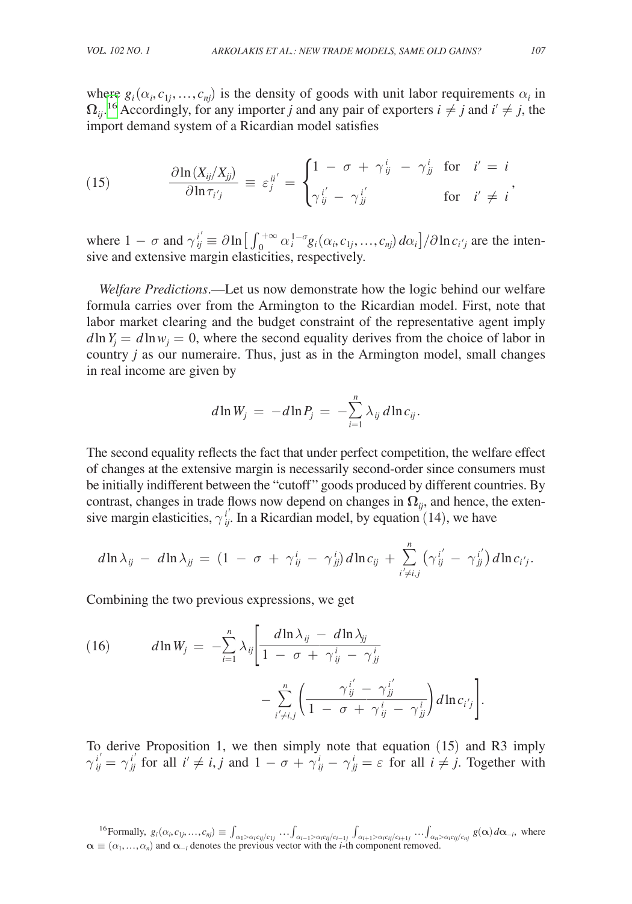where $g_i(\alpha_i, c_{1j}, \ldots, c_{nj})$ is the density of goods with unit labor requirements $\alpha_i$ in $\mathbf{\Omega}_{ij}$.[16] Accordingly, for any importer $j$ and any pair of exporters $i \neq j$ and $i' \neq j$, the import demand system of a Ricardian model satisfies

$$\frac{\partial \ln (X_{ij}/X_{jj})}{\partial \ln \tau_{i'j}} \equiv \varepsilon_j^{ii'} = \begin{cases} 1 - \sigma + \gamma_{ij}^{i} - \gamma_{jj}^{i} & \text{for} \quad i' = i \\ \gamma_{ij}^{i'} - \gamma_{jj}^{i'} & \text{for} \quad i' \neq i \end{cases}, \tag{15}$$

where $1 - \sigma$ and $\gamma_{ij}^{i'} \equiv \partial \ln \left[ \int_0^{+\infty} \alpha_i^{1-\sigma} g_i(\alpha_i, c_{1j}, \ldots, c_{nj})\, d\alpha_i \right] / \partial \ln c_{i'j}$ are the intensive and extensive margin elasticities, respectively.

*Welfare Predictions*.—Let us now demonstrate how the logic behind our welfare formula carries over from the Armington to the Ricardian model. First, note that labor market clearing and the budget constraint of the representative agent imply $d \ln Y_j = d \ln w_j = 0$, where the second equality derives from the choice of labor in country $j$ as our numeraire. Thus, just as in the Armington model, small changes in real income are given by

$$d \ln W_j = -d \ln P_j = -\sum_{i=1}^{n} \lambda_{ij}\, d \ln c_{ij}.$$

The second equality reflects the fact that under perfect competition, the welfare effect of changes at the extensive margin is necessarily second-order since consumers must be initially indifferent between the "cutoff" goods produced by different countries. By contrast, changes in trade flows now depend on changes in $\mathbf{\Omega}_{ij}$, and hence, the extensive margin elasticities, $\gamma_{ij}^{i'}$. In a Ricardian model, by equation (14), we have

$$d \ln \lambda_{ij} - d \ln \lambda_{jj} = (1 - \sigma + \gamma_{ij}^{i} - \gamma_{jj}^{i})\, d \ln c_{ij} + \sum_{i' \neq i,j}^{n} \left( \gamma_{ij}^{i'} - \gamma_{jj}^{i'} \right) d \ln c_{i'j}.$$

Combining the two previous expressions, we get

$$d \ln W_j = -\sum_{i=1}^{n} \lambda_{ij} \left[ \frac{d \ln \lambda_{ij} - d \ln \lambda_{jj}}{1 - \sigma + \gamma_{ij}^{i} - \gamma_{jj}^{i}} - \sum_{i' \neq i,j}^{n} \left( \frac{\gamma_{ij}^{i'} - \gamma_{jj}^{i'}}{1 - \sigma + \gamma_{ij}^{i} - \gamma_{jj}^{i}} \right) d \ln c_{i'j} \right]. \tag{16}$$

To derive Proposition 1, we then simply note that equation (15) and R3 imply $\gamma_{ij}^{i'} = \gamma_{jj}^{i'}$ for all $i' \neq i, j$ and $1 - \sigma + \gamma_{ij}^{i} - \gamma_{jj}^{i} = \varepsilon$ for all $i \neq j$. Together with

[16] Formally, $g_i(\alpha_i, c_{1j}, \ldots, c_{nj}) \equiv \int_{\alpha_1 > \alpha_i c_{ij}/c_{1j}} \ldots \int_{\alpha_{i-1} > \alpha_i c_{ij}/c_{i-1j}} \int_{\alpha_{i+1} > \alpha_i c_{ij}/c_{i+1j}} \ldots \int_{\alpha_n > \alpha_i c_{ij}/c_{nj}} g(\boldsymbol{\alpha})\, d\boldsymbol{\alpha}_{-i}$, where $\boldsymbol{\alpha} \equiv (\alpha_1, \ldots, \alpha_n)$ and $\boldsymbol{\alpha}_{-i}$ denotes the previous vector with the $i$-th component removed.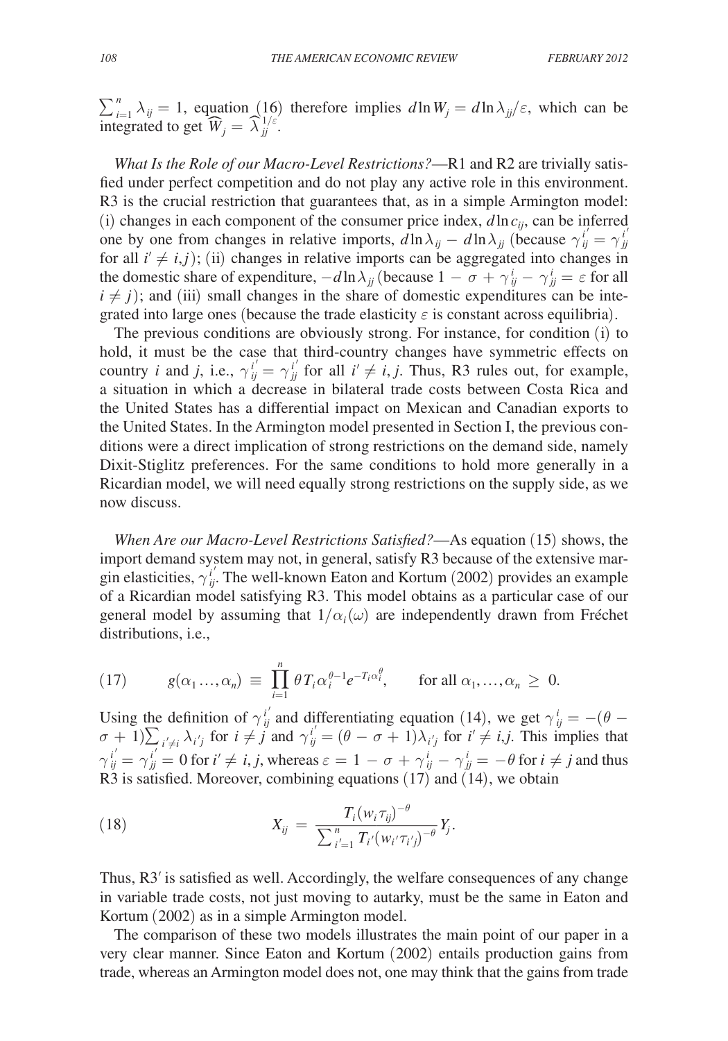$\sum_{i=1}^{n} \lambda_{ij} = 1$, equation (16) therefore implies $d \ln W_j = d \ln \lambda_{jj}/\varepsilon$, which can be integrated to get $\widehat{W}_j = \widehat{\lambda}_{jj}^{1/\varepsilon}$.

*What Is the Role of our Macro-Level Restrictions?*—R1 and R2 are trivially satisfied under perfect competition and do not play any active role in this environment. R3 is the crucial restriction that guarantees that, as in a simple Armington model: (i) changes in each component of the consumer price index, $d \ln c_{ij}$, can be inferred one by one from changes in relative imports, $d \ln \lambda_{ij} - d \ln \lambda_{jj}$ (because $\gamma_{ij}^{i'} = \gamma_{jj}^{i'}$ for all $i' \neq i, j$); (ii) changes in relative imports can be aggregated into changes in the domestic share of expenditure, $-d \ln \lambda_{jj}$ (because $1 - \sigma + \gamma_{ij}^{i} - \gamma_{jj}^{i} = \varepsilon$ for all $i \neq j$); and (iii) small changes in the share of domestic expenditures can be integrated into large ones (because the trade elasticity $\varepsilon$ is constant across equilibria).

The previous conditions are obviously strong. For instance, for condition (i) to hold, it must be the case that third-country changes have symmetric effects on country $i$ and $j$, i.e., $\gamma_{ij}^{i'} = \gamma_{jj}^{i'}$ for all $i' \neq i, j$. Thus, R3 rules out, for example, a situation in which a decrease in bilateral trade costs between Costa Rica and the United States has a differential impact on Mexican and Canadian exports to the United States. In the Armington model presented in Section I, the previous conditions were a direct implication of strong restrictions on the demand side, namely Dixit-Stiglitz preferences. For the same conditions to hold more generally in a Ricardian model, we will need equally strong restrictions on the supply side, as we now discuss.

*When Are our Macro-Level Restrictions Satisfied?*—As equation (15) shows, the import demand system may not, in general, satisfy R3 because of the extensive margin elasticities, $\gamma_{ij}^{i'}$. The well-known Eaton and Kortum (2002) provides an example of a Ricardian model satisfying R3. This model obtains as a particular case of our general model by assuming that $1/\alpha_i(\omega)$ are independently drawn from Fréchet distributions, i.e.,

$$
(17) \qquad g(\alpha_1 \ldots, \alpha_n) \equiv \prod_{i=1}^{n} \theta T_i \alpha_i^{\theta - 1} e^{-T_i \alpha_i^{\theta}}, \qquad \text{for all } \alpha_1, \ldots, \alpha_n \geq 0.
$$

Using the definition of $\gamma_{ij}^{i'}$ and differentiating equation (14), we get $\gamma_{ij}^{i} = -(\theta - \sigma + 1) \sum_{i' \neq i} \lambda_{i'j}$ for $i \neq j$ and $\gamma_{ij}^{i'} = (\theta - \sigma + 1) \lambda_{i'j}$ for $i' \neq i, j$. This implies that $\gamma_{ij}^{i'} = \gamma_{jj}^{i'} = 0$ for $i' \neq i, j$, whereas $\varepsilon = 1 - \sigma + \gamma_{ij}^{i} - \gamma_{jj}^{i} = -\theta$ for $i \neq j$ and thus R3 is satisfied. Moreover, combining equations (17) and (14), we obtain

$$
(18) \qquad X_{ij} = \frac{T_i (w_i \tau_{ij})^{-\theta}}{\sum_{i'=1}^{n} T_{i'} (w_{i'} \tau_{i'j})^{-\theta}} Y_j.
$$

Thus, R3′ is satisfied as well. Accordingly, the welfare consequences of any change in variable trade costs, not just moving to autarky, must be the same in Eaton and Kortum (2002) as in a simple Armington model.

The comparison of these two models illustrates the main point of our paper in a very clear manner. Since Eaton and Kortum (2002) entails production gains from trade, whereas an Armington model does not, one may think that the gains from trade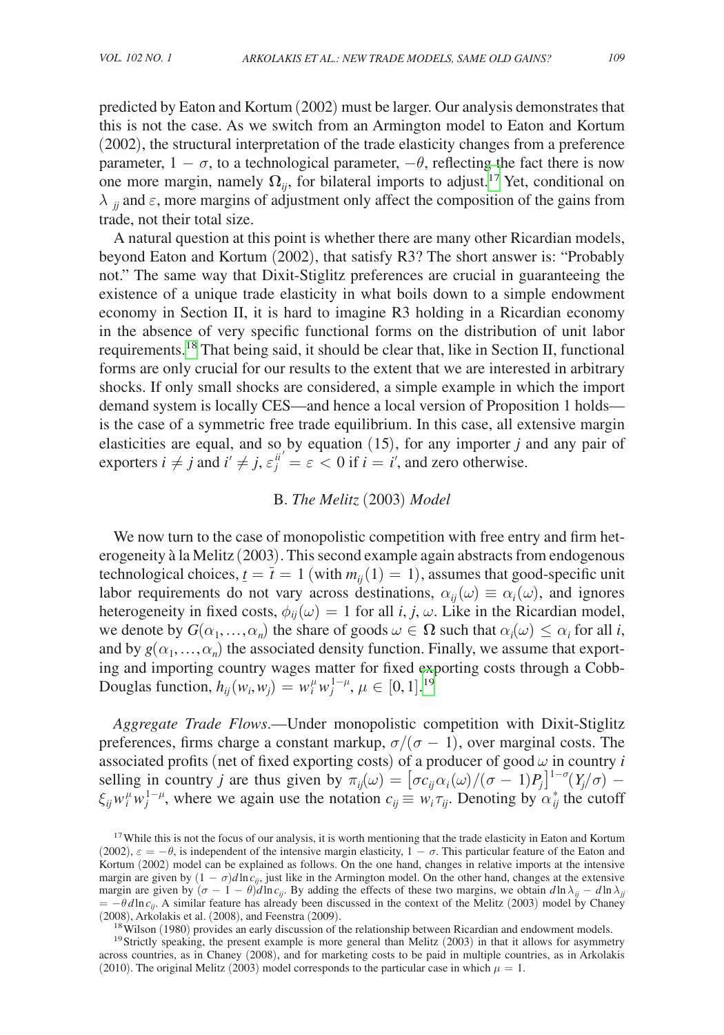predicted by Eaton and Kortum (2002) must be larger. Our analysis demonstrates that this is not the case. As we switch from an Armington model to Eaton and Kortum (2002), the structural interpretation of the trade elasticity changes from a preference parameter, $1 - \sigma$, to a technological parameter, $-\theta$, reflecting the fact there is now one more margin, namely $\Omega_{ij}$, for bilateral imports to adjust.[17] Yet, conditional on $\lambda_{jj}$ and $\varepsilon$, more margins of adjustment only affect the composition of the gains from trade, not their total size.

A natural question at this point is whether there are many other Ricardian models, beyond Eaton and Kortum (2002), that satisfy R3? The short answer is: "Probably not." The same way that Dixit-Stiglitz preferences are crucial in guaranteeing the existence of a unique trade elasticity in what boils down to a simple endowment economy in Section II, it is hard to imagine R3 holding in a Ricardian economy in the absence of very specific functional forms on the distribution of unit labor requirements.[18] That being said, it should be clear that, like in Section II, functional forms are only crucial for our results to the extent that we are interested in arbitrary shocks. If only small shocks are considered, a simple example in which the import demand system is locally CES—and hence a local version of Proposition 1 holds—is the case of a symmetric free trade equilibrium. In this case, all extensive margin elasticities are equal, and so by equation (15), for any importer $j$ and any pair of exporters $i \neq j$ and $i' \neq j$, $\varepsilon_j^{ii'} = \varepsilon < 0$ if $i = i'$, and zero otherwise.

### B. *The Melitz* (2003) *Model*

We now turn to the case of monopolistic competition with free entry and firm heterogeneity à la Melitz (2003). This second example again abstracts from endogenous technological choices, $\underline{t} = \bar{t} = 1$ (with $m_{ij}(1) = 1$), assumes that good-specific unit labor requirements do not vary across destinations, $\alpha_{ij}(\omega) \equiv \alpha_i(\omega)$, and ignores heterogeneity in fixed costs, $\phi_{ij}(\omega) = 1$ for all $i, j, \omega$. Like in the Ricardian model, we denote by $G(\alpha_1, \ldots, \alpha_n)$ the share of goods $\omega \in \Omega$ such that $\alpha_i(\omega) \leq \alpha_i$ for all $i$, and by $g(\alpha_1, \ldots, \alpha_n)$ the associated density function. Finally, we assume that exporting and importing country wages matter for fixed exporting costs through a Cobb-Douglas function, $h_{ij}(w_i, w_j) = w_i^{\mu} w_j^{1-\mu}$, $\mu \in [0, 1]$.[19]

*Aggregate Trade Flows*.—Under monopolistic competition with Dixit-Stiglitz preferences, firms charge a constant markup, $\sigma/(\sigma - 1)$, over marginal costs. The associated profits (net of fixed exporting costs) of a producer of good $\omega$ in country $i$ selling in country $j$ are thus given by $\pi_{ij}(\omega) = \left[\sigma c_{ij} \alpha_i(\omega)/(\sigma - 1) P_j\right]^{1-\sigma} (Y_j/\sigma) - \xi_{ij} w_i^{\mu} w_j^{1-\mu}$, where we again use the notation $c_{ij} \equiv w_i \tau_{ij}$. Denoting by $\alpha_{ij}^*$ the cutoff

[17] While this is not the focus of our analysis, it is worth mentioning that the trade elasticity in Eaton and Kortum (2002), $\varepsilon = -\theta$, is independent of the intensive margin elasticity, $1 - \sigma$. This particular feature of the Eaton and Kortum (2002) model can be explained as follows. On the one hand, changes in relative imports at the intensive margin are given by $(1 - \sigma) d\ln c_{ij}$, just like in the Armington model. On the other hand, changes at the extensive margin are given by $(\sigma - 1 - \theta) d\ln c_{ij}$. By adding the effects of these two margins, we obtain $d\ln\lambda_{ij} - d\ln\lambda_{jj} = -\theta\, d\ln c_{ij}$. A similar feature has already been discussed in the context of the Melitz (2003) model by Chaney (2008), Arkolakis et al. (2008), and Feenstra (2009).

[18] Wilson (1980) provides an early discussion of the relationship between Ricardian and endowment models.

[19] Strictly speaking, the present example is more general than Melitz (2003) in that it allows for asymmetry across countries, as in Chaney (2008), and for marketing costs to be paid in multiple countries, as in Arkolakis (2010). The original Melitz (2003) model corresponds to the particular case in which $\mu = 1$.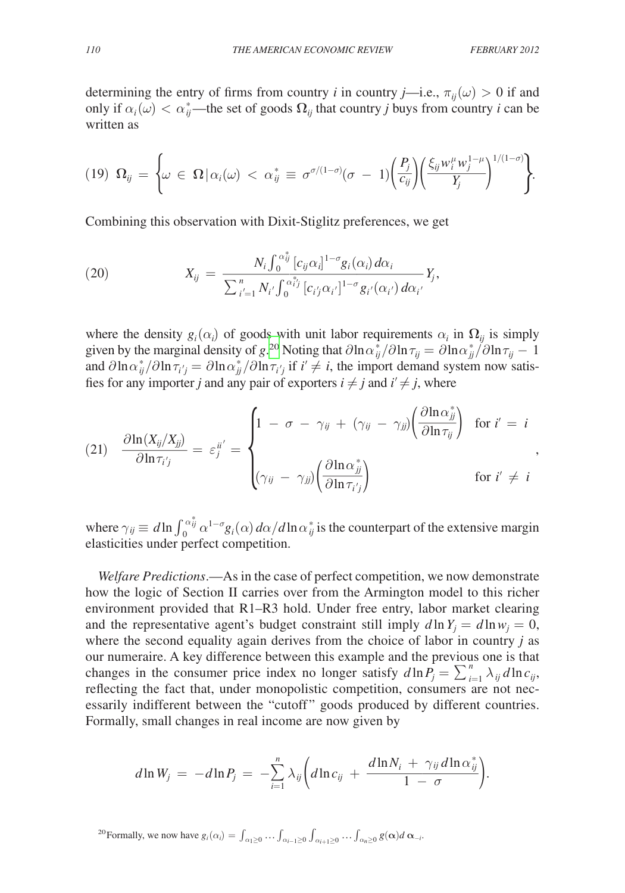determining the entry of firms from country $i$ in country $j$—i.e., $\pi_{ij}(\omega) > 0$ if and only if $\alpha_i(\omega) < \alpha_{ij}^*$—the set of goods $\boldsymbol{\Omega}_{ij}$ that country $j$ buys from country $i$ can be written as

$$(19)\quad \boldsymbol{\Omega}_{ij} = \left\{ \omega \in \boldsymbol{\Omega} \,|\, \alpha_i(\omega) < \alpha_{ij}^* \equiv \sigma^{\sigma/(1-\sigma)}(\sigma - 1)\left(\frac{P_j}{c_{ij}}\right)\left(\frac{\xi_{ij} w_i^{\mu} w_j^{1-\mu}}{Y_j}\right)^{1/(1-\sigma)} \right\}.$$

Combining this observation with Dixit-Stiglitz preferences, we get

$$(20)\qquad X_{ij} = \frac{N_i \int_0^{\alpha_{ij}^*} [c_{ij}\alpha_i]^{1-\sigma} g_i(\alpha_i)\, d\alpha_i}{\sum_{i'=1}^{n} N_{i'} \int_0^{\alpha_{i'j}^*} [c_{i'j}\alpha_{i'}]^{1-\sigma} g_{i'}(\alpha_{i'})\, d\alpha_{i'}} Y_j,$$

where the density $g_i(\alpha_i)$ of goods with unit labor requirements $\alpha_i$ in $\boldsymbol{\Omega}_{ij}$ is simply given by the marginal density of $g$.[20] Noting that $\partial \ln \alpha_{ij}^* / \partial \ln \tau_{ij} = \partial \ln \alpha_{jj}^* / \partial \ln \tau_{ij} - 1$ and $\partial \ln \alpha_{ij}^* / \partial \ln \tau_{i'j} = \partial \ln \alpha_{jj}^* / \partial \ln \tau_{i'j}$ if $i' \neq i$, the import demand system now satisfies for any importer $j$ and any pair of exporters $i \neq j$ and $i' \neq j$, where

$$(21)\quad \frac{\partial \ln (X_{ij}/X_{jj})}{\partial \ln \tau_{i'j}} = \varepsilon_j^{ii'} = \begin{cases} 1 - \sigma - \gamma_{ij} + (\gamma_{ij} - \gamma_{jj})\left(\dfrac{\partial \ln \alpha_{jj}^*}{\partial \ln \tau_{ij}}\right) & \text{for } i' = i \\[2ex] (\gamma_{ij} - \gamma_{jj})\left(\dfrac{\partial \ln \alpha_{jj}^*}{\partial \ln \tau_{i'j}}\right) & \text{for } i' \neq i \end{cases},$$

where $\gamma_{ij} \equiv d \ln \int_0^{\alpha_{ij}^*} \alpha^{1-\sigma} g_i(\alpha)\, d\alpha / d \ln \alpha_{ij}^*$ is the counterpart of the extensive margin elasticities under perfect competition.

*Welfare Predictions*.—As in the case of perfect competition, we now demonstrate how the logic of Section II carries over from the Armington model to this richer environment provided that R1–R3 hold. Under free entry, labor market clearing and the representative agent's budget constraint still imply $d \ln Y_j = d \ln w_j = 0$, where the second equality again derives from the choice of labor in country $j$ as our numeraire. A key difference between this example and the previous one is that changes in the consumer price index no longer satisfy $d \ln P_j = \sum_{i=1}^{n} \lambda_{ij}\, d \ln c_{ij}$, reflecting the fact that, under monopolistic competition, consumers are not necessarily indifferent between the "cutoff" goods produced by different countries. Formally, small changes in real income are now given by

$$d \ln W_j = -d \ln P_j = -\sum_{i=1}^{n} \lambda_{ij}\left(d \ln c_{ij} + \frac{d \ln N_i + \gamma_{ij}\, d \ln \alpha_{ij}^*}{1 - \sigma}\right).$$

[20] Formally, we now have $g_i(\alpha_i) = \int_{\alpha_1 \geq 0} \dots \int_{\alpha_{i-1} \geq 0} \int_{\alpha_{i+1} \geq 0} \dots \int_{\alpha_n \geq 0} g(\boldsymbol{\alpha}) d\, \boldsymbol{\alpha}_{-i}$.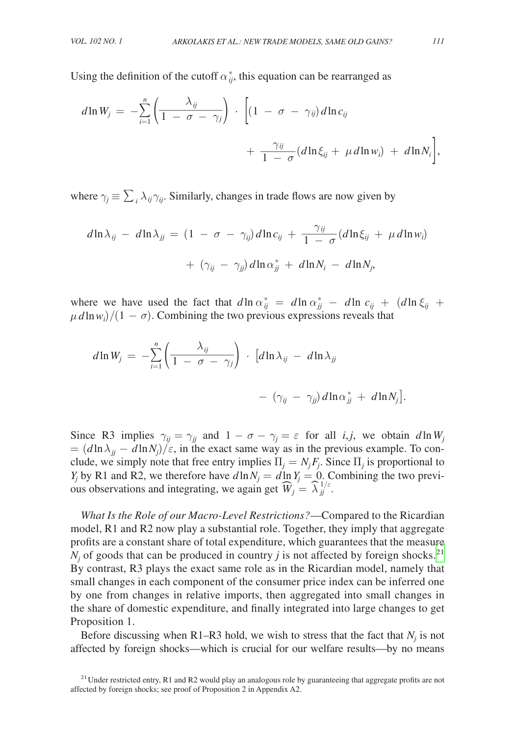Using the definition of the cutoff $\alpha^*_{ij}$, this equation can be rearranged as

$$d\ln W_j = -\sum_{i=1}^{n} \left( \frac{\lambda_{ij}}{1 - \sigma - \gamma_j} \right) \cdot \left[ (1 - \sigma - \gamma_{ij})\, d\ln c_{ij} + \frac{\gamma_{ij}}{1 - \sigma} (d\ln \xi_{ij} + \mu\, d\ln w_i) + d\ln N_i \right],$$

where $\gamma_j \equiv \sum_i \lambda_{ij} \gamma_{ij}$. Similarly, changes in trade flows are now given by

$$d\ln \lambda_{ij} - d\ln \lambda_{jj} = (1 - \sigma - \gamma_{ij})\, d\ln c_{ij} + \frac{\gamma_{ij}}{1 - \sigma} (d\ln \xi_{ij} + \mu\, d\ln w_i) + (\gamma_{ij} - \gamma_{jj})\, d\ln \alpha^*_{jj} + d\ln N_i - d\ln N_j,$$

where we have used the fact that $d\ln \alpha^*_{ij} = d\ln \alpha^*_{jj} - d\ln c_{ij} + (d\ln \xi_{ij} + \mu\, d\ln w_i)/(1 - \sigma)$. Combining the two previous expressions reveals that

$$d\ln W_j = -\sum_{i=1}^{n} \left( \frac{\lambda_{ij}}{1 - \sigma - \gamma_j} \right) \cdot \left[ d\ln \lambda_{ij} - d\ln \lambda_{jj} - (\gamma_{ij} - \gamma_{jj})\, d\ln \alpha^*_{jj} + d\ln N_j \right].$$

Since R3 implies $\gamma_{ij} = \gamma_{jj}$ and $1 - \sigma - \gamma_j = \varepsilon$ for all $i,j$, we obtain $d\ln W_j = (d\ln \lambda_{jj} - d\ln N_j)/\varepsilon$, in the exact same way as in the previous example. To conclude, we simply note that free entry implies $\Pi_j = N_j F_j$. Since $\Pi_j$ is proportional to $Y_j$ by R1 and R2, we therefore have $d\ln N_j = d\ln Y_j = 0$. Combining the two previous observations and integrating, we again get $\widehat{W}_j = \widehat{\lambda}_{jj}^{1/\varepsilon}$.

*What Is the Role of our Macro-Level Restrictions?*—Compared to the Ricardian model, R1 and R2 now play a substantial role. Together, they imply that aggregate profits are a constant share of total expenditure, which guarantees that the measure $N_j$ of goods that can be produced in country $j$ is not affected by foreign shocks.[21] By contrast, R3 plays the exact same role as in the Ricardian model, namely that small changes in each component of the consumer price index can be inferred one by one from changes in relative imports, then aggregated into small changes in the share of domestic expenditure, and finally integrated into large changes to get Proposition 1.

Before discussing when R1–R3 hold, we wish to stress that the fact that $N_j$ is not affected by foreign shocks—which is crucial for our welfare results—by no means

[21] Under restricted entry, R1 and R2 would play an analogous role by guaranteeing that aggregate profits are not affected by foreign shocks; see proof of Proposition 2 in Appendix A2.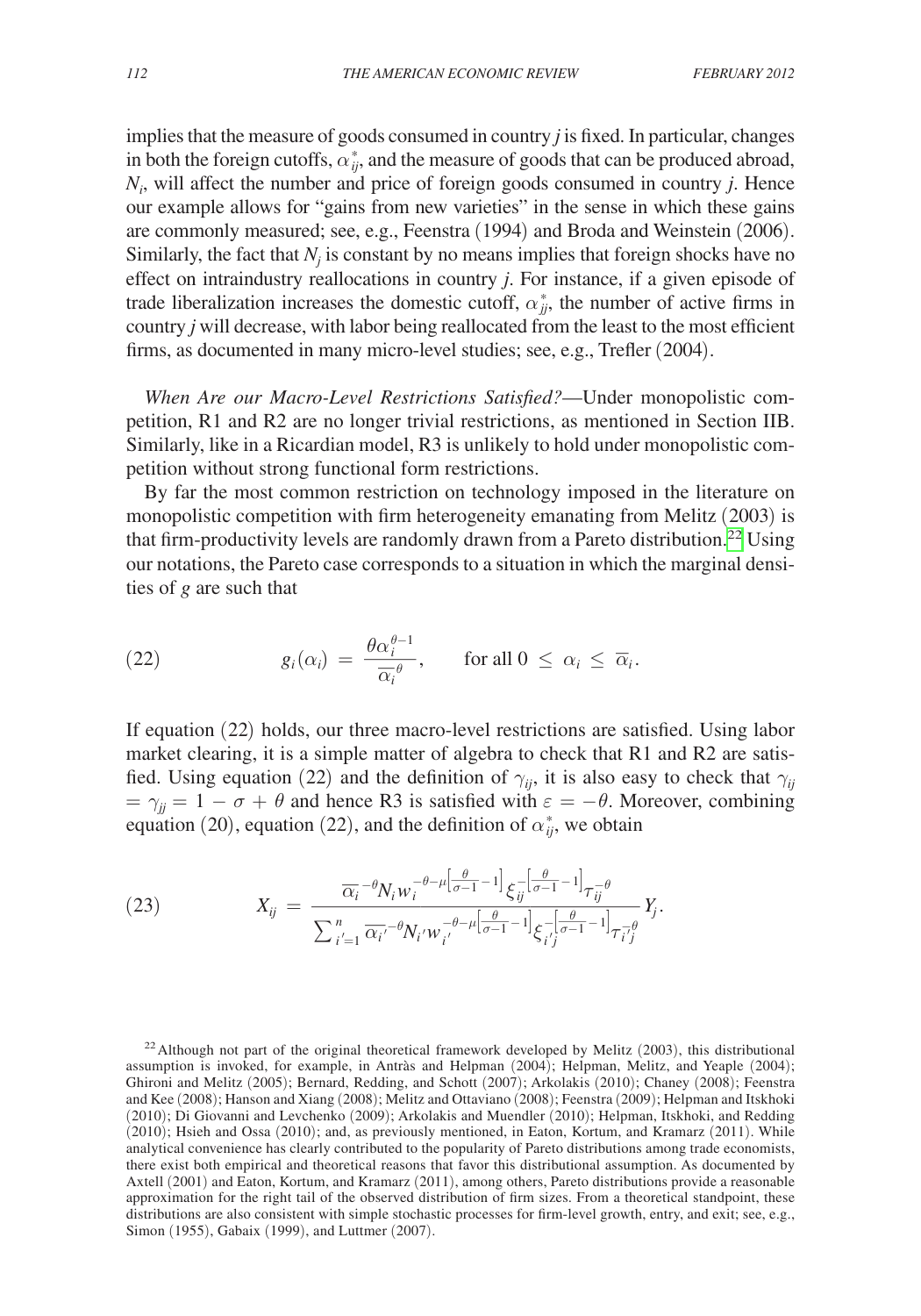implies that the measure of goods consumed in country $j$ is fixed. In particular, changes in both the foreign cutoffs, $\alpha_{ij}^*$, and the measure of goods that can be produced abroad, $N_i$, will affect the number and price of foreign goods consumed in country $j$. Hence our example allows for "gains from new varieties" in the sense in which these gains are commonly measured; see, e.g., Feenstra (1994) and Broda and Weinstein (2006). Similarly, the fact that $N_j$ is constant by no means implies that foreign shocks have no effect on intraindustry reallocations in country $j$. For instance, if a given episode of trade liberalization increases the domestic cutoff, $\alpha_{jj}^*$, the number of active firms in country $j$ will decrease, with labor being reallocated from the least to the most efficient firms, as documented in many micro-level studies; see, e.g., Trefler (2004).

*When Are our Macro-Level Restrictions Satisfied?*—Under monopolistic competition, R1 and R2 are no longer trivial restrictions, as mentioned in Section IIB. Similarly, like in a Ricardian model, R3 is unlikely to hold under monopolistic competition without strong functional form restrictions.

By far the most common restriction on technology imposed in the literature on monopolistic competition with firm heterogeneity emanating from Melitz (2003) is that firm-productivity levels are randomly drawn from a Pareto distribution.[22] Using our notations, the Pareto case corresponds to a situation in which the marginal densities of $g$ are such that

$$(22) \qquad g_i(\alpha_i) = \frac{\theta \alpha_i^{\theta-1}}{\overline{\alpha}_i^{\theta}}, \qquad \text{for all } 0 \leq \alpha_i \leq \overline{\alpha}_i.$$

If equation (22) holds, our three macro-level restrictions are satisfied. Using labor market clearing, it is a simple matter of algebra to check that R1 and R2 are satisfied. Using equation (22) and the definition of $\gamma_{ij}$, it is also easy to check that $\gamma_{ij} = \gamma_{jj} = 1 - \sigma + \theta$ and hence R3 is satisfied with $\varepsilon = -\theta$. Moreover, combining equation (20), equation (22), and the definition of $\alpha_{ij}^*$, we obtain

$$(23) \qquad X_{ij} = \frac{\overline{\alpha}_i^{-\theta} N_i w_i^{-\theta-\mu\left[\frac{\theta}{\sigma-1}-1\right]} \xi_{ij}^{-\left[\frac{\theta}{\sigma-1}-1\right]} \tau_{ij}^{-\theta}}{\sum_{i'=1}^{n} \overline{\alpha}_{i'}^{-\theta} N_{i'} w_{i'}^{-\theta-\mu\left[\frac{\theta}{\sigma-1}-1\right]} \xi_{i'j}^{-\left[\frac{\theta}{\sigma-1}-1\right]} \tau_{i'j}^{-\theta}} Y_j.$$

[22] Although not part of the original theoretical framework developed by Melitz (2003), this distributional assumption is invoked, for example, in Antràs and Helpman (2004); Helpman, Melitz, and Yeaple (2004); Ghironi and Melitz (2005); Bernard, Redding, and Schott (2007); Arkolakis (2010); Chaney (2008); Feenstra and Kee (2008); Hanson and Xiang (2008); Melitz and Ottaviano (2008); Feenstra (2009); Helpman and Itskhoki (2010); Di Giovanni and Levchenko (2009); Arkolakis and Muendler (2010); Helpman, Itskhoki, and Redding (2010); Hsieh and Ossa (2010); and, as previously mentioned, in Eaton, Kortum, and Kramarz (2011). While analytical convenience has clearly contributed to the popularity of Pareto distributions among trade economists, there exist both empirical and theoretical reasons that favor this distributional assumption. As documented by Axtell (2001) and Eaton, Kortum, and Kramarz (2011), among others, Pareto distributions provide a reasonable approximation for the right tail of the observed distribution of firm sizes. From a theoretical standpoint, these distributions are also consistent with simple stochastic processes for firm-level growth, entry, and exit; see, e.g., Simon (1955), Gabaix (1999), and Luttmer (2007).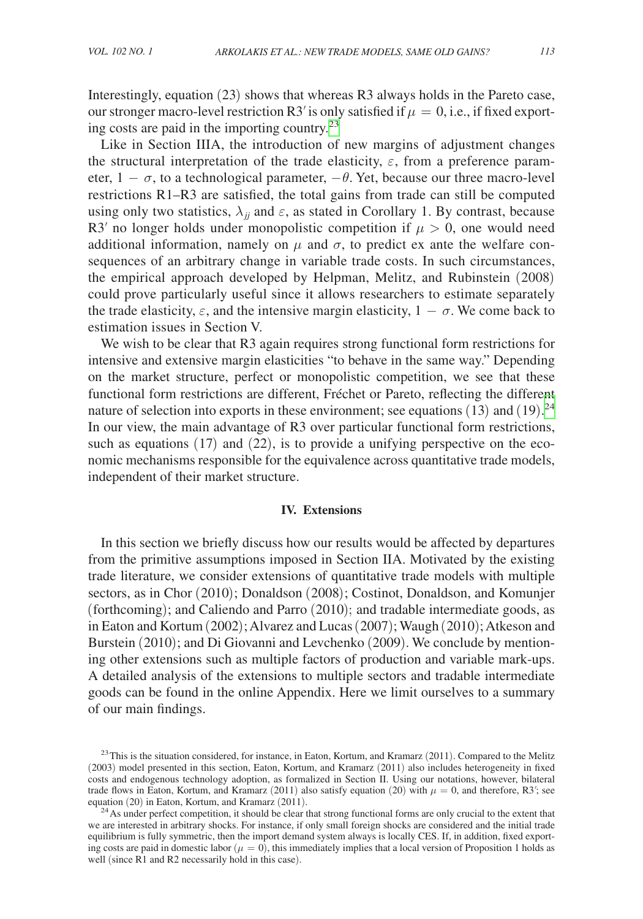Interestingly, equation (23) shows that whereas R3 always holds in the Pareto case, our stronger macro-level restriction R3′ is only satisfied if $\mu = 0$, i.e., if fixed exporting costs are paid in the importing country.[23]

Like in Section IIIA, the introduction of new margins of adjustment changes the structural interpretation of the trade elasticity, $\varepsilon$, from a preference parameter, $1 - \sigma$, to a technological parameter, $-\theta$. Yet, because our three macro-level restrictions R1–R3 are satisfied, the total gains from trade can still be computed using only two statistics, $\lambda_{jj}$ and $\varepsilon$, as stated in Corollary 1. By contrast, because R3′ no longer holds under monopolistic competition if $\mu > 0$, one would need additional information, namely on $\mu$ and $\sigma$, to predict ex ante the welfare consequences of an arbitrary change in variable trade costs. In such circumstances, the empirical approach developed by Helpman, Melitz, and Rubinstein (2008) could prove particularly useful since it allows researchers to estimate separately the trade elasticity, $\varepsilon$, and the intensive margin elasticity, $1 - \sigma$. We come back to estimation issues in Section V.

We wish to be clear that R3 again requires strong functional form restrictions for intensive and extensive margin elasticities "to behave in the same way." Depending on the market structure, perfect or monopolistic competition, we see that these functional form restrictions are different, Fréchet or Pareto, reflecting the different nature of selection into exports in these environment; see equations (13) and (19).[24] In our view, the main advantage of R3 over particular functional form restrictions, such as equations (17) and (22), is to provide a unifying perspective on the economic mechanisms responsible for the equivalence across quantitative trade models, independent of their market structure.

## IV. Extensions

In this section we briefly discuss how our results would be affected by departures from the primitive assumptions imposed in Section IIA. Motivated by the existing trade literature, we consider extensions of quantitative trade models with multiple sectors, as in Chor (2010); Donaldson (2008); Costinot, Donaldson, and Komunjer (forthcoming); and Caliendo and Parro (2010); and tradable intermediate goods, as in Eaton and Kortum (2002); Alvarez and Lucas (2007); Waugh (2010); Atkeson and Burstein (2010); and Di Giovanni and Levchenko (2009). We conclude by mentioning other extensions such as multiple factors of production and variable mark-ups. A detailed analysis of the extensions to multiple sectors and tradable intermediate goods can be found in the online Appendix. Here we limit ourselves to a summary of our main findings.

[23] This is the situation considered, for instance, in Eaton, Kortum, and Kramarz (2011). Compared to the Melitz (2003) model presented in this section, Eaton, Kortum, and Kramarz (2011) also includes heterogeneity in fixed costs and endogenous technology adoption, as formalized in Section II. Using our notations, however, bilateral trade flows in Eaton, Kortum, and Kramarz (2011) also satisfy equation (20) with $\mu = 0$, and therefore, R3′; see equation (20) in Eaton, Kortum, and Kramarz (2011).

[24] As under perfect competition, it should be clear that strong functional forms are only crucial to the extent that we are interested in arbitrary shocks. For instance, if only small foreign shocks are considered and the initial trade equilibrium is fully symmetric, then the import demand system always is locally CES. If, in addition, fixed exporting costs are paid in domestic labor ($\mu = 0$), this immediately implies that a local version of Proposition 1 holds as well (since R1 and R2 necessarily hold in this case).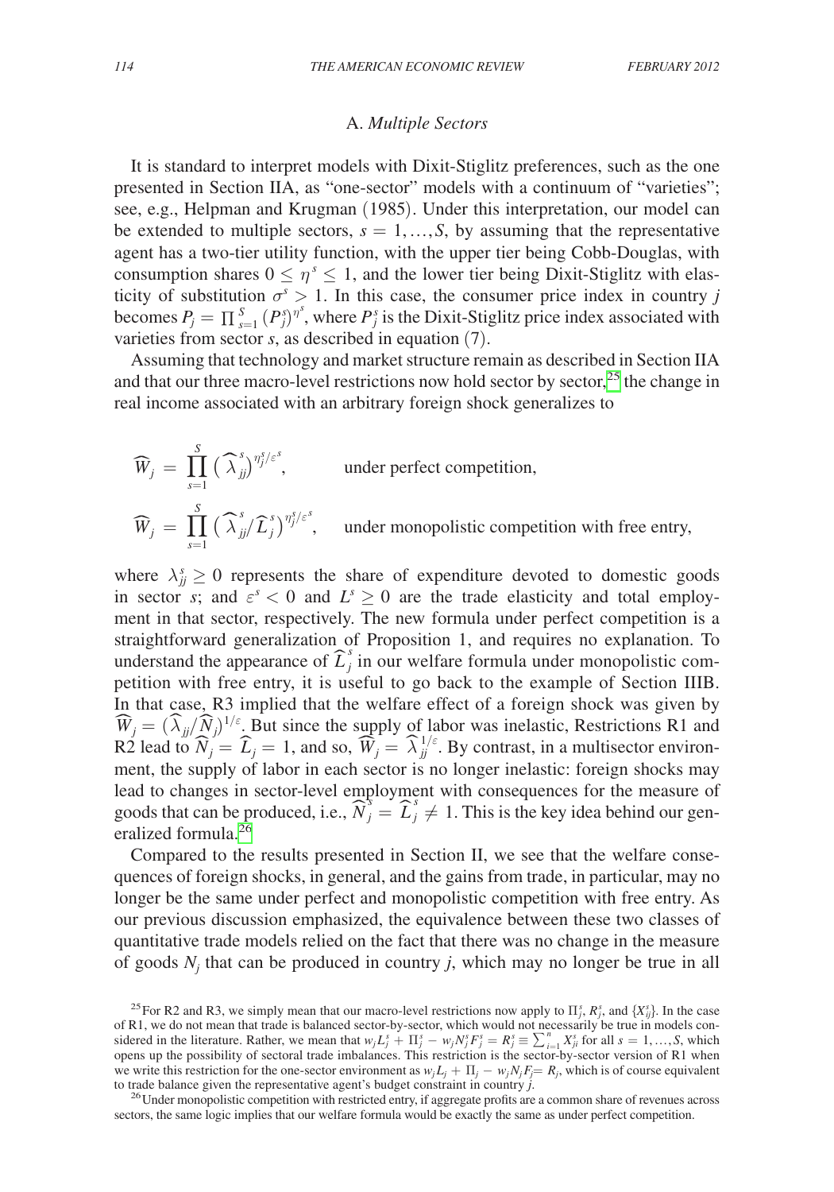### A. *Multiple Sectors*

It is standard to interpret models with Dixit-Stiglitz preferences, such as the one presented in Section IIA, as "one-sector" models with a continuum of "varieties"; see, e.g., Helpman and Krugman (1985). Under this interpretation, our model can be extended to multiple sectors, $s = 1, \ldots, S$, by assuming that the representative agent has a two-tier utility function, with the upper tier being Cobb-Douglas, with consumption shares $0 \leq \eta^s \leq 1$, and the lower tier being Dixit-Stiglitz with elasticity of substitution $\sigma^s > 1$. In this case, the consumer price index in country $j$ becomes $P_j = \prod_{s=1}^{S} (P_j^s)^{\eta^s}$, where $P_j^s$ is the Dixit-Stiglitz price index associated with varieties from sector $s$, as described in equation (7).

Assuming that technology and market structure remain as described in Section IIA and that our three macro-level restrictions now hold sector by sector,[25] the change in real income associated with an arbitrary foreign shock generalizes to

$$\widehat{W}_j = \prod_{s=1}^{S} \left(\widehat{\lambda}_{jj}^s\right)^{\eta_j^s/\varepsilon^s}, \qquad \text{under perfect competition,}$$

$$\widehat{W}_j = \prod_{s=1}^{S} \left(\widehat{\lambda}_{jj}^s / \widehat{L}_j^s\right)^{\eta_j^s/\varepsilon^s}, \qquad \text{under monopolistic competition with free entry,}$$

where $\lambda_{jj}^s \geq 0$ represents the share of expenditure devoted to domestic goods in sector $s$; and $\varepsilon^s < 0$ and $L^s \geq 0$ are the trade elasticity and total employment in that sector, respectively. The new formula under perfect competition is a straightforward generalization of Proposition 1, and requires no explanation. To understand the appearance of $\widehat{L}_j^s$ in our welfare formula under monopolistic competition with free entry, it is useful to go back to the example of Section IIIB. In that case, R3 implied that the welfare effect of a foreign shock was given by $\widehat{W}_j = (\widehat{\lambda}_{jj}/\widehat{N}_j)^{1/\varepsilon}$. But since the supply of labor was inelastic, Restrictions R1 and R2 lead to $\widehat{N}_j = \widehat{L}_j = 1$, and so, $\widehat{W}_j = \widehat{\lambda}_{jj}^{1/\varepsilon}$. By contrast, in a multisector environment, the supply of labor in each sector is no longer inelastic: foreign shocks may lead to changes in sector-level employment with consequences for the measure of goods that can be produced, i.e., $\widehat{N}_j^s = \widehat{L}_j^s \neq 1$. This is the key idea behind our generalized formula.[26]

Compared to the results presented in Section II, we see that the welfare consequences of foreign shocks, in general, and the gains from trade, in particular, may no longer be the same under perfect and monopolistic competition with free entry. As our previous discussion emphasized, the equivalence between these two classes of quantitative trade models relied on the fact that there was no change in the measure of goods $N_j$ that can be produced in country $j$, which may no longer be true in all

[25] For R2 and R3, we simply mean that our macro-level restrictions now apply to $\Pi_j^s$, $R_j^s$, and $\{X_{ij}^s\}$. In the case of R1, we do not mean that trade is balanced sector-by-sector, which would not necessarily be true in models considered in the literature. Rather, we mean that $w_j L_j^s + \Pi_j^s - w_j N_j^s F_j^s = R_j^s \equiv \sum_{i=1}^{n} X_{ji}^s$ for all $s = 1, \ldots, S$, which opens up the possibility of sectoral trade imbalances. This restriction is the sector-by-sector version of R1 when we write this restriction for the one-sector environment as $w_j L_j + \Pi_j - w_j N_j F_j = R_j$, which is of course equivalent to trade balance given the representative agent's budget constraint in country $j$.

[26] Under monopolistic competition with restricted entry, if aggregate profits are a common share of revenues across sectors, the same logic implies that our welfare formula would be exactly the same as under perfect competition.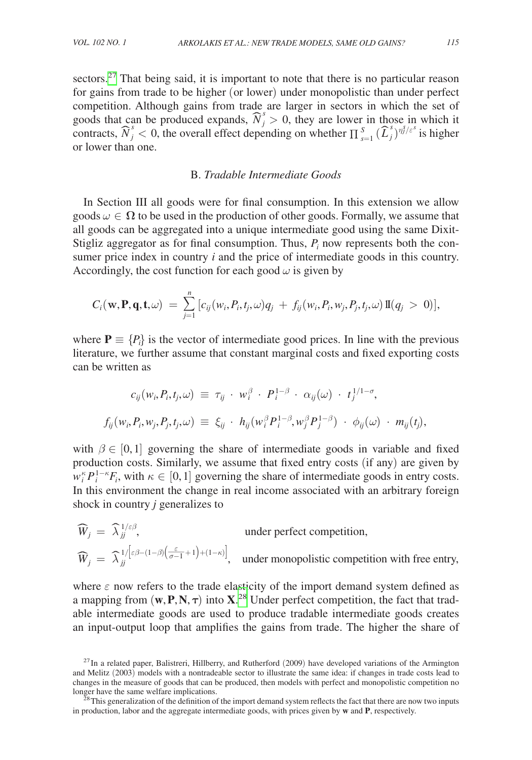sectors.[27] That being said, it is important to note that there is no particular reason for gains from trade to be higher (or lower) under monopolistic than under perfect competition. Although gains from trade are larger in sectors in which the set of goods that can be produced expands, $\widehat{N}_j^s > 0$, they are lower in those in which it contracts, $\widehat{N}_j^s < 0$, the overall effect depending on whether $\prod_{s=1}^{S} (\widehat{L}_j^s)^{\eta_j^s/\varepsilon^s}$ is higher or lower than one.

### B. *Tradable Intermediate Goods*

In Section III all goods were for final consumption. In this extension we allow goods $\omega \in \mathbf{\Omega}$ to be used in the production of other goods. Formally, we assume that all goods can be aggregated into a unique intermediate good using the same Dixit-Stiglitz aggregator as for final consumption. Thus, $P_i$ now represents both the consumer price index in country $i$ and the price of intermediate goods in this country. Accordingly, the cost function for each good $\omega$ is given by

$$C_i(\mathbf{w}, \mathbf{P}, \mathbf{q}, \mathbf{t}, \omega) = \sum_{j=1}^{n} [c_{ij}(w_i, P_i, t_j, \omega) q_j + f_{ij}(w_i, P_i, w_j, P_j, t_j, \omega) \mathbb{I}(q_j > 0)],$$

where $\mathbf{P} \equiv \{P_i\}$ is the vector of intermediate good prices. In line with the previous literature, we further assume that constant marginal costs and fixed exporting costs can be written as

$$c_{ij}(w_i, P_i, t_j, \omega) \equiv \tau_{ij} \cdot w_i^{\beta} \cdot P_i^{1-\beta} \cdot \alpha_{ij}(\omega) \cdot t_j^{1/1-\sigma},$$

$$f_{ij}(w_i, P_i, w_j, P_j, t_j, \omega) \equiv \xi_{ij} \cdot h_{ij}(w_i^{\beta} P_i^{1-\beta}, w_j^{\beta} P_j^{1-\beta}) \cdot \phi_{ij}(\omega) \cdot m_{ij}(t_j),$$

with $\beta \in [0,1]$ governing the share of intermediate goods in variable and fixed production costs. Similarly, we assume that fixed entry costs (if any) are given by $w_i^{\kappa} P_i^{1-\kappa} F_i$, with $\kappa \in [0,1]$ governing the share of intermediate goods in entry costs. In this environment the change in real income associated with an arbitrary foreign shock in country $j$ generalizes to

$$\widehat{W}_j = \widehat{\lambda}_{jj}^{1/\varepsilon\beta}, \qquad \text{under perfect competition,}$$

$$\widehat{W}_j = \widehat{\lambda}_{jj}^{1/\left[\varepsilon\beta - (1-\beta)\left(\frac{\varepsilon}{\sigma-1}+1\right) + (1-\kappa)\right]}, \quad \text{under monopolistic competition with free entry,}$$

where $\varepsilon$ now refers to the trade elasticity of the import demand system defined as a mapping from $(\mathbf{w}, \mathbf{P}, \mathbf{N}, \boldsymbol{\tau})$ into $\mathbf{X}$.[28] Under perfect competition, the fact that tradable intermediate goods are used to produce tradable intermediate goods creates an input-output loop that amplifies the gains from trade. The higher the share of

[27] In a related paper, Balistreri, Hillberry, and Rutherford (2009) have developed variations of the Armington and Melitz (2003) models with a nontradeable sector to illustrate the same idea: if changes in trade costs lead to changes in the measure of goods that can be produced, then models with perfect and monopolistic competition no longer have the same welfare implications.

[28] This generalization of the definition of the import demand system reflects the fact that there are now two inputs in production, labor and the aggregate intermediate goods, with prices given by $\mathbf{w}$ and $\mathbf{P}$, respectively.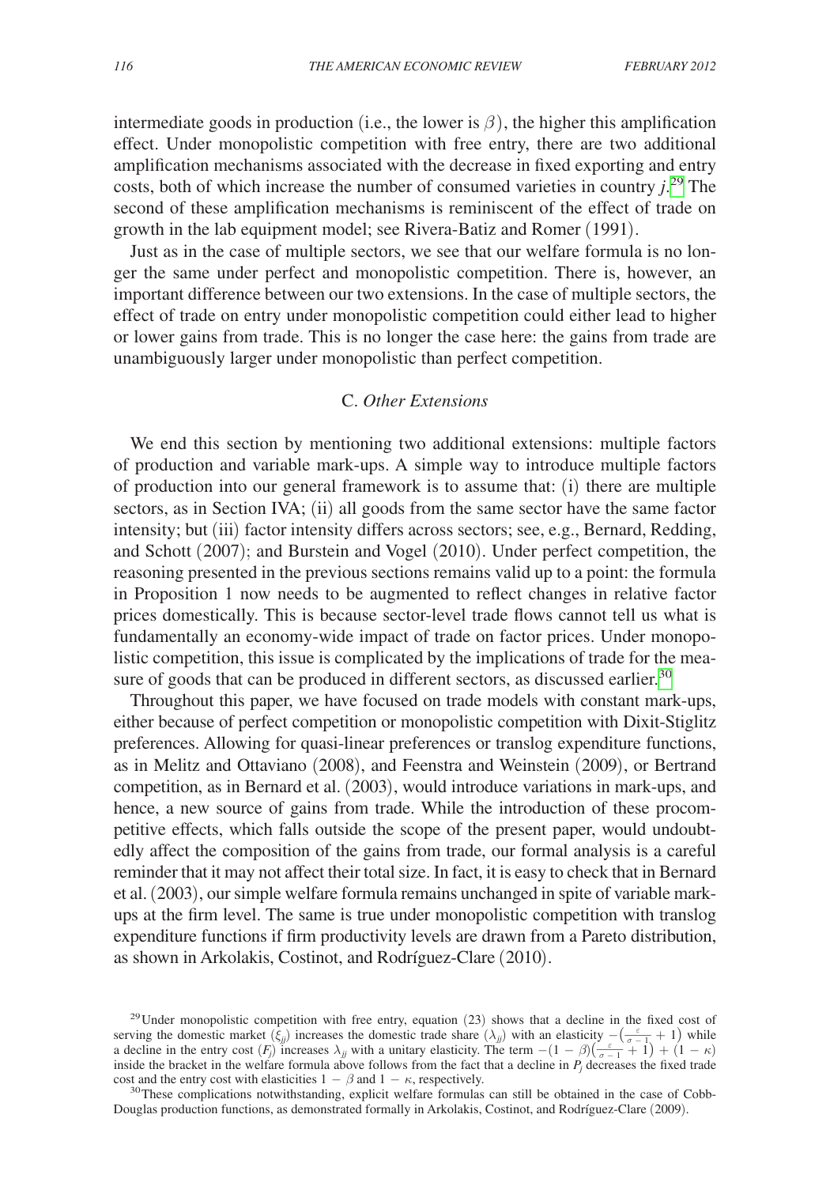intermediate goods in production (i.e., the lower is $\beta$), the higher this amplification effect. Under monopolistic competition with free entry, there are two additional amplification mechanisms associated with the decrease in fixed exporting and entry costs, both of which increase the number of consumed varieties in country $j$.[29] The second of these amplification mechanisms is reminiscent of the effect of trade on growth in the lab equipment model; see Rivera-Batiz and Romer (1991).

Just as in the case of multiple sectors, we see that our welfare formula is no longer the same under perfect and monopolistic competition. There is, however, an important difference between our two extensions. In the case of multiple sectors, the effect of trade on entry under monopolistic competition could either lead to higher or lower gains from trade. This is no longer the case here: the gains from trade are unambiguously larger under monopolistic than perfect competition.

### C. *Other Extensions*

We end this section by mentioning two additional extensions: multiple factors of production and variable mark-ups. A simple way to introduce multiple factors of production into our general framework is to assume that: (i) there are multiple sectors, as in Section IVA; (ii) all goods from the same sector have the same factor intensity; but (iii) factor intensity differs across sectors; see, e.g., Bernard, Redding, and Schott (2007); and Burstein and Vogel (2010). Under perfect competition, the reasoning presented in the previous sections remains valid up to a point: the formula in Proposition 1 now needs to be augmented to reflect changes in relative factor prices domestically. This is because sector-level trade flows cannot tell us what is fundamentally an economy-wide impact of trade on factor prices. Under monopolistic competition, this issue is complicated by the implications of trade for the measure of goods that can be produced in different sectors, as discussed earlier.[30]

Throughout this paper, we have focused on trade models with constant mark-ups, either because of perfect competition or monopolistic competition with Dixit-Stiglitz preferences. Allowing for quasi-linear preferences or translog expenditure functions, as in Melitz and Ottaviano (2008), and Feenstra and Weinstein (2009), or Bertrand competition, as in Bernard et al. (2003), would introduce variations in mark-ups, and hence, a new source of gains from trade. While the introduction of these procompetitive effects, which falls outside the scope of the present paper, would undoubtedly affect the composition of the gains from trade, our formal analysis is a careful reminder that it may not affect their total size. In fact, it is easy to check that in Bernard et al. (2003), our simple welfare formula remains unchanged in spite of variable markups at the firm level. The same is true under monopolistic competition with translog expenditure functions if firm productivity levels are drawn from a Pareto distribution, as shown in Arkolakis, Costinot, and Rodríguez-Clare (2010).

[29] Under monopolistic competition with free entry, equation (23) shows that a decline in the fixed cost of serving the domestic market ($\xi_{jj}$) increases the domestic trade share ($\lambda_{jj}$) with an elasticity $-\left(\frac{\varepsilon}{\sigma - 1} + 1\right)$ while a decline in the entry cost ($F_j$) increases $\lambda_{jj}$ with a unitary elasticity. The term $-(1 - \beta)\left(\frac{\varepsilon}{\sigma - 1} + 1\right) + (1 - \kappa)$ inside the bracket in the welfare formula above follows from the fact that a decline in $P_j$ decreases the fixed trade cost and the entry cost with elasticities $1 - \beta$ and $1 - \kappa$, respectively.

[30] These complications notwithstanding, explicit welfare formulas can still be obtained in the case of Cobb-Douglas production functions, as demonstrated formally in Arkolakis, Costinot, and Rodríguez-Clare (2009).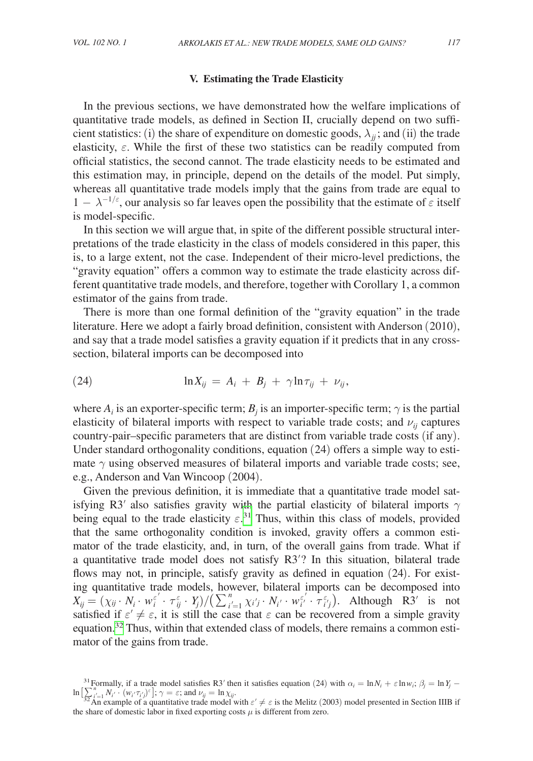### V. Estimating the Trade Elasticity

In the previous sections, we have demonstrated how the welfare implications of quantitative trade models, as defined in Section II, crucially depend on two sufficient statistics: (i) the share of expenditure on domestic goods, $\lambda_{jj}$; and (ii) the trade elasticity, $\varepsilon$. While the first of these two statistics can be readily computed from official statistics, the second cannot. The trade elasticity needs to be estimated and this estimation may, in principle, depend on the details of the model. Put simply, whereas all quantitative trade models imply that the gains from trade are equal to $1 - \lambda^{-1/\varepsilon}$, our analysis so far leaves open the possibility that the estimate of $\varepsilon$ itself is model-specific.

In this section we will argue that, in spite of the different possible structural interpretations of the trade elasticity in the class of models considered in this paper, this is, to a large extent, not the case. Independent of their micro-level predictions, the "gravity equation" offers a common way to estimate the trade elasticity across different quantitative trade models, and therefore, together with Corollary 1, a common estimator of the gains from trade.

There is more than one formal definition of the "gravity equation" in the trade literature. Here we adopt a fairly broad definition, consistent with Anderson (2010), and say that a trade model satisfies a gravity equation if it predicts that in any cross-section, bilateral imports can be decomposed into

$$\ln X_{ij} = A_i + B_j + \gamma \ln \tau_{ij} + \nu_{ij}, \tag{24}$$

where $A_i$ is an exporter-specific term; $B_j$ is an importer-specific term; $\gamma$ is the partial elasticity of bilateral imports with respect to variable trade costs; and $\nu_{ij}$ captures country-pair–specific parameters that are distinct from variable trade costs (if any). Under standard orthogonality conditions, equation (24) offers a simple way to estimate $\gamma$ using observed measures of bilateral imports and variable trade costs; see, e.g., Anderson and Van Wincoop (2004).

Given the previous definition, it is immediate that a quantitative trade model satisfying R3$'$ also satisfies gravity with the partial elasticity of bilateral imports $\gamma$ being equal to the trade elasticity $\varepsilon$.[31] Thus, within this class of models, provided that the same orthogonality condition is invoked, gravity offers a common estimator of the trade elasticity, and, in turn, of the overall gains from trade. What if a quantitative trade model does not satisfy R3$'$? In this situation, bilateral trade flows may not, in principle, satisfy gravity as defined in equation (24). For existing quantitative trade models, however, bilateral imports can be decomposed into $X_{ij} = (\chi_{ij} \cdot N_i \cdot w_i^{\varepsilon'} \cdot \tau_{ij}^{\varepsilon} \cdot Y_j)/\left(\sum_{i'=1}^{n} \chi_{i'j} \cdot N_{i'} \cdot w_{i'}^{\varepsilon'} \cdot \tau_{i'j}^{\varepsilon}\right)$. Although R3$'$ is not satisfied if $\varepsilon' \neq \varepsilon$, it is still the case that $\varepsilon$ can be recovered from a simple gravity equation.[32] Thus, within that extended class of models, there remains a common estimator of the gains from trade.

[31] Formally, if a trade model satisfies R3$'$ then it satisfies equation (24) with $\alpha_i = \ln N_i + \varepsilon \ln w_i$; $\beta_j = \ln Y_j - \ln\left[\sum_{i'=1}^{n} N_{i'} \cdot (w_{i'}\tau_{i'j})^{\varepsilon}\right]$; $\gamma = \varepsilon$; and $\nu_{ij} = \ln \chi_{ij}$.

[32] An example of a quantitative trade model with $\varepsilon' \neq \varepsilon$ is the Melitz (2003) model presented in Section IIIB if the share of domestic labor in fixed exporting costs $\mu$ is different from zero.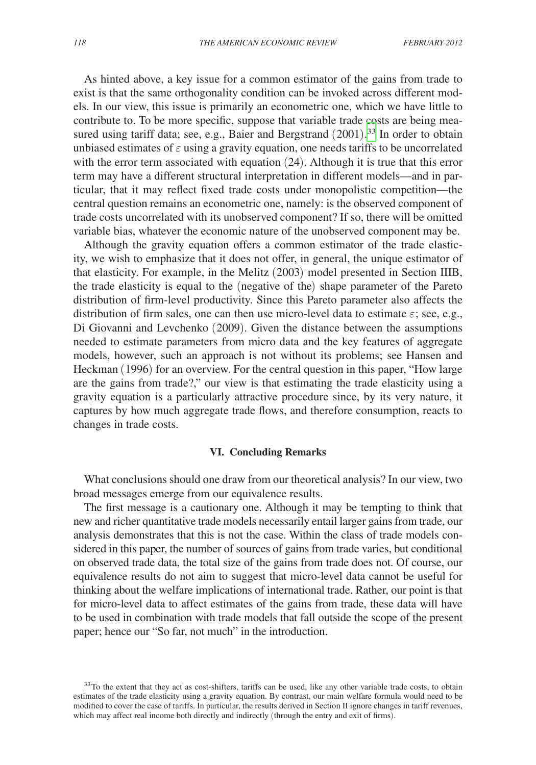As hinted above, a key issue for a common estimator of the gains from trade to exist is that the same orthogonality condition can be invoked across different models. In our view, this issue is primarily an econometric one, which we have little to contribute to. To be more specific, suppose that variable trade costs are being measured using tariff data; see, e.g., Baier and Bergstrand (2001).[33] In order to obtain unbiased estimates of $\varepsilon$ using a gravity equation, one needs tariffs to be uncorrelated with the error term associated with equation (24). Although it is true that this error term may have a different structural interpretation in different models—and in particular, that it may reflect fixed trade costs under monopolistic competition—the central question remains an econometric one, namely: is the observed component of trade costs uncorrelated with its unobserved component? If so, there will be omitted variable bias, whatever the economic nature of the unobserved component may be.

Although the gravity equation offers a common estimator of the trade elasticity, we wish to emphasize that it does not offer, in general, the unique estimator of that elasticity. For example, in the Melitz (2003) model presented in Section IIIB, the trade elasticity is equal to the (negative of the) shape parameter of the Pareto distribution of firm-level productivity. Since this Pareto parameter also affects the distribution of firm sales, one can then use micro-level data to estimate $\varepsilon$; see, e.g., Di Giovanni and Levchenko (2009). Given the distance between the assumptions needed to estimate parameters from micro data and the key features of aggregate models, however, such an approach is not without its problems; see Hansen and Heckman (1996) for an overview. For the central question in this paper, "How large are the gains from trade?," our view is that estimating the trade elasticity using a gravity equation is a particularly attractive procedure since, by its very nature, it captures by how much aggregate trade flows, and therefore consumption, reacts to changes in trade costs.

## VI. Concluding Remarks

What conclusions should one draw from our theoretical analysis? In our view, two broad messages emerge from our equivalence results.

The first message is a cautionary one. Although it may be tempting to think that new and richer quantitative trade models necessarily entail larger gains from trade, our analysis demonstrates that this is not the case. Within the class of trade models considered in this paper, the number of sources of gains from trade varies, but conditional on observed trade data, the total size of the gains from trade does not. Of course, our equivalence results do not aim to suggest that micro-level data cannot be useful for thinking about the welfare implications of international trade. Rather, our point is that for micro-level data to affect estimates of the gains from trade, these data will have to be used in combination with trade models that fall outside the scope of the present paper; hence our "So far, not much" in the introduction.

[33] To the extent that they act as cost-shifters, tariffs can be used, like any other variable trade costs, to obtain estimates of the trade elasticity using a gravity equation. By contrast, our main welfare formula would need to be modified to cover the case of tariffs. In particular, the results derived in Section II ignore changes in tariff revenues, which may affect real income both directly and indirectly (through the entry and exit of firms).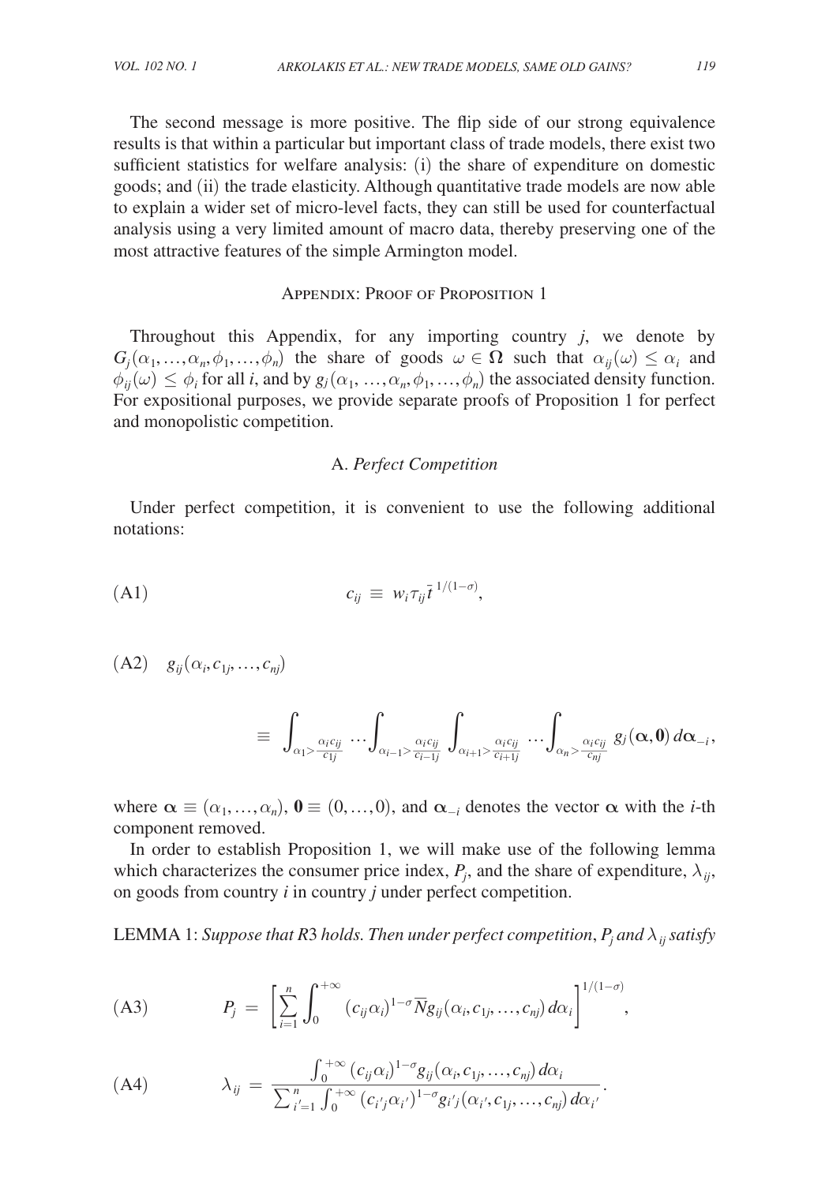The second message is more positive. The flip side of our strong equivalence results is that within a particular but important class of trade models, there exist two sufficient statistics for welfare analysis: (i) the share of expenditure on domestic goods; and (ii) the trade elasticity. Although quantitative trade models are now able to explain a wider set of micro-level facts, they can still be used for counterfactual analysis using a very limited amount of macro data, thereby preserving one of the most attractive features of the simple Armington model.

## Appendix: Proof of Proposition 1

Throughout this Appendix, for any importing country $j$, we denote by $G_j(\alpha_1, \ldots, \alpha_n, \phi_1, \ldots, \phi_n)$ the share of goods $\omega \in \boldsymbol{\Omega}$ such that $\alpha_{ij}(\omega) \leq \alpha_i$ and $\phi_{ij}(\omega) \leq \phi_i$ for all $i$, and by $g_j(\alpha_1, \ldots, \alpha_n, \phi_1, \ldots, \phi_n)$ the associated density function. For expositional purposes, we provide separate proofs of Proposition 1 for perfect and monopolistic competition.

### A. *Perfect Competition*

Under perfect competition, it is convenient to use the following additional notations:

$$c_{ij} \equiv w_i \tau_{ij} \bar{t}^{\,1/(1-\sigma)}, \tag{A1}$$

$$g_{ij}(\alpha_i, c_{1j}, \ldots, c_{nj}) \equiv \int_{\alpha_1 > \frac{\alpha_i c_{ij}}{c_{1j}}} \cdots \int_{\alpha_{i-1} > \frac{\alpha_i c_{ij}}{c_{i-1j}}} \int_{\alpha_{i+1} > \frac{\alpha_i c_{ij}}{c_{i+1j}}} \cdots \int_{\alpha_n > \frac{\alpha_i c_{ij}}{c_{nj}}} g_j(\boldsymbol{\alpha}, \mathbf{0}) \, d\boldsymbol{\alpha}_{-i}, \tag{A2}$$

where $\boldsymbol{\alpha} \equiv (\alpha_1, \ldots, \alpha_n)$, $\mathbf{0} \equiv (0, \ldots, 0)$, and $\boldsymbol{\alpha}_{-i}$ denotes the vector $\boldsymbol{\alpha}$ with the $i$-th component removed.

In order to establish Proposition 1, we will make use of the following lemma which characterizes the consumer price index, $P_j$, and the share of expenditure, $\lambda_{ij}$, on goods from country $i$ in country $j$ under perfect competition.

LEMMA 1: *Suppose that R3 holds. Then under perfect competition*, $P_j$ *and* $\lambda_{ij}$ *satisfy*

$$P_j = \left[ \sum_{i=1}^{n} \int_0^{+\infty} (c_{ij}\alpha_i)^{1-\sigma} \overline{N} g_{ij}(\alpha_i, c_{1j}, \ldots, c_{nj}) \, d\alpha_i \right]^{1/(1-\sigma)}, \tag{A3}$$

$$\lambda_{ij} = \frac{\int_0^{+\infty} (c_{ij}\alpha_i)^{1-\sigma} g_{ij}(\alpha_i, c_{1j}, \ldots, c_{nj}) \, d\alpha_i}{\sum_{i'=1}^{n} \int_0^{+\infty} (c_{i'j}\alpha_{i'})^{1-\sigma} g_{i'j}(\alpha_{i'}, c_{1j}, \ldots, c_{nj}) \, d\alpha_{i'}}. \tag{A4}$$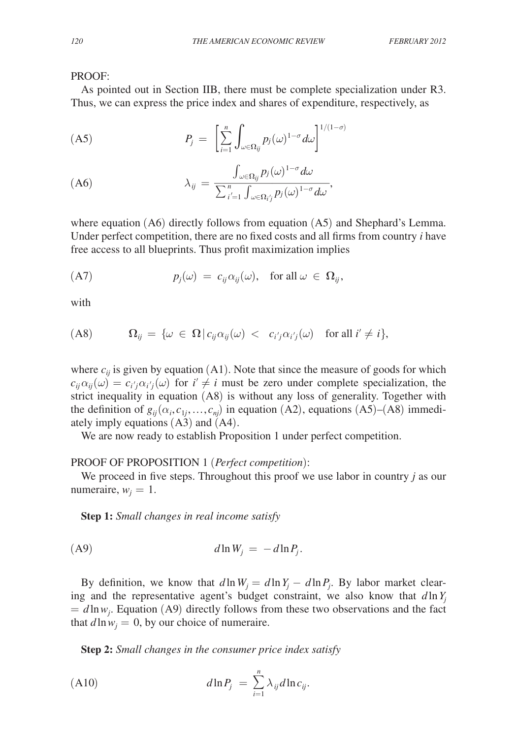PROOF:

As pointed out in Section IIB, there must be complete specialization under R3. Thus, we can express the price index and shares of expenditure, respectively, as

$$P_j = \left[ \sum_{i=1}^{n} \int_{\omega \in \Omega_{ij}} p_j(\omega)^{1-\sigma} d\omega \right]^{1/(1-\sigma)} \tag{A5}$$

$$\lambda_{ij} = \frac{\int_{\omega \in \Omega_{ij}} p_j(\omega)^{1-\sigma} d\omega}{\sum_{i'=1}^{n} \int_{\omega \in \Omega_{i'j}} p_j(\omega)^{1-\sigma} d\omega}, \tag{A6}$$

where equation (A6) directly follows from equation (A5) and Shephard's Lemma. Under perfect competition, there are no fixed costs and all firms from country $i$ have free access to all blueprints. Thus profit maximization implies

$$p_j(\omega) = c_{ij} \alpha_{ij}(\omega), \quad \text{for all } \omega \in \Omega_{ij}, \tag{A7}$$

with

$$\Omega_{ij} = \{\omega \in \Omega \,|\, c_{ij}\alpha_{ij}(\omega) < c_{i'j}\alpha_{i'j}(\omega) \quad \text{for all } i' \neq i\}, \tag{A8}$$

where $c_{ij}$ is given by equation (A1). Note that since the measure of goods for which $c_{ij}\alpha_{ij}(\omega) = c_{i'j}\alpha_{i'j}(\omega)$ for $i' \neq i$ must be zero under complete specialization, the strict inequality in equation (A8) is without any loss of generality. Together with the definition of $g_{ij}(\alpha_i, c_{1j}, \ldots, c_{nj})$ in equation (A2), equations (A5)–(A8) immediately imply equations (A3) and (A4).

We are now ready to establish Proposition 1 under perfect competition.

PROOF OF PROPOSITION 1 (*Perfect competition*):

We proceed in five steps. Throughout this proof we use labor in country $j$ as our numeraire, $w_j = 1$.

**Step 1:** *Small changes in real income satisfy*

$$d \ln W_j = -d \ln P_j. \tag{A9}$$

By definition, we know that $d \ln W_j = d \ln Y_j - d \ln P_j$. By labor market clearing and the representative agent's budget constraint, we also know that $d \ln Y_j = d \ln w_j$. Equation (A9) directly follows from these two observations and the fact that $d \ln w_j = 0$, by our choice of numeraire.

**Step 2:** *Small changes in the consumer price index satisfy*

$$d \ln P_j = \sum_{i=1}^{n} \lambda_{ij} d \ln c_{ij}. \tag{A10}$$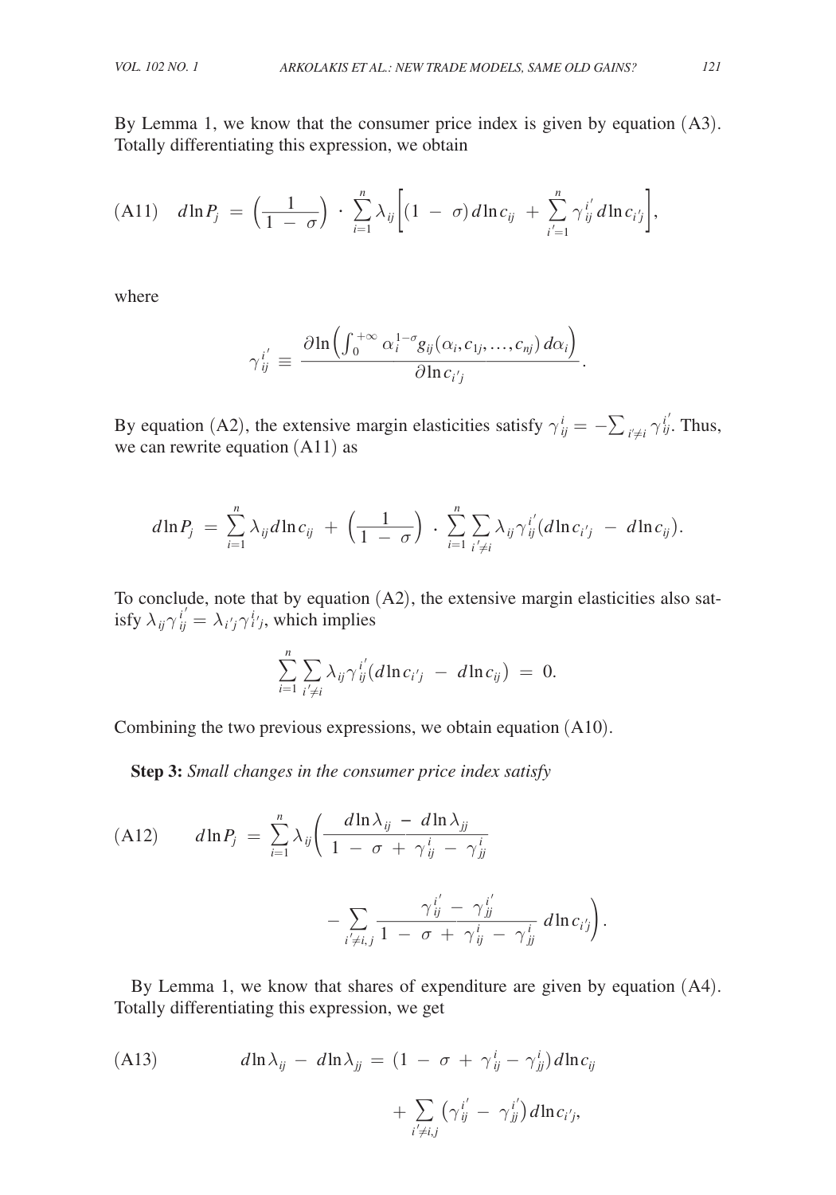By Lemma 1, we know that the consumer price index is given by equation (A3). Totally differentiating this expression, we obtain

$$\text{(A11)} \quad d\ln P_j = \left(\frac{1}{1-\sigma}\right) \cdot \sum_{i=1}^{n} \lambda_{ij} \left[ (1-\sigma)\, d\ln c_{ij} + \sum_{i'=1}^{n} \gamma_{ij}^{i'}\, d\ln c_{i'j} \right],$$

where

$$\gamma_{ij}^{i'} \equiv \frac{\partial \ln\left( \int_0^{+\infty} \alpha_i^{1-\sigma} g_{ij}(\alpha_i, c_{1j}, \ldots, c_{nj})\, d\alpha_i \right)}{\partial \ln c_{i'j}}.$$

By equation (A2), the extensive margin elasticities satisfy $\gamma_{ij}^{i} = -\sum_{i' \neq i} \gamma_{ij}^{i'}$. Thus, we can rewrite equation (A11) as

$$d\ln P_j = \sum_{i=1}^{n} \lambda_{ij}\, d\ln c_{ij} + \left(\frac{1}{1-\sigma}\right) \cdot \sum_{i=1}^{n} \sum_{i' \neq i} \lambda_{ij} \gamma_{ij}^{i'} \left( d\ln c_{i'j} - d\ln c_{ij} \right).$$

To conclude, note that by equation (A2), the extensive margin elasticities also satisfy $\lambda_{ij}\gamma_{ij}^{i'} = \lambda_{i'j}\gamma_{i'j}^{i}$, which implies

$$\sum_{i=1}^{n} \sum_{i' \neq i} \lambda_{ij} \gamma_{ij}^{i'} \left( d\ln c_{i'j} - d\ln c_{ij} \right) = 0.$$

Combining the two previous expressions, we obtain equation (A10).

**Step 3:** *Small changes in the consumer price index satisfy*

$$\text{(A12)} \qquad d\ln P_j = \sum_{i=1}^{n} \lambda_{ij} \left( \frac{d\ln \lambda_{ij} - d\ln \lambda_{jj}}{1 - \sigma + \gamma_{ij}^{i} - \gamma_{jj}^{i}} - \sum_{i' \neq i,j} \frac{\gamma_{ij}^{i'} - \gamma_{jj}^{i'}}{1 - \sigma + \gamma_{ij}^{i} - \gamma_{jj}^{i}}\, d\ln c_{i'j} \right).$$

By Lemma 1, we know that shares of expenditure are given by equation (A4). Totally differentiating this expression, we get

$$\text{(A13)} \qquad d\ln \lambda_{ij} - d\ln \lambda_{jj} = \left(1 - \sigma + \gamma_{ij}^{i} - \gamma_{jj}^{i}\right) d\ln c_{ij} + \sum_{i' \neq i,j} \left( \gamma_{ij}^{i'} - \gamma_{jj}^{i'} \right) d\ln c_{i'j},$$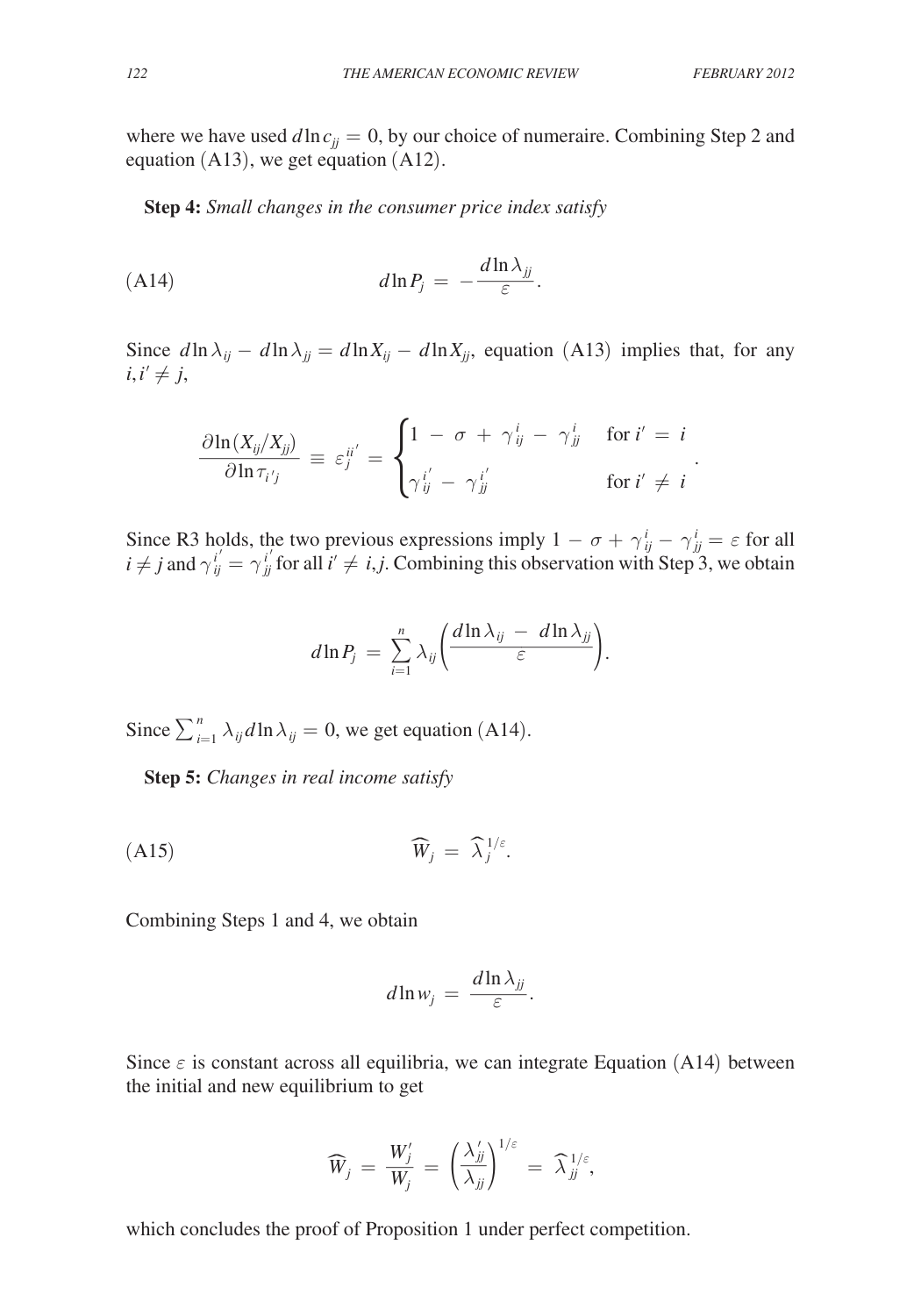where we have used $d\ln c_{jj} = 0$, by our choice of numeraire. Combining Step 2 and equation (A13), we get equation (A12).

**Step 4:** *Small changes in the consumer price index satisfy*

$$d\ln P_j = -\frac{d\ln \lambda_{jj}}{\varepsilon}. \tag{A14}$$

Since $d\ln\lambda_{ij} - d\ln\lambda_{jj} = d\ln X_{ij} - d\ln X_{jj}$, equation (A13) implies that, for any $i, i' \neq j$,

$$\frac{\partial \ln(X_{ij}/X_{jj})}{\partial \ln \tau_{i'j}} \equiv \varepsilon_j^{ii'} = \begin{cases} 1 - \sigma + \gamma_{ij}^{i} - \gamma_{jj}^{i} & \text{for } i' = i \\ \gamma_{ij}^{i'} - \gamma_{jj}^{i'} & \text{for } i' \neq i \end{cases}.$$

Since R3 holds, the two previous expressions imply $1 - \sigma + \gamma_{ij}^{i} - \gamma_{jj}^{i} = \varepsilon$ for all $i \neq j$ and $\gamma_{ij}^{i'} = \gamma_{jj}^{i'}$ for all $i' \neq i, j$. Combining this observation with Step 3, we obtain

$$d\ln P_j = \sum_{i=1}^{n} \lambda_{ij}\left(\frac{d\ln\lambda_{ij} - d\ln\lambda_{jj}}{\varepsilon}\right).$$

Since $\sum_{i=1}^{n} \lambda_{ij} d\ln\lambda_{ij} = 0$, we get equation (A14).

**Step 5:** *Changes in real income satisfy*

$$\widehat{W}_j = \widehat{\lambda}_j^{1/\varepsilon}. \tag{A15}$$

Combining Steps 1 and 4, we obtain

$$d\ln w_j = \frac{d\ln\lambda_{jj}}{\varepsilon}.$$

Since $\varepsilon$ is constant across all equilibria, we can integrate Equation (A14) between the initial and new equilibrium to get

$$\widehat{W}_j = \frac{W_j'}{W_j} = \left(\frac{\lambda_{jj}'}{\lambda_{jj}}\right)^{1/\varepsilon} = \widehat{\lambda}_{jj}^{1/\varepsilon},$$

which concludes the proof of Proposition 1 under perfect competition.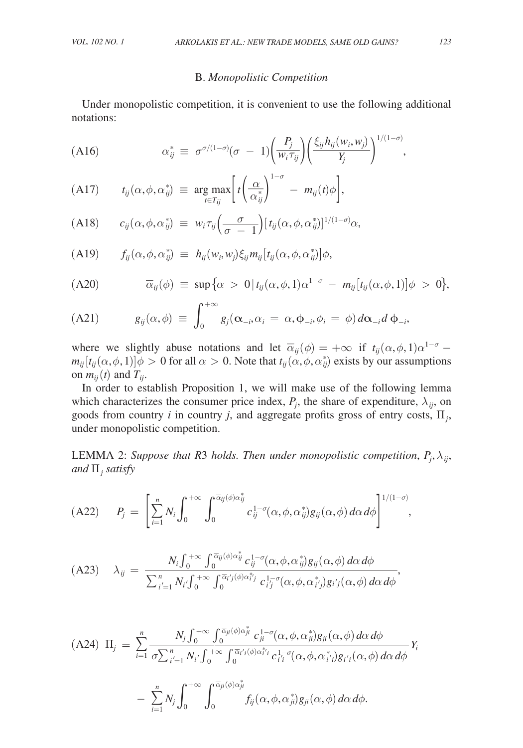### B. *Monopolistic Competition*

Under monopolistic competition, it is convenient to use the following additional notations:

$$\alpha_{ij}^{*} \equiv \sigma^{\sigma/(1-\sigma)}(\sigma - 1)\left(\frac{P_j}{w_i \tau_{ij}}\right)\left(\frac{\xi_{ij} h_{ij}(w_i, w_j)}{Y_j}\right)^{1/(1-\sigma)}, \tag{A16}$$

$$t_{ij}(\alpha, \phi, \alpha_{ij}^{*}) \equiv \underset{t \in T_{ij}}{\arg\max}\left[t\left(\frac{\alpha}{\alpha_{ij}^{*}}\right)^{1-\sigma} - m_{ij}(t)\phi\right], \tag{A17}$$

$$c_{ij}(\alpha, \phi, \alpha_{ij}^{*}) \equiv w_i \tau_{ij}\left(\frac{\sigma}{\sigma - 1}\right)\left[t_{ij}(\alpha, \phi, \alpha_{ij}^{*})\right]^{1/(1-\sigma)}\alpha, \tag{A18}$$

$$f_{ij}(\alpha, \phi, \alpha_{ij}^{*}) \equiv h_{ij}(w_i, w_j)\xi_{ij} m_{ij}\left[t_{ij}(\alpha, \phi, \alpha_{ij}^{*})\right]\phi, \tag{A19}$$

$$\overline{\alpha}_{ij}(\phi) \equiv \sup\left\{\alpha > 0 \,|\, t_{ij}(\alpha, \phi, 1)\alpha^{1-\sigma} - m_{ij}[t_{ij}(\alpha, \phi, 1)]\phi > 0\right\}, \tag{A20}$$

$$g_{ij}(\alpha, \phi) \equiv \int_0^{+\infty} g_j(\boldsymbol{\alpha}_{-i}, \alpha_i = \alpha, \boldsymbol{\phi}_{-i}, \phi_i = \phi)\, d\boldsymbol{\alpha}_{-i}\, d\,\boldsymbol{\phi}_{-i}, \tag{A21}$$

where we slightly abuse notations and let $\overline{\alpha}_{ij}(\phi) = +\infty$ if $t_{ij}(\alpha, \phi, 1)\alpha^{1-\sigma} - m_{ij}[t_{ij}(\alpha, \phi, 1)]\phi > 0$ for all $\alpha > 0$. Note that $t_{ij}(\alpha, \phi, \alpha_{ij}^{*})$ exists by our assumptions on $m_{ij}(t)$ and $T_{ij}$.

In order to establish Proposition 1, we will make use of the following lemma which characterizes the consumer price index, $P_j$, the share of expenditure, $\lambda_{ij}$, on goods from country $i$ in country $j$, and aggregate profits gross of entry costs, $\Pi_j$, under monopolistic competition.

LEMMA 2: *Suppose that R3 holds. Then under monopolistic competition*, $P_j, \lambda_{ij}$, *and* $\Pi_j$ *satisfy*

$$P_j = \left[\sum_{i=1}^{n} N_i \int_0^{+\infty} \int_0^{\overline{\alpha}_{ij}(\phi)\alpha_{ij}^{*}} c_{ij}^{1-\sigma}(\alpha, \phi, \alpha_{ij}^{*}) g_{ij}(\alpha, \phi)\, d\alpha\, d\phi\right]^{1/(1-\sigma)}, \tag{A22}$$

$$\lambda_{ij} = \frac{N_i \int_0^{+\infty} \int_0^{\overline{\alpha}_{ij}(\phi)\alpha_{ij}^{*}} c_{ij}^{1-\sigma}(\alpha, \phi, \alpha_{ij}^{*}) g_{ij}(\alpha, \phi)\, d\alpha\, d\phi}{\sum_{i'=1}^{n} N_{i'} \int_0^{+\infty} \int_0^{\overline{\alpha}_{i'j}(\phi)\alpha_{i'j}^{*}} c_{i'j}^{1-\sigma}(\alpha, \phi, \alpha_{i'j}^{*}) g_{i'j}(\alpha, \phi)\, d\alpha\, d\phi}, \tag{A23}$$

$$\begin{aligned} \Pi_j = {} & \sum_{i=1}^{n} \frac{N_j \int_0^{+\infty} \int_0^{\overline{\alpha}_{ji}(\phi)\alpha_{ji}^{*}} c_{ji}^{1-\sigma}(\alpha, \phi, \alpha_{ji}^{*}) g_{ji}(\alpha, \phi)\, d\alpha\, d\phi}{\sigma \sum_{i'=1}^{n} N_{i'} \int_0^{+\infty} \int_0^{\overline{\alpha}_{i'i}(\phi)\alpha_{i'i}^{*}} c_{i'i}^{1-\sigma}(\alpha, \phi, \alpha_{i'i}^{*}) g_{i'i}(\alpha, \phi)\, d\alpha\, d\phi} Y_i \\ & - \sum_{i=1}^{n} N_j \int_0^{+\infty} \int_0^{\overline{\alpha}_{ji}(\phi)\alpha_{ji}^{*}} f_{ij}(\alpha, \phi, \alpha_{ji}^{*}) g_{ji}(\alpha, \phi)\, d\alpha\, d\phi. \end{aligned} \tag{A24}$$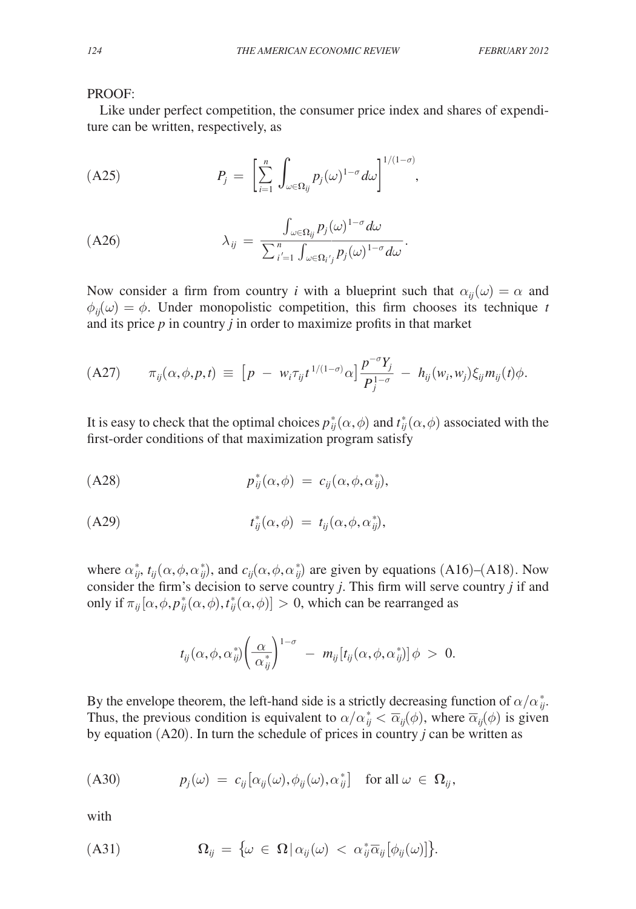PROOF:

Like under perfect competition, the consumer price index and shares of expenditure can be written, respectively, as

$$P_j = \left[ \sum_{i=1}^{n} \int_{\omega \in \Omega_{ij}} p_j(\omega)^{1-\sigma} d\omega \right]^{1/(1-\sigma)}, \tag{A25}$$

$$\lambda_{ij} = \frac{\int_{\omega \in \Omega_{ij}} p_j(\omega)^{1-\sigma} d\omega}{\sum_{i'=1}^{n} \int_{\omega \in \Omega_{i'j}} p_j(\omega)^{1-\sigma} d\omega}. \tag{A26}$$

Now consider a firm from country $i$ with a blueprint such that $\alpha_{ij}(\omega) = \alpha$ and $\phi_{ij}(\omega) = \phi$. Under monopolistic competition, this firm chooses its technique $t$ and its price $p$ in country $j$ in order to maximize profits in that market

$$\pi_{ij}(\alpha, \phi, p, t) \equiv \left[ p - w_i \tau_{ij} t^{1/(1-\sigma)} \alpha \right] \frac{p^{-\sigma} Y_j}{P_j^{1-\sigma}} - h_{ij}(w_i, w_j) \xi_{ij} m_{ij}(t) \phi. \tag{A27}$$

It is easy to check that the optimal choices $p_{ij}^*(\alpha, \phi)$ and $t_{ij}^*(\alpha, \phi)$ associated with the first-order conditions of that maximization program satisfy

$$p_{ij}^*(\alpha, \phi) = c_{ij}(\alpha, \phi, \alpha_{ij}^*), \tag{A28}$$

$$t_{ij}^*(\alpha, \phi) = t_{ij}(\alpha, \phi, \alpha_{ij}^*), \tag{A29}$$

where $\alpha_{ij}^*$, $t_{ij}(\alpha, \phi, \alpha_{ij}^*)$, and $c_{ij}(\alpha, \phi, \alpha_{ij}^*)$ are given by equations (A16)–(A18). Now consider the firm's decision to serve country $j$. This firm will serve country $j$ if and only if $\pi_{ij}[\alpha, \phi, p_{ij}^*(\alpha, \phi), t_{ij}^*(\alpha, \phi)] > 0$, which can be rearranged as

$$t_{ij}(\alpha, \phi, \alpha_{ij}^*) \left( \frac{\alpha}{\alpha_{ij}^*} \right)^{1-\sigma} - m_{ij}[t_{ij}(\alpha, \phi, \alpha_{ij}^*)] \phi > 0.$$

By the envelope theorem, the left-hand side is a strictly decreasing function of $\alpha / \alpha_{ij}^*$. Thus, the previous condition is equivalent to $\alpha / \alpha_{ij}^* < \overline{\alpha}_{ij}(\phi)$, where $\overline{\alpha}_{ij}(\phi)$ is given by equation (A20). In turn the schedule of prices in country $j$ can be written as

$$p_j(\omega) = c_{ij}\left[ \alpha_{ij}(\omega), \phi_{ij}(\omega), \alpha_{ij}^* \right] \quad \text{for all } \omega \in \Omega_{ij}, \tag{A30}$$

with

$$\Omega_{ij} = \left\{ \omega \in \Omega \,|\, \alpha_{ij}(\omega) < \alpha_{ij}^* \overline{\alpha}_{ij}[\phi_{ij}(\omega)] \right\}. \tag{A31}$$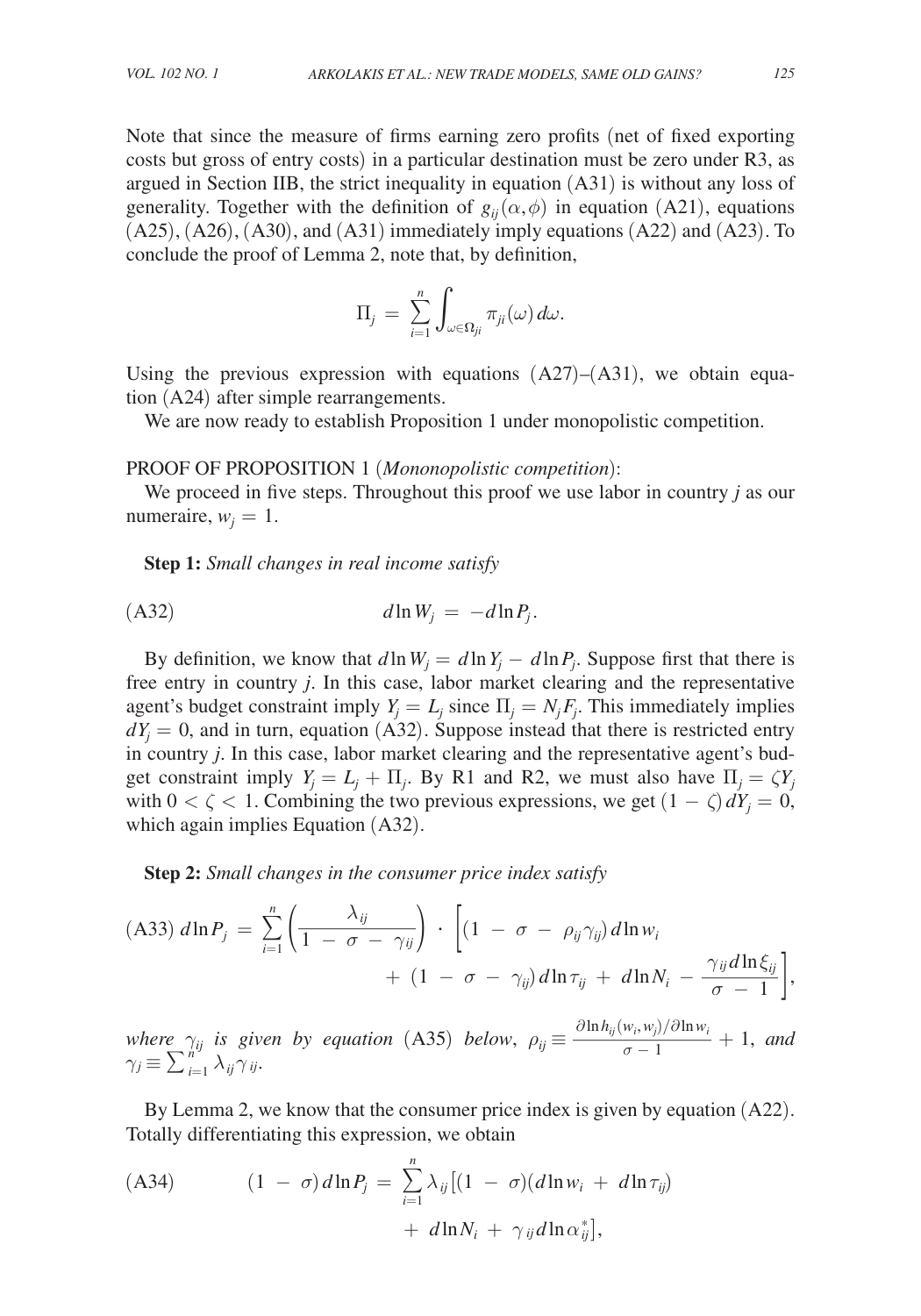Note that since the measure of firms earning zero profits (net of fixed exporting costs but gross of entry costs) in a particular destination must be zero under R3, as argued in Section IIB, the strict inequality in equation (A31) is without any loss of generality. Together with the definition of $g_{ij}(\alpha, \phi)$ in equation (A21), equations (A25), (A26), (A30), and (A31) immediately imply equations (A22) and (A23). To conclude the proof of Lemma 2, note that, by definition,

$$\Pi_j = \sum_{i=1}^{n} \int_{\omega \in \Omega_{ji}} \pi_{ji}(\omega)\, d\omega.$$

Using the previous expression with equations (A27)–(A31), we obtain equation (A24) after simple rearrangements.

We are now ready to establish Proposition 1 under monopolistic competition.

PROOF OF PROPOSITION 1 (*Mononopolistic competition*):

We proceed in five steps. Throughout this proof we use labor in country $j$ as our numeraire, $w_j = 1$.

**Step 1:** *Small changes in real income satisfy*

$$d\ln W_j = -d\ln P_j. \tag{A32}$$

By definition, we know that $d\ln W_j = d\ln Y_j - d\ln P_j$. Suppose first that there is free entry in country $j$. In this case, labor market clearing and the representative agent's budget constraint imply $Y_j = L_j$ since $\Pi_j = N_j F_j$. This immediately implies $dY_j = 0$, and in turn, equation (A32). Suppose instead that there is restricted entry in country $j$. In this case, labor market clearing and the representative agent's budget constraint imply $Y_j = L_j + \Pi_j$. By R1 and R2, we must also have $\Pi_j = \zeta Y_j$ with $0 < \zeta < 1$. Combining the two previous expressions, we get $(1-\zeta)\, dY_j = 0$, which again implies Equation (A32).

**Step 2:** *Small changes in the consumer price index satisfy*

$$d\ln P_j = \sum_{i=1}^{n} \left(\frac{\lambda_{ij}}{1-\sigma-\gamma_{ij}}\right) \cdot \left[(1-\sigma-\rho_{ij}\gamma_{ij})\, d\ln w_i + (1-\sigma-\gamma_{ij})\, d\ln \tau_{ij} + d\ln N_i - \frac{\gamma_{ij}\, d\ln \xi_{ij}}{\sigma-1}\right], \tag{A33}$$

*where* $\gamma_{ij}$ *is given by equation* (A35) *below*, $\rho_{ij} \equiv \frac{\partial \ln h_{ij}(w_i, w_j)/\partial \ln w_i}{\sigma - 1} + 1$, *and* $\gamma_j \equiv \sum_{i=1}^{n} \lambda_{ij}\gamma_{ij}$.

By Lemma 2, we know that the consumer price index is given by equation (A22). Totally differentiating this expression, we obtain

$$(1-\sigma)\, d\ln P_j = \sum_{i=1}^{n} \lambda_{ij}\big[(1-\sigma)(d\ln w_i + d\ln \tau_{ij}) + d\ln N_i + \gamma_{ij}\, d\ln \alpha_{ij}^{*}\big], \tag{A34}$$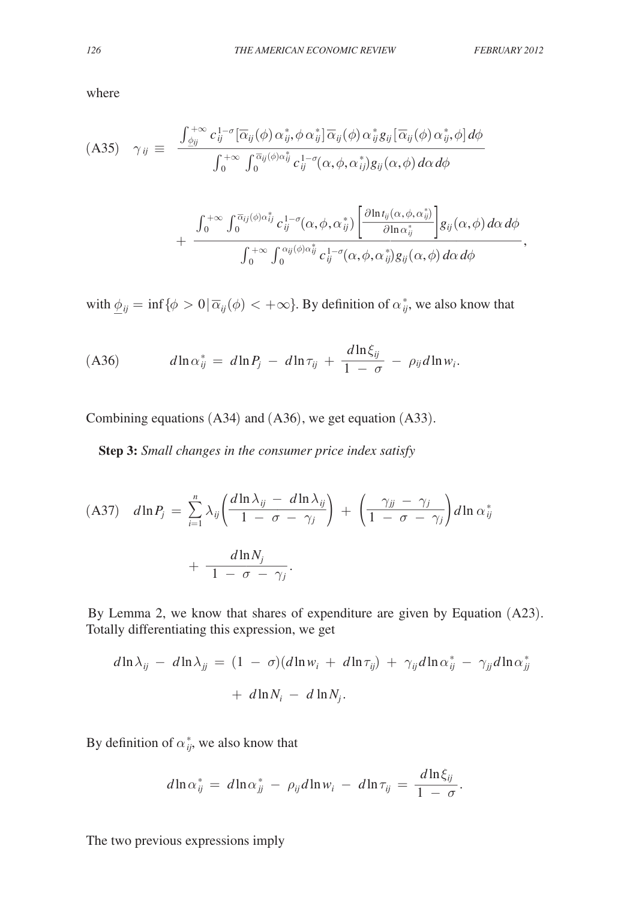where

$$\text{(A35)}\quad \gamma_{ij} \equiv \frac{\int_{\underline{\phi}_{ij}}^{+\infty} c_{ij}^{1-\sigma}[\overline{\alpha}_{ij}(\phi)\,\alpha_{ij}^{*}, \phi\,\alpha_{ij}^{*}]\,\overline{\alpha}_{ij}(\phi)\,\alpha_{ij}^{*} g_{ij}[\overline{\alpha}_{ij}(\phi)\,\alpha_{ij}^{*}, \phi]\,d\phi}{\int_{0}^{+\infty}\int_{0}^{\overline{\alpha}_{ij}(\phi)\alpha_{ij}^{*}} c_{ij}^{1-\sigma}(\alpha, \phi, \alpha_{ij}^{*}) g_{ij}(\alpha, \phi)\,d\alpha\,d\phi}$$

$$+ \frac{\int_{0}^{+\infty}\int_{0}^{\overline{\alpha}_{ij}(\phi)\alpha_{ij}^{*}} c_{ij}^{1-\sigma}(\alpha, \phi, \alpha_{ij}^{*}) \left[\frac{\partial \ln t_{ij}(\alpha, \phi, \alpha_{ij}^{*})}{\partial \ln \alpha_{ij}^{*}}\right] g_{ij}(\alpha, \phi)\,d\alpha\,d\phi}{\int_{0}^{+\infty}\int_{0}^{\alpha_{ij}(\phi)\alpha_{ij}^{*}} c_{ij}^{1-\sigma}(\alpha, \phi, \alpha_{ij}^{*}) g_{ij}(\alpha, \phi)\,d\alpha\,d\phi},$$

with $\underline{\phi}_{ij} = \inf\{\phi > 0 \,|\, \overline{\alpha}_{ij}(\phi) < +\infty\}$. By definition of $\alpha_{ij}^{*}$, we also know that

$$\text{(A36)}\qquad d\ln \alpha_{ij}^{*} = d\ln P_j - d\ln \tau_{ij} + \frac{d\ln \xi_{ij}}{1-\sigma} - \rho_{ij}\, d\ln w_i.$$

Combining equations (A34) and (A36), we get equation (A33).

**Step 3:** *Small changes in the consumer price index satisfy*

$$\text{(A37)}\quad d\ln P_j = \sum_{i=1}^{n} \lambda_{ij}\left(\frac{d\ln \lambda_{ij} - d\ln \lambda_{ij}}{1-\sigma-\gamma_j}\right) + \left(\frac{\gamma_{jj} - \gamma_j}{1-\sigma-\gamma_j}\right) d\ln \alpha_{ij}^{*}$$

$$+ \frac{d\ln N_j}{1-\sigma-\gamma_j}.$$

By Lemma 2, we know that shares of expenditure are given by Equation (A23). Totally differentiating this expression, we get

$$d\ln \lambda_{ij} - d\ln \lambda_{jj} = (1-\sigma)(d\ln w_i + d\ln \tau_{ij}) + \gamma_{ij}\, d\ln \alpha_{ij}^{*} - \gamma_{jj}\, d\ln \alpha_{jj}^{*}$$

$$+ d\ln N_i - d\ln N_j.$$

By definition of $\alpha_{ij}^{*}$, we also know that

$$d\ln \alpha_{ij}^{*} = d\ln \alpha_{jj}^{*} - \rho_{ij}\, d\ln w_i - d\ln \tau_{ij} = \frac{d\ln \xi_{ij}}{1-\sigma}.$$

The two previous expressions imply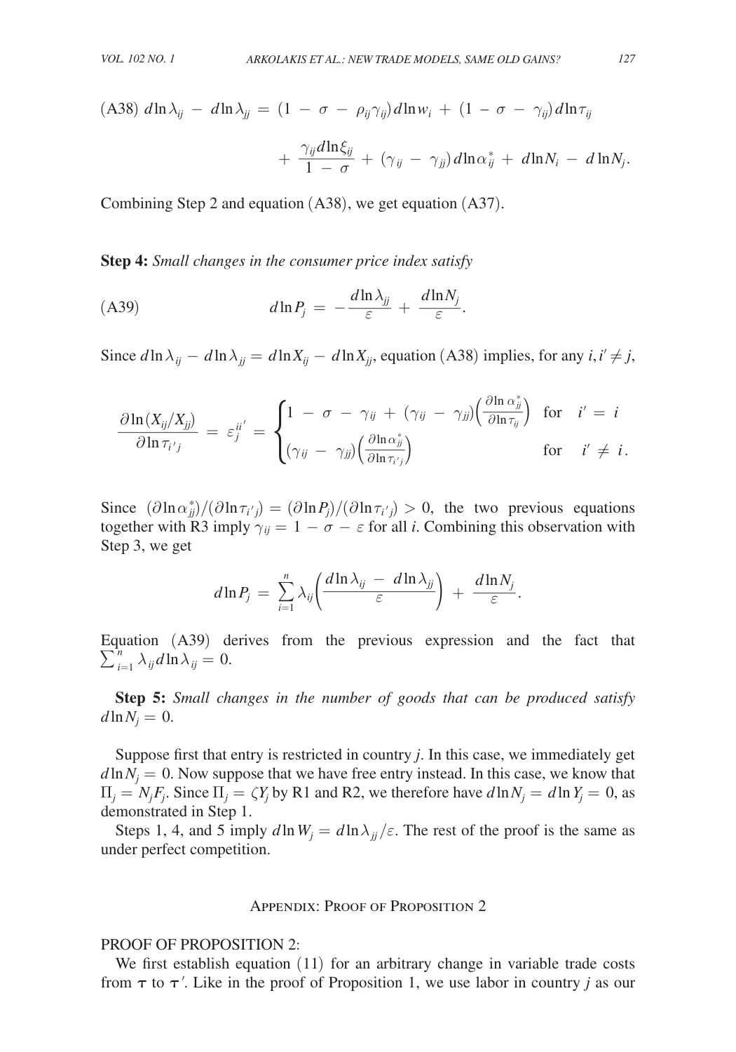$$\text{(A38)} \quad d\ln \lambda_{ij} - d\ln \lambda_{jj} = (1 - \sigma - \rho_{ij}\gamma_{ij}) d\ln w_i + (1 - \sigma - \gamma_{ij}) d\ln \tau_{ij} + \frac{\gamma_{ij} d\ln \xi_{ij}}{1 - \sigma} + (\gamma_{ij} - \gamma_{jj}) d\ln \alpha^*_{ij} + d\ln N_i - d\ln N_j.$$

Combining Step 2 and equation (A38), we get equation (A37).

**Step 4:** *Small changes in the consumer price index satisfy*

$$\text{(A39)} \qquad d\ln P_j = -\frac{d\ln \lambda_{jj}}{\varepsilon} + \frac{d\ln N_j}{\varepsilon}.$$

Since $d\ln \lambda_{ij} - d\ln \lambda_{jj} = d\ln X_{ij} - d\ln X_{jj}$, equation (A38) implies, for any $i, i' \neq j$,

$$\frac{\partial \ln (X_{ij}/X_{jj})}{\partial \ln \tau_{i'j}} = \varepsilon_j^{ii'} = \begin{cases} 1 - \sigma - \gamma_{ij} + (\gamma_{ij} - \gamma_{jj})\left(\frac{\partial \ln \alpha^*_{jj}}{\partial \ln \tau_{ij}}\right) & \text{for} \quad i' = i \\ (\gamma_{ij} - \gamma_{jj})\left(\frac{\partial \ln \alpha^*_{jj}}{\partial \ln \tau_{i'j}}\right) & \text{for} \quad i' \neq i. \end{cases}$$

Since $(\partial \ln \alpha^*_{jj})/(\partial \ln \tau_{i'j}) = (\partial \ln P_j)/(\partial \ln \tau_{i'j}) > 0$, the two previous equations together with R3 imply $\gamma_{ij} = 1 - \sigma - \varepsilon$ for all $i$. Combining this observation with Step 3, we get

$$d\ln P_j = \sum_{i=1}^{n} \lambda_{ij}\left(\frac{d\ln \lambda_{ij} - d\ln \lambda_{jj}}{\varepsilon}\right) + \frac{d\ln N_j}{\varepsilon}.$$

Equation (A39) derives from the previous expression and the fact that $\sum_{i=1}^{n} \lambda_{ij} d\ln \lambda_{ij} = 0$.

**Step 5:** *Small changes in the number of goods that can be produced satisfy* $d\ln N_j = 0$.

Suppose first that entry is restricted in country $j$. In this case, we immediately get $d\ln N_j = 0$. Now suppose that we have free entry instead. In this case, we know that $\Pi_j = N_j F_j$. Since $\Pi_j = \zeta Y_j$ by R1 and R2, we therefore have $d\ln N_j = d\ln Y_j = 0$, as demonstrated in Step 1.

Steps 1, 4, and 5 imply $d\ln W_j = d\ln \lambda_{jj}/\varepsilon$. The rest of the proof is the same as under perfect competition.

## Appendix: Proof of Proposition 2

PROOF OF PROPOSITION 2:

We first establish equation (11) for an arbitrary change in variable trade costs from $\boldsymbol{\tau}$ to $\boldsymbol{\tau}'$. Like in the proof of Proposition 1, we use labor in country $j$ as our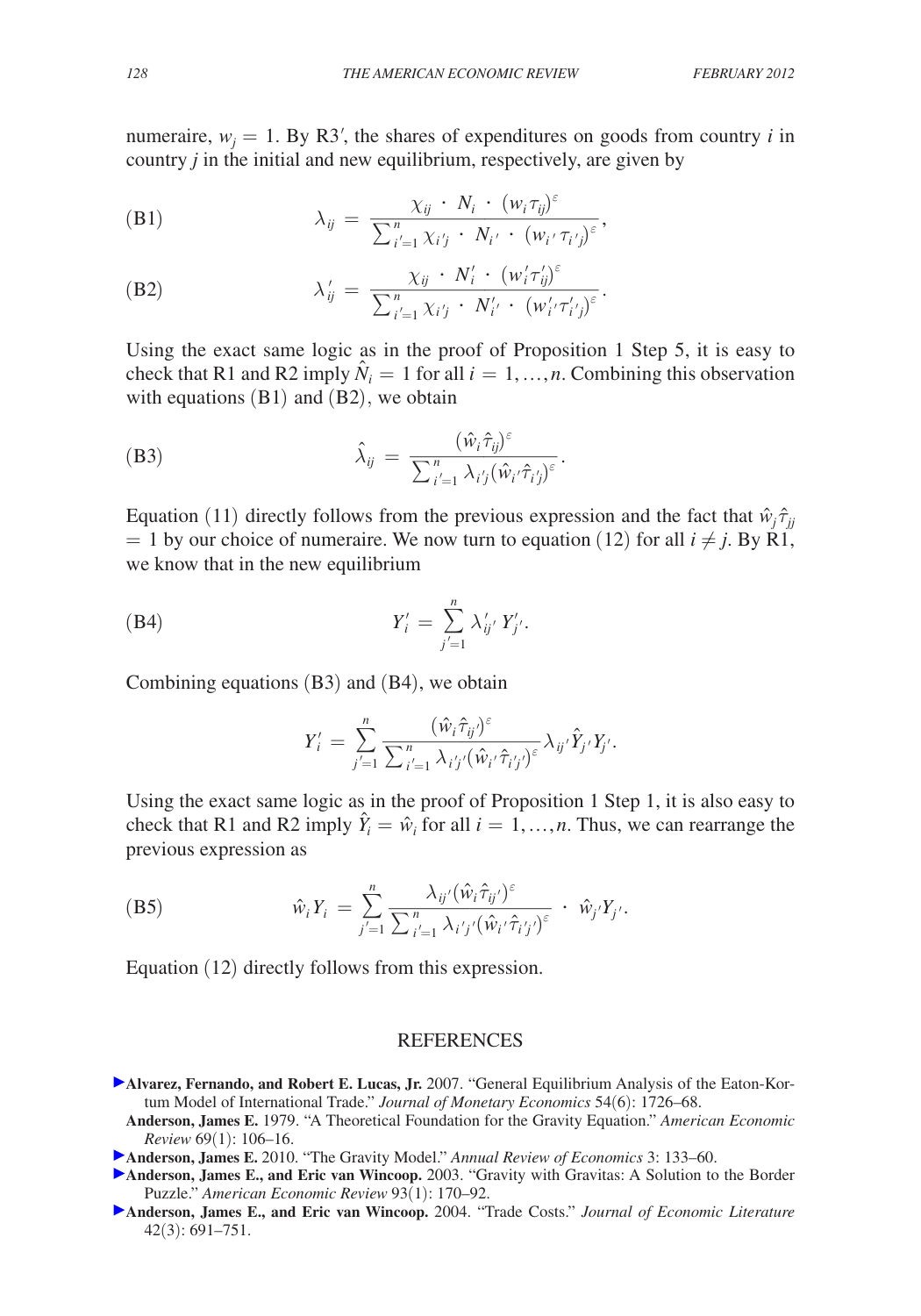numeraire, $w_j = 1$. By R3′, the shares of expenditures on goods from country $i$ in country $j$ in the initial and new equilibrium, respectively, are given by

$$\lambda_{ij} = \frac{\chi_{ij} \cdot N_i \cdot (w_i \tau_{ij})^{\varepsilon}}{\sum_{i'=1}^{n} \chi_{i'j} \cdot N_{i'} \cdot (w_{i'} \tau_{i'j})^{\varepsilon}}, \tag{B1}$$

$$\lambda'_{ij} = \frac{\chi_{ij} \cdot N'_i \cdot (w'_i \tau'_{ij})^{\varepsilon}}{\sum_{i'=1}^{n} \chi_{i'j} \cdot N'_{i'} \cdot (w'_{i'} \tau'_{i'j})^{\varepsilon}}. \tag{B2}$$

Using the exact same logic as in the proof of Proposition 1 Step 5, it is easy to check that R1 and R2 imply $\hat{N}_i = 1$ for all $i = 1, \ldots, n$. Combining this observation with equations (B1) and (B2), we obtain

$$\hat{\lambda}_{ij} = \frac{(\hat{w}_i \hat{\tau}_{ij})^{\varepsilon}}{\sum_{i'=1}^{n} \lambda_{i'j} (\hat{w}_{i'} \hat{\tau}_{i'j})^{\varepsilon}}. \tag{B3}$$

Equation (11) directly follows from the previous expression and the fact that $\hat{w}_j \hat{\tau}_{jj} = 1$ by our choice of numeraire. We now turn to equation (12) for all $i \neq j$. By R1, we know that in the new equilibrium

$$Y'_i = \sum_{j'=1}^{n} \lambda'_{ij'} Y'_{j'}. \tag{B4}$$

Combining equations (B3) and (B4), we obtain

$$Y'_i = \sum_{j'=1}^{n} \frac{(\hat{w}_i \hat{\tau}_{ij'})^{\varepsilon}}{\sum_{i'=1}^{n} \lambda_{i'j'} (\hat{w}_{i'} \hat{\tau}_{i'j'})^{\varepsilon}} \lambda_{ij'} \hat{Y}_{j'} Y_{j'}.$$

Using the exact same logic as in the proof of Proposition 1 Step 1, it is also easy to check that R1 and R2 imply $\hat{Y}_i = \hat{w}_i$ for all $i = 1, \ldots, n$. Thus, we can rearrange the previous expression as

$$\hat{w}_i Y_i = \sum_{j'=1}^{n} \frac{\lambda_{ij'} (\hat{w}_i \hat{\tau}_{ij'})^{\varepsilon}}{\sum_{i'=1}^{n} \lambda_{i'j'} (\hat{w}_{i'} \hat{\tau}_{i'j'})^{\varepsilon}} \cdot \hat{w}_{j'} Y_{j'}. \tag{B5}$$

Equation (12) directly follows from this expression.

## REFERENCES

**Alvarez, Fernando, and Robert E. Lucas, Jr.** 2007. "General Equilibrium Analysis of the Eaton-Kortum Model of International Trade." *Journal of Monetary Economics* 54(6): 1726–68.

**Anderson, James E.** 1979. "A Theoretical Foundation for the Gravity Equation." *American Economic Review* 69(1): 106–16.

**Anderson, James E.** 2010. "The Gravity Model." *Annual Review of Economics* 3: 133–60.

**Anderson, James E., and Eric van Wincoop.** 2003. "Gravity with Gravitas: A Solution to the Border Puzzle." *American Economic Review* 93(1): 170–92.

**Anderson, James E., and Eric van Wincoop.** 2004. "Trade Costs." *Journal of Economic Literature* 42(3): 691–751.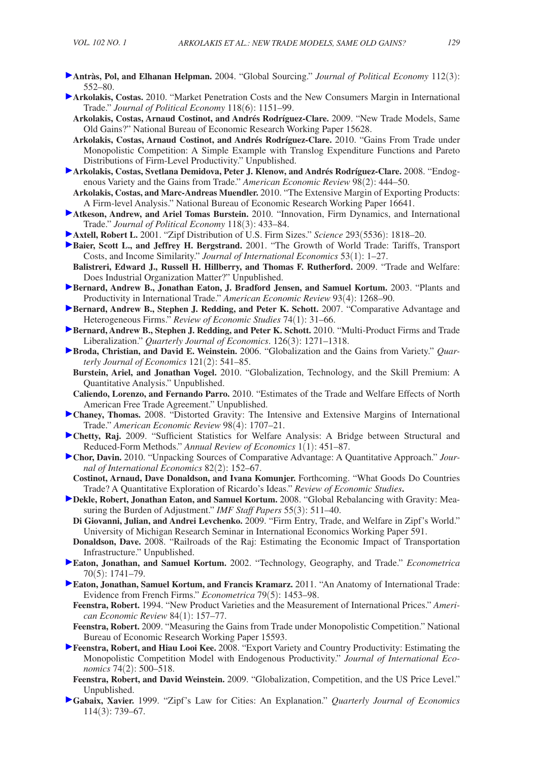**Antràs, Pol, and Elhanan Helpman.** 2004. "Global Sourcing." *Journal of Political Economy* 112(3): 552–80.

**Arkolakis, Costas.** 2010. "Market Penetration Costs and the New Consumers Margin in International Trade." *Journal of Political Economy* 118(6): 1151–99.

**Arkolakis, Costas, Arnaud Costinot, and Andrés Rodríguez-Clare.** 2009. "New Trade Models, Same Old Gains?" National Bureau of Economic Research Working Paper 15628.

**Arkolakis, Costas, Arnaud Costinot, and Andrés Rodríguez-Clare.** 2010. "Gains From Trade under Monopolistic Competition: A Simple Example with Translog Expenditure Functions and Pareto Distributions of Firm-Level Productivity." Unpublished.

**Arkolakis, Costas, Svetlana Demidova, Peter J. Klenow, and Andrés Rodríguez-Clare.** 2008. "Endogenous Variety and the Gains from Trade." *American Economic Review* 98(2): 444–50.

**Arkolakis, Costas, and Marc-Andreas Muendler.** 2010. "The Extensive Margin of Exporting Products: A Firm-level Analysis." National Bureau of Economic Research Working Paper 16641.

**Atkeson, Andrew, and Ariel Tomas Burstein.** 2010. "Innovation, Firm Dynamics, and International Trade." *Journal of Political Economy* 118(3): 433–84.

**Axtell, Robert L.** 2001. "Zipf Distribution of U.S. Firm Sizes." *Science* 293(5536): 1818–20.

**Baier, Scott L., and Jeffrey H. Bergstrand.** 2001. "The Growth of World Trade: Tariffs, Transport Costs, and Income Similarity." *Journal of International Economics* 53(1): 1–27.

**Balistreri, Edward J., Russell H. Hillberry, and Thomas F. Rutherford.** 2009. "Trade and Welfare: Does Industrial Organization Matter?" Unpublished.

**Bernard, Andrew B., Jonathan Eaton, J. Bradford Jensen, and Samuel Kortum.** 2003. "Plants and Productivity in International Trade." *American Economic Review* 93(4): 1268–90.

**Bernard, Andrew B., Stephen J. Redding, and Peter K. Schott.** 2007. "Comparative Advantage and Heterogeneous Firms." *Review of Economic Studies* 74(1): 31–66.

**Bernard, Andrew B., Stephen J. Redding, and Peter K. Schott.** 2010. "Multi-Product Firms and Trade Liberalization." *Quarterly Journal of Economics*. 126(3): 1271–1318.

**Broda, Christian, and David E. Weinstein.** 2006. "Globalization and the Gains from Variety." *Quarterly Journal of Economics* 121(2): 541–85.

**Burstein, Ariel, and Jonathan Vogel.** 2010. "Globalization, Technology, and the Skill Premium: A Quantitative Analysis." Unpublished.

**Caliendo, Lorenzo, and Fernando Parro.** 2010. "Estimates of the Trade and Welfare Effects of North American Free Trade Agreement." Unpublished.

**Chaney, Thomas.** 2008. "Distorted Gravity: The Intensive and Extensive Margins of International Trade." *American Economic Review* 98(4): 1707–21.

**Chetty, Raj.** 2009. "Sufficient Statistics for Welfare Analysis: A Bridge between Structural and Reduced-Form Methods." *Annual Review of Economics* 1(1): 451–87.

**Chor, Davin.** 2010. "Unpacking Sources of Comparative Advantage: A Quantitative Approach." *Journal of International Economics* 82(2): 152–67.

**Costinot, Arnaud, Dave Donaldson, and Ivana Komunjer.** Forthcoming. "What Goods Do Countries Trade? A Quantitative Exploration of Ricardo's Ideas." *Review of Economic Studies***.**

**Dekle, Robert, Jonathan Eaton, and Samuel Kortum.** 2008. "Global Rebalancing with Gravity: Measuring the Burden of Adjustment." *IMF Staff Papers* 55(3): 511–40.

**Di Giovanni, Julian, and Andrei Levchenko.** 2009. "Firm Entry, Trade, and Welfare in Zipf's World." University of Michigan Research Seminar in International Economics Working Paper 591.

**Donaldson, Dave.** 2008. "Railroads of the Raj: Estimating the Economic Impact of Transportation Infrastructure." Unpublished.

**Eaton, Jonathan, and Samuel Kortum.** 2002. "Technology, Geography, and Trade." *Econometrica* 70(5): 1741–79.

**Eaton, Jonathan, Samuel Kortum, and Francis Kramarz.** 2011. "An Anatomy of International Trade: Evidence from French Firms." *Econometrica* 79(5): 1453–98.

**Feenstra, Robert.** 1994. "New Product Varieties and the Measurement of International Prices." *American Economic Review* 84(1): 157–77.

**Feenstra, Robert.** 2009. "Measuring the Gains from Trade under Monopolistic Competition." National Bureau of Economic Research Working Paper 15593.

**Feenstra, Robert, and Hiau Looi Kee.** 2008. "Export Variety and Country Productivity: Estimating the Monopolistic Competition Model with Endogenous Productivity." *Journal of International Economics* 74(2): 500–518.

**Feenstra, Robert, and David Weinstein.** 2009. "Globalization, Competition, and the US Price Level." Unpublished.

**Gabaix, Xavier.** 1999. "Zipf's Law for Cities: An Explanation." *Quarterly Journal of Economics* 114(3): 739–67.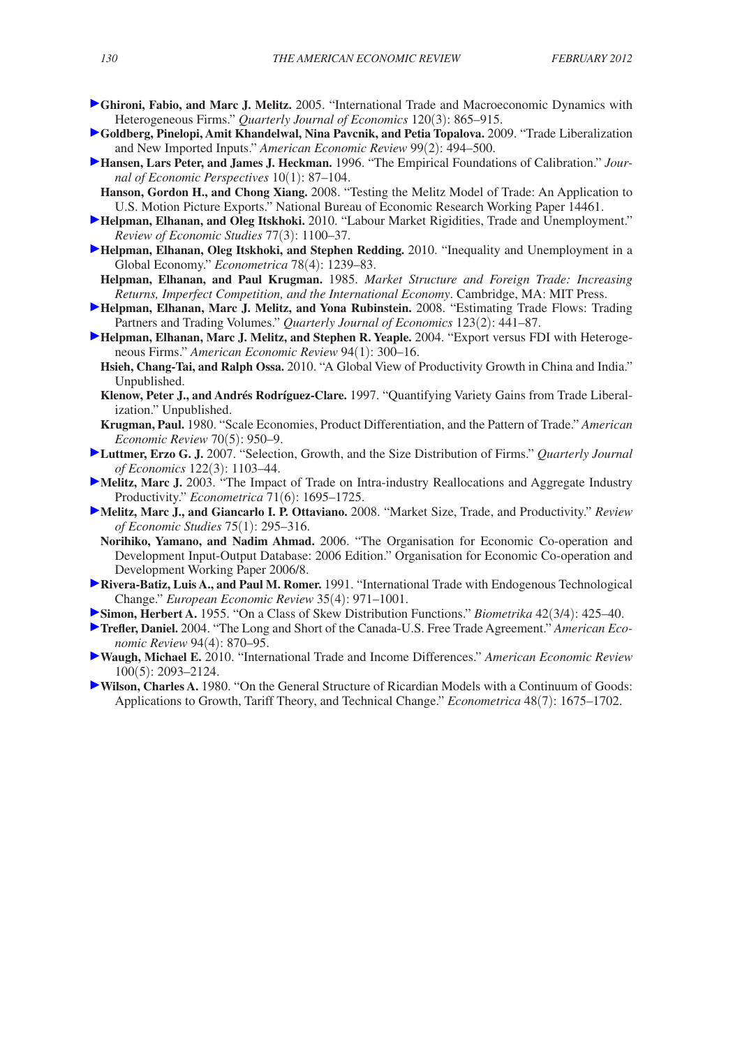**Ghironi, Fabio, and Marc J. Melitz.** 2005. "International Trade and Macroeconomic Dynamics with Heterogeneous Firms." *Quarterly Journal of Economics* 120(3): 865–915.

**Goldberg, Pinelopi, Amit Khandelwal, Nina Pavcnik, and Petia Topalova.** 2009. "Trade Liberalization and New Imported Inputs." *American Economic Review* 99(2): 494–500.

**Hansen, Lars Peter, and James J. Heckman.** 1996. "The Empirical Foundations of Calibration." *Journal of Economic Perspectives* 10(1): 87–104.

**Hanson, Gordon H., and Chong Xiang.** 2008. "Testing the Melitz Model of Trade: An Application to U.S. Motion Picture Exports." National Bureau of Economic Research Working Paper 14461.

**Helpman, Elhanan, and Oleg Itskhoki.** 2010. "Labour Market Rigidities, Trade and Unemployment." *Review of Economic Studies* 77(3): 1100–37.

**Helpman, Elhanan, Oleg Itskhoki, and Stephen Redding.** 2010. "Inequality and Unemployment in a Global Economy." *Econometrica* 78(4): 1239–83.

**Helpman, Elhanan, and Paul Krugman.** 1985. *Market Structure and Foreign Trade: Increasing Returns, Imperfect Competition, and the International Economy*. Cambridge, MA: MIT Press.

**Helpman, Elhanan, Marc J. Melitz, and Yona Rubinstein.** 2008. "Estimating Trade Flows: Trading Partners and Trading Volumes." *Quarterly Journal of Economics* 123(2): 441–87.

**Helpman, Elhanan, Marc J. Melitz, and Stephen R. Yeaple.** 2004. "Export versus FDI with Heterogeneous Firms." *American Economic Review* 94(1): 300–16.

**Hsieh, Chang-Tai, and Ralph Ossa.** 2010. "A Global View of Productivity Growth in China and India." Unpublished.

**Klenow, Peter J., and Andrés Rodríguez-Clare.** 1997. "Quantifying Variety Gains from Trade Liberalization." Unpublished.

**Krugman, Paul.** 1980. "Scale Economies, Product Differentiation, and the Pattern of Trade." *American Economic Review* 70(5): 950–9.

**Luttmer, Erzo G. J.** 2007. "Selection, Growth, and the Size Distribution of Firms." *Quarterly Journal of Economics* 122(3): 1103–44.

**Melitz, Marc J.** 2003. "The Impact of Trade on Intra-industry Reallocations and Aggregate Industry Productivity." *Econometrica* 71(6): 1695–1725.

**Melitz, Marc J., and Giancarlo I. P. Ottaviano.** 2008. "Market Size, Trade, and Productivity." *Review of Economic Studies* 75(1): 295–316.

**Norihiko, Yamano, and Nadim Ahmad.** 2006. "The Organisation for Economic Co-operation and Development Input-Output Database: 2006 Edition." Organisation for Economic Co-operation and Development Working Paper 2006/8.

**Rivera-Batiz, Luis A., and Paul M. Romer.** 1991. "International Trade with Endogenous Technological Change." *European Economic Review* 35(4): 971–1001.

**Simon, Herbert A.** 1955. "On a Class of Skew Distribution Functions." *Biometrika* 42(3/4): 425–40.

**Trefler, Daniel.** 2004. "The Long and Short of the Canada-U.S. Free Trade Agreement." *American Economic Review* 94(4): 870–95.

**Waugh, Michael E.** 2010. "International Trade and Income Differences." *American Economic Review* 100(5): 2093–2124.

**Wilson, Charles A.** 1980. "On the General Structure of Ricardian Models with a Continuum of Goods: Applications to Growth, Tariff Theory, and Technical Change." *Econometrica* 48(7): 1675–1702.